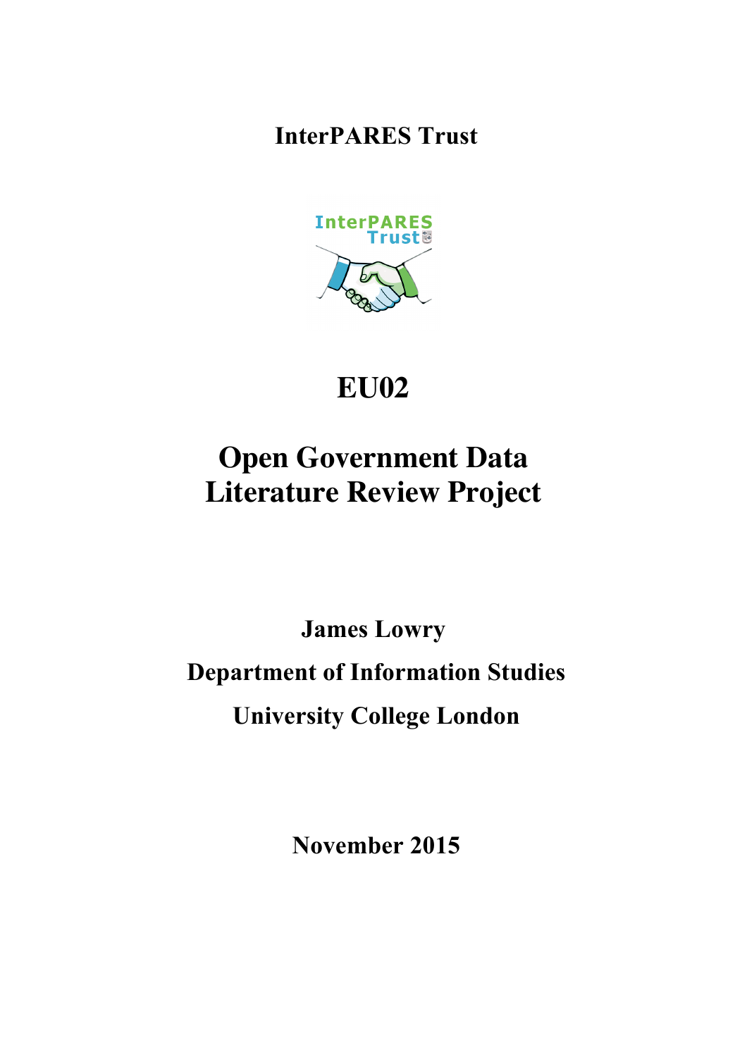**InterPARES Trust**

# EU02

# Open Government Data Literature Review Project

**James Lowry**

**Department of Information Studies**

**University College London**

**November 2015**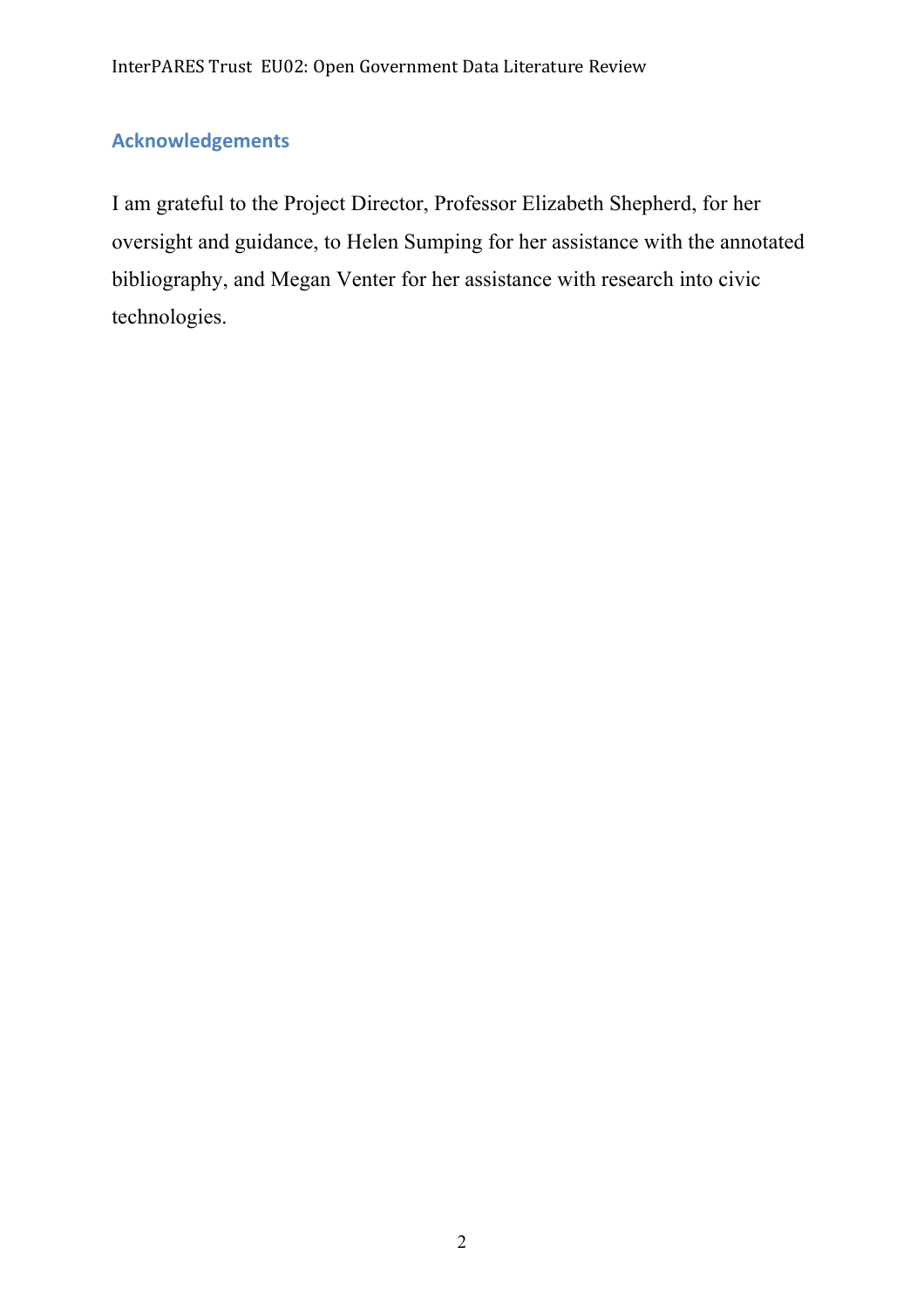## Acknowledgements

I am grateful to the Project Director, Professor Elizabeth Shepherd, for her oversight and guidance, to Helen Sumping for her assistance with the annotated bibliography, and Megan Venter for her assistance with research into civic technologies.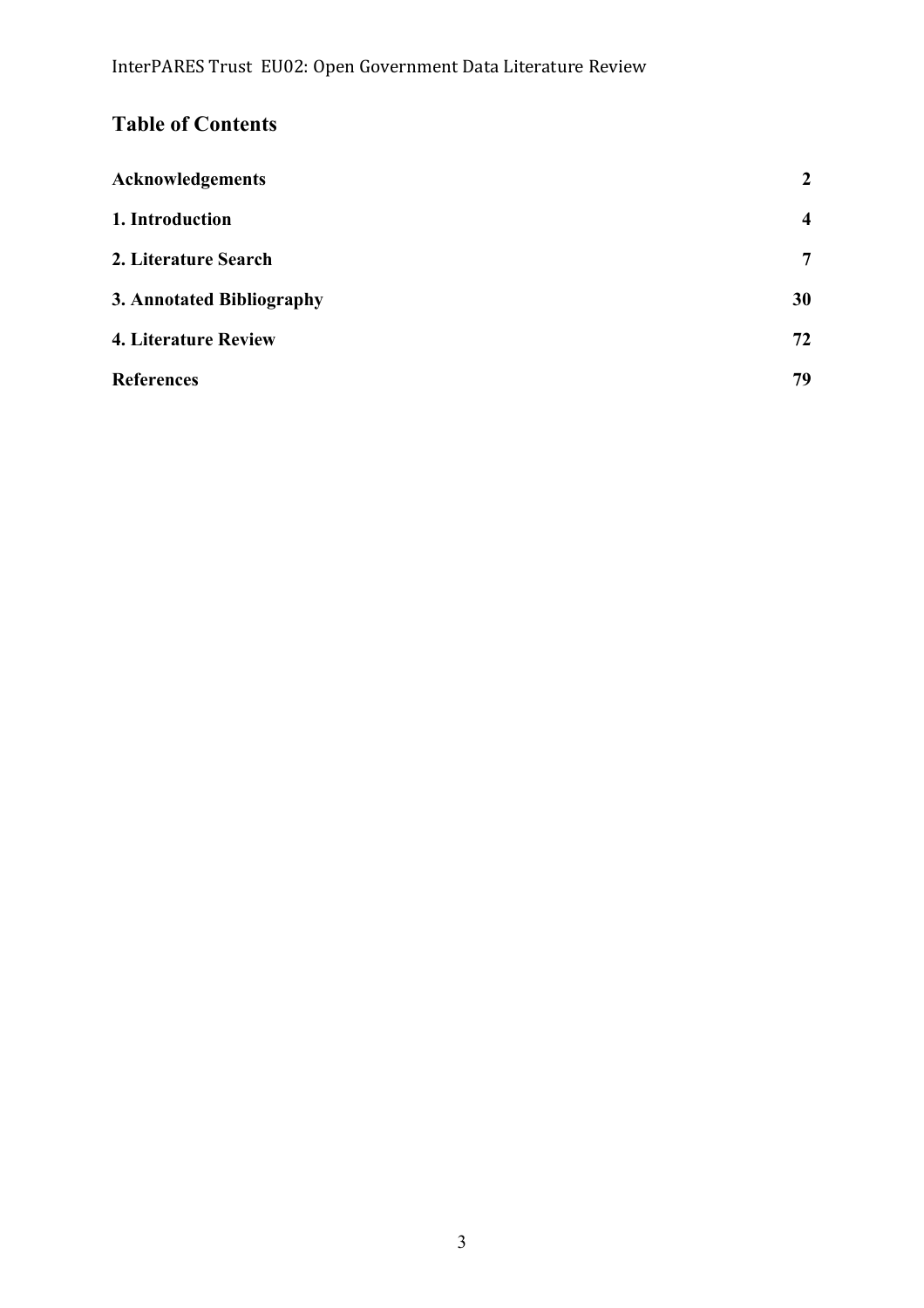# Table of Contents

| | |
|---|---|
| **Acknowledgements** | **2** |
| **1. Introduction** | **4** |
| **2. Literature Search** | **7** |
| **3. Annotated Bibliography** | **30** |
| **4. Literature Review** | **72** |
| **References** | **79** |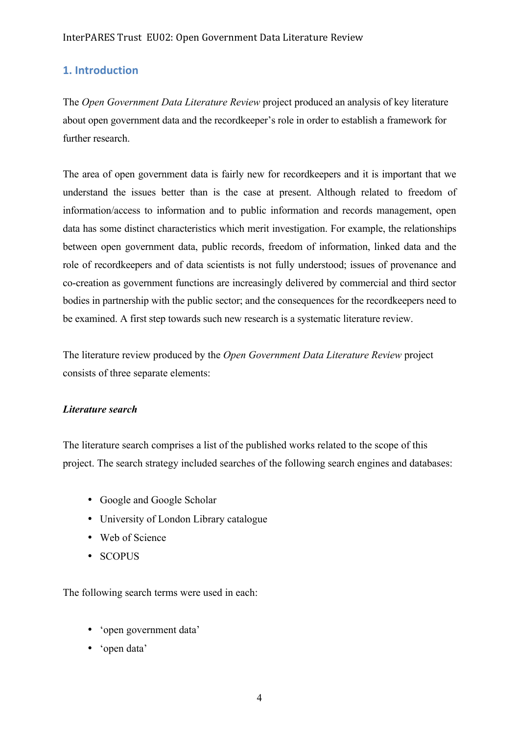## 1. Introduction

The *Open Government Data Literature Review* project produced an analysis of key literature about open government data and the recordkeeper's role in order to establish a framework for further research.

The area of open government data is fairly new for recordkeepers and it is important that we understand the issues better than is the case at present. Although related to freedom of information/access to information and to public information and records management, open data has some distinct characteristics which merit investigation. For example, the relationships between open government data, public records, freedom of information, linked data and the role of recordkeepers and of data scientists is not fully understood; issues of provenance and co-creation as government functions are increasingly delivered by commercial and third sector bodies in partnership with the public sector; and the consequences for the recordkeepers need to be examined. A first step towards such new research is a systematic literature review.

The literature review produced by the *Open Government Data Literature Review* project consists of three separate elements:

***Literature search***

The literature search comprises a list of the published works related to the scope of this project. The search strategy included searches of the following search engines and databases:

- Google and Google Scholar
- University of London Library catalogue
- Web of Science
- SCOPUS

The following search terms were used in each:

- 'open government data'
- 'open data'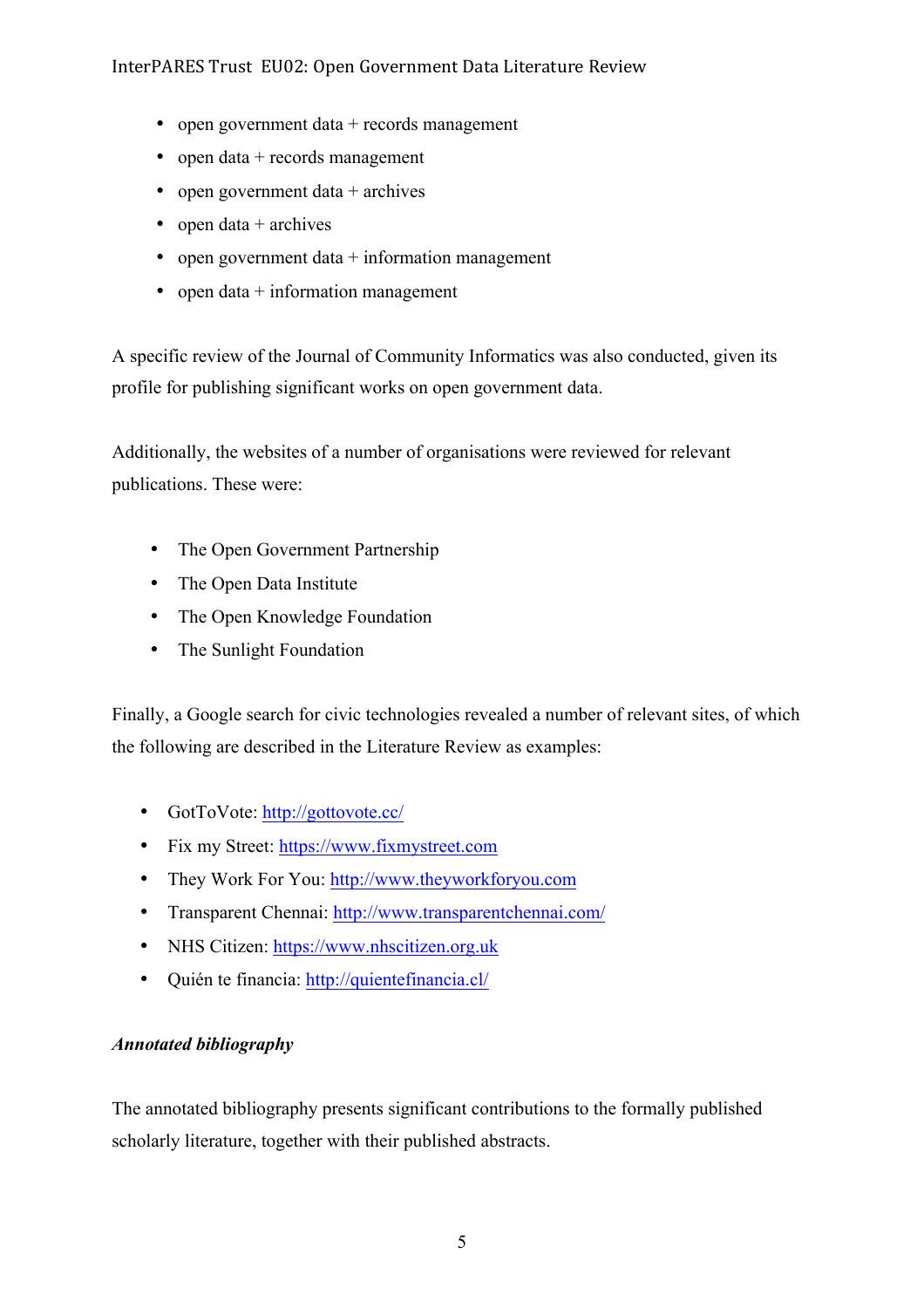- open government data + records management
- open data + records management
- open government data + archives
- open data + archives
- open government data + information management
- open data + information management

A specific review of the Journal of Community Informatics was also conducted, given its profile for publishing significant works on open government data.

Additionally, the websites of a number of organisations were reviewed for relevant publications. These were:

- The Open Government Partnership
- The Open Data Institute
- The Open Knowledge Foundation
- The Sunlight Foundation

Finally, a Google search for civic technologies revealed a number of relevant sites, of which the following are described in the Literature Review as examples:

- GotToVote: http://gottovote.cc/
- Fix my Street: https://www.fixmystreet.com
- They Work For You: http://www.theyworkforyou.com
- Transparent Chennai: http://www.transparentchennai.com/
- NHS Citizen: https://www.nhscitizen.org.uk
- Quién te financia: http://quientefinancia.cl/

***Annotated bibliography***

The annotated bibliography presents significant contributions to the formally published scholarly literature, together with their published abstracts.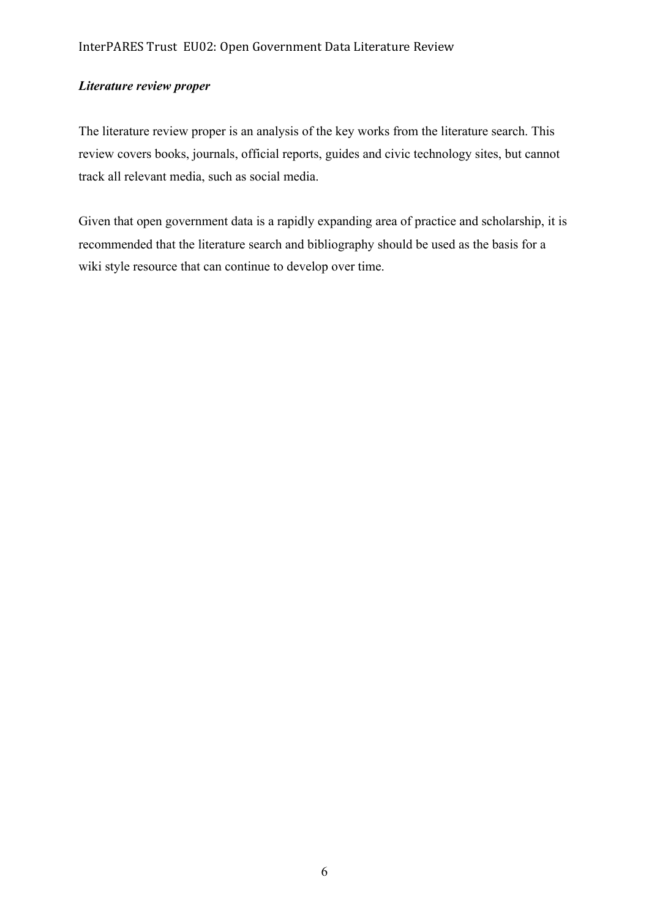***Literature review proper***

The literature review proper is an analysis of the key works from the literature search. This review covers books, journals, official reports, guides and civic technology sites, but cannot track all relevant media, such as social media.

Given that open government data is a rapidly expanding area of practice and scholarship, it is recommended that the literature search and bibliography should be used as the basis for a wiki style resource that can continue to develop over time.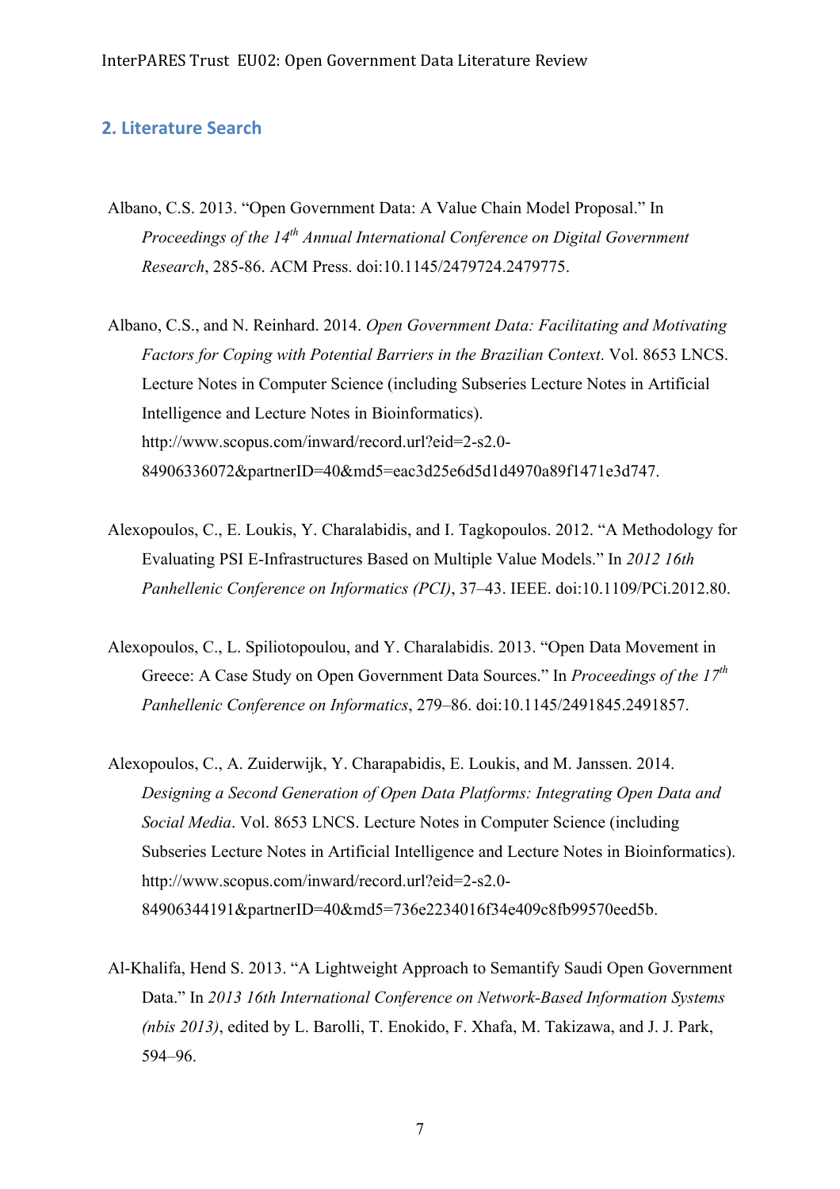## 2. Literature Search

Albano, C.S. 2013. "Open Government Data: A Value Chain Model Proposal." In *Proceedings of the 14th Annual International Conference on Digital Government Research*, 285-86. ACM Press. doi:10.1145/2479724.2479775.

Albano, C.S., and N. Reinhard. 2014. *Open Government Data: Facilitating and Motivating Factors for Coping with Potential Barriers in the Brazilian Context*. Vol. 8653 LNCS. Lecture Notes in Computer Science (including Subseries Lecture Notes in Artificial Intelligence and Lecture Notes in Bioinformatics). http://www.scopus.com/inward/record.url?eid=2-s2.0-84906336072&partnerID=40&md5=eac3d25e6d5d1d4970a89f1471e3d747.

Alexopoulos, C., E. Loukis, Y. Charalabidis, and I. Tagkopoulos. 2012. "A Methodology for Evaluating PSI E-Infrastructures Based on Multiple Value Models." In *2012 16th Panhellenic Conference on Informatics (PCI)*, 37–43. IEEE. doi:10.1109/PCi.2012.80.

Alexopoulos, C., L. Spiliotopoulou, and Y. Charalabidis. 2013. "Open Data Movement in Greece: A Case Study on Open Government Data Sources." In *Proceedings of the 17th Panhellenic Conference on Informatics*, 279–86. doi:10.1145/2491845.2491857.

Alexopoulos, C., A. Zuiderwijk, Y. Charapabidis, E. Loukis, and M. Janssen. 2014. *Designing a Second Generation of Open Data Platforms: Integrating Open Data and Social Media*. Vol. 8653 LNCS. Lecture Notes in Computer Science (including Subseries Lecture Notes in Artificial Intelligence and Lecture Notes in Bioinformatics). http://www.scopus.com/inward/record.url?eid=2-s2.0-84906344191&partnerID=40&md5=736e2234016f34e409c8fb99570eed5b.

Al-Khalifa, Hend S. 2013. "A Lightweight Approach to Semantify Saudi Open Government Data." In *2013 16th International Conference on Network-Based Information Systems (nbis 2013)*, edited by L. Barolli, T. Enokido, F. Xhafa, M. Takizawa, and J. J. Park, 594–96.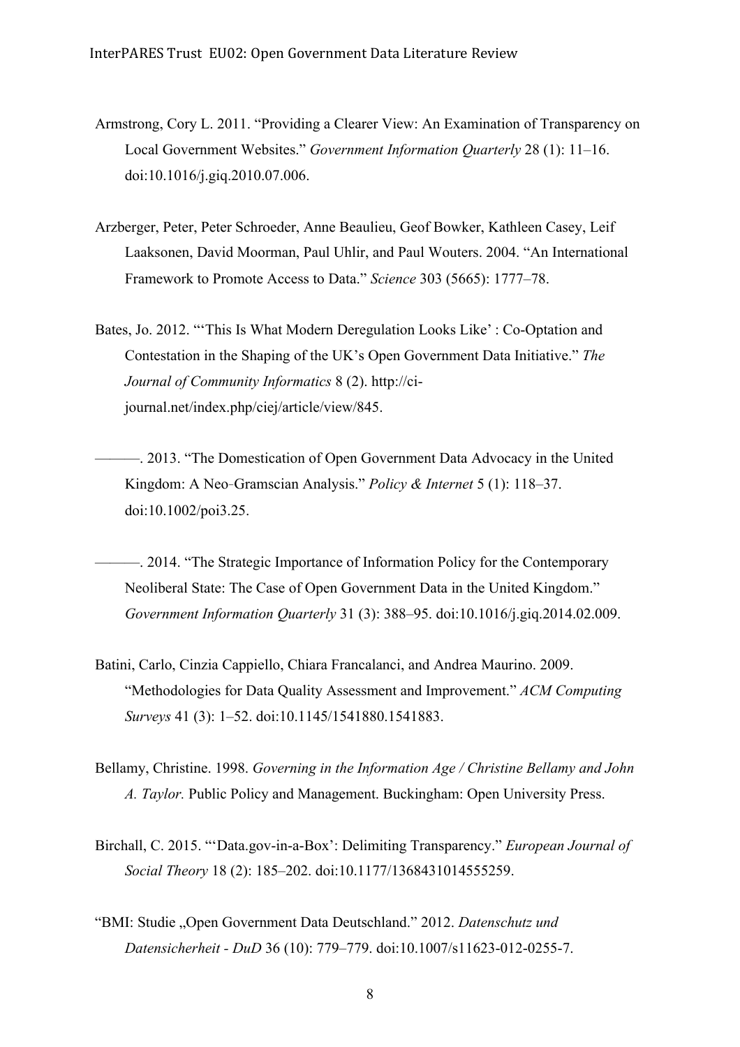Armstrong, Cory L. 2011. "Providing a Clearer View: An Examination of Transparency on Local Government Websites." *Government Information Quarterly* 28 (1): 11–16. doi:10.1016/j.giq.2010.07.006.

Arzberger, Peter, Peter Schroeder, Anne Beaulieu, Geof Bowker, Kathleen Casey, Leif Laaksonen, David Moorman, Paul Uhlir, and Paul Wouters. 2004. "An International Framework to Promote Access to Data." *Science* 303 (5665): 1777–78.

Bates, Jo. 2012. "'This Is What Modern Deregulation Looks Like' : Co-Optation and Contestation in the Shaping of the UK's Open Government Data Initiative." *The Journal of Community Informatics* 8 (2). http://ci-journal.net/index.php/ciej/article/view/845.

———. 2013. "The Domestication of Open Government Data Advocacy in the United Kingdom: A Neo-Gramscian Analysis." *Policy & Internet* 5 (1): 118–37. doi:10.1002/poi3.25.

———. 2014. "The Strategic Importance of Information Policy for the Contemporary Neoliberal State: The Case of Open Government Data in the United Kingdom." *Government Information Quarterly* 31 (3): 388–95. doi:10.1016/j.giq.2014.02.009.

Batini, Carlo, Cinzia Cappiello, Chiara Francalanci, and Andrea Maurino. 2009. "Methodologies for Data Quality Assessment and Improvement." *ACM Computing Surveys* 41 (3): 1–52. doi:10.1145/1541880.1541883.

Bellamy, Christine. 1998. *Governing in the Information Age / Christine Bellamy and John A. Taylor.* Public Policy and Management. Buckingham: Open University Press.

Birchall, C. 2015. "'Data.gov-in-a-Box': Delimiting Transparency." *European Journal of Social Theory* 18 (2): 185–202. doi:10.1177/1368431014555259.

"BMI: Studie „Open Government Data Deutschland." 2012. *Datenschutz und Datensicherheit - DuD* 36 (10): 779–779. doi:10.1007/s11623-012-0255-7.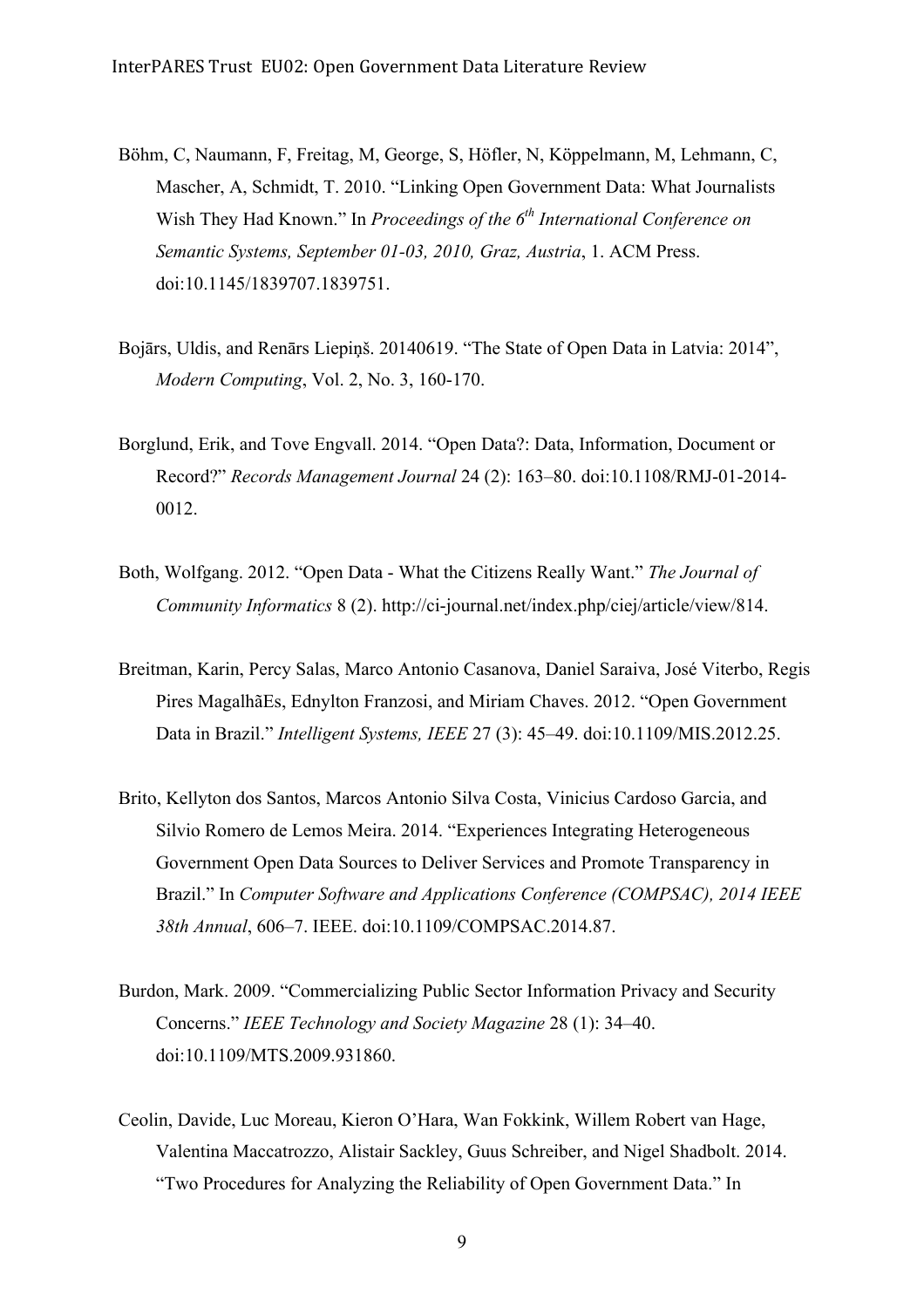Böhm, C, Naumann, F, Freitag, M, George, S, Höfler, N, Köppelmann, M, Lehmann, C, Mascher, A, Schmidt, T. 2010. "Linking Open Government Data: What Journalists Wish They Had Known." In *Proceedings of the 6th International Conference on Semantic Systems, September 01-03, 2010, Graz, Austria*, 1. ACM Press. doi:10.1145/1839707.1839751.

Bojārs, Uldis, and Renārs Liepiņš. 20140619. "The State of Open Data in Latvia: 2014", *Modern Computing*, Vol. 2, No. 3, 160-170.

Borglund, Erik, and Tove Engvall. 2014. "Open Data?: Data, Information, Document or Record?" *Records Management Journal* 24 (2): 163–80. doi:10.1108/RMJ-01-2014-0012.

Both, Wolfgang. 2012. "Open Data - What the Citizens Really Want." *The Journal of Community Informatics* 8 (2). http://ci-journal.net/index.php/ciej/article/view/814.

Breitman, Karin, Percy Salas, Marco Antonio Casanova, Daniel Saraiva, José Viterbo, Regis Pires MagalhãEs, Ednylton Franzosi, and Miriam Chaves. 2012. "Open Government Data in Brazil." *Intelligent Systems, IEEE* 27 (3): 45–49. doi:10.1109/MIS.2012.25.

Brito, Kellyton dos Santos, Marcos Antonio Silva Costa, Vinicius Cardoso Garcia, and Silvio Romero de Lemos Meira. 2014. "Experiences Integrating Heterogeneous Government Open Data Sources to Deliver Services and Promote Transparency in Brazil." In *Computer Software and Applications Conference (COMPSAC), 2014 IEEE 38th Annual*, 606–7. IEEE. doi:10.1109/COMPSAC.2014.87.

Burdon, Mark. 2009. "Commercializing Public Sector Information Privacy and Security Concerns." *IEEE Technology and Society Magazine* 28 (1): 34–40. doi:10.1109/MTS.2009.931860.

Ceolin, Davide, Luc Moreau, Kieron O'Hara, Wan Fokkink, Willem Robert van Hage, Valentina Maccatrozzo, Alistair Sackley, Guus Schreiber, and Nigel Shadbolt. 2014. "Two Procedures for Analyzing the Reliability of Open Government Data." In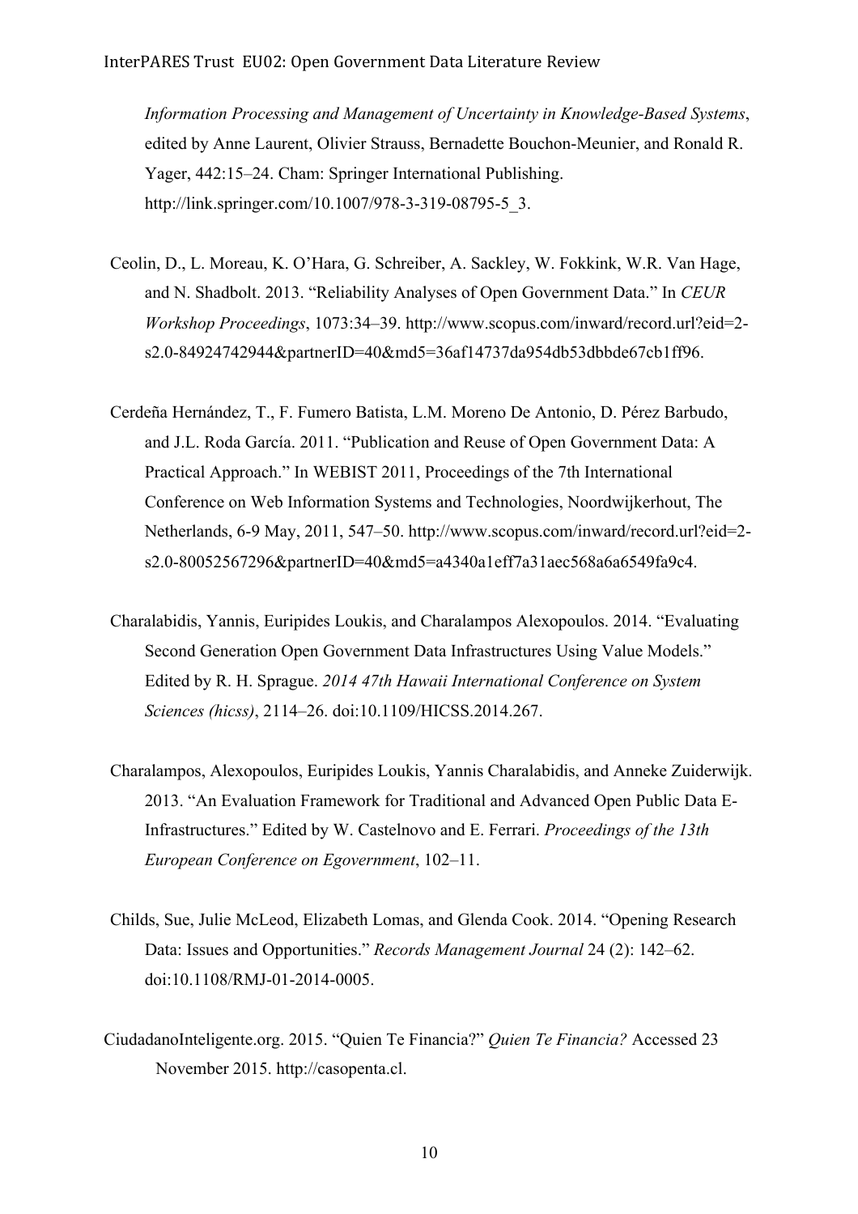*Information Processing and Management of Uncertainty in Knowledge-Based Systems*, edited by Anne Laurent, Olivier Strauss, Bernadette Bouchon-Meunier, and Ronald R. Yager, 442:15–24. Cham: Springer International Publishing. http://link.springer.com/10.1007/978-3-319-08795-5_3.

Ceolin, D., L. Moreau, K. O'Hara, G. Schreiber, A. Sackley, W. Fokkink, W.R. Van Hage, and N. Shadbolt. 2013. "Reliability Analyses of Open Government Data." In *CEUR Workshop Proceedings*, 1073:34–39. http://www.scopus.com/inward/record.url?eid=2-s2.0-84924742944&partnerID=40&md5=36af14737da954db53dbbde67cb1ff96.

Cerdeña Hernández, T., F. Fumero Batista, L.M. Moreno De Antonio, D. Pérez Barbudo, and J.L. Roda García. 2011. "Publication and Reuse of Open Government Data: A Practical Approach." In WEBIST 2011, Proceedings of the 7th International Conference on Web Information Systems and Technologies, Noordwijkerhout, The Netherlands, 6-9 May, 2011, 547–50. http://www.scopus.com/inward/record.url?eid=2-s2.0-80052567296&partnerID=40&md5=a4340a1eff7a31aec568a6a6549fa9c4.

Charalabidis, Yannis, Euripides Loukis, and Charalampos Alexopoulos. 2014. "Evaluating Second Generation Open Government Data Infrastructures Using Value Models." Edited by R. H. Sprague. *2014 47th Hawaii International Conference on System Sciences (hicss)*, 2114–26. doi:10.1109/HICSS.2014.267.

Charalampos, Alexopoulos, Euripides Loukis, Yannis Charalabidis, and Anneke Zuiderwijk. 2013. "An Evaluation Framework for Traditional and Advanced Open Public Data E-Infrastructures." Edited by W. Castelnovo and E. Ferrari. *Proceedings of the 13th European Conference on Egovernment*, 102–11.

Childs, Sue, Julie McLeod, Elizabeth Lomas, and Glenda Cook. 2014. "Opening Research Data: Issues and Opportunities." *Records Management Journal* 24 (2): 142–62. doi:10.1108/RMJ-01-2014-0005.

CiudadanoInteligente.org. 2015. "Quien Te Financia?" *Quien Te Financia?* Accessed 23 November 2015. http://casopenta.cl.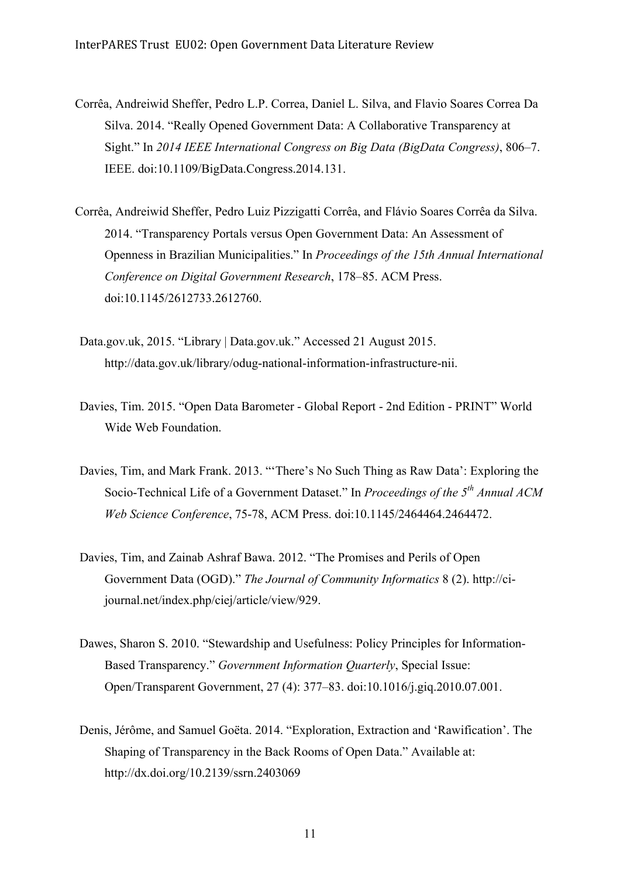Corrêa, Andreiwid Sheffer, Pedro L.P. Correa, Daniel L. Silva, and Flavio Soares Correa Da Silva. 2014. "Really Opened Government Data: A Collaborative Transparency at Sight." In *2014 IEEE International Congress on Big Data (BigData Congress)*, 806–7. IEEE. doi:10.1109/BigData.Congress.2014.131.

Corrêa, Andreiwid Sheffer, Pedro Luiz Pizzigatti Corrêa, and Flávio Soares Corrêa da Silva. 2014. "Transparency Portals versus Open Government Data: An Assessment of Openness in Brazilian Municipalities." In *Proceedings of the 15th Annual International Conference on Digital Government Research*, 178–85. ACM Press. doi:10.1145/2612733.2612760.

Data.gov.uk, 2015. "Library | Data.gov.uk." Accessed 21 August 2015. http://data.gov.uk/library/odug-national-information-infrastructure-nii.

Davies, Tim. 2015. "Open Data Barometer - Global Report - 2nd Edition - PRINT" World Wide Web Foundation.

Davies, Tim, and Mark Frank. 2013. "'There's No Such Thing as Raw Data': Exploring the Socio-Technical Life of a Government Dataset." In *Proceedings of the 5th Annual ACM Web Science Conference*, 75-78, ACM Press. doi:10.1145/2464464.2464472.

Davies, Tim, and Zainab Ashraf Bawa. 2012. "The Promises and Perils of Open Government Data (OGD)." *The Journal of Community Informatics* 8 (2). http://ci-journal.net/index.php/ciej/article/view/929.

Dawes, Sharon S. 2010. "Stewardship and Usefulness: Policy Principles for Information-Based Transparency." *Government Information Quarterly*, Special Issue: Open/Transparent Government, 27 (4): 377–83. doi:10.1016/j.giq.2010.07.001.

Denis, Jérôme, and Samuel Goëta. 2014. "Exploration, Extraction and 'Rawification'. The Shaping of Transparency in the Back Rooms of Open Data." Available at: http://dx.doi.org/10.2139/ssrn.2403069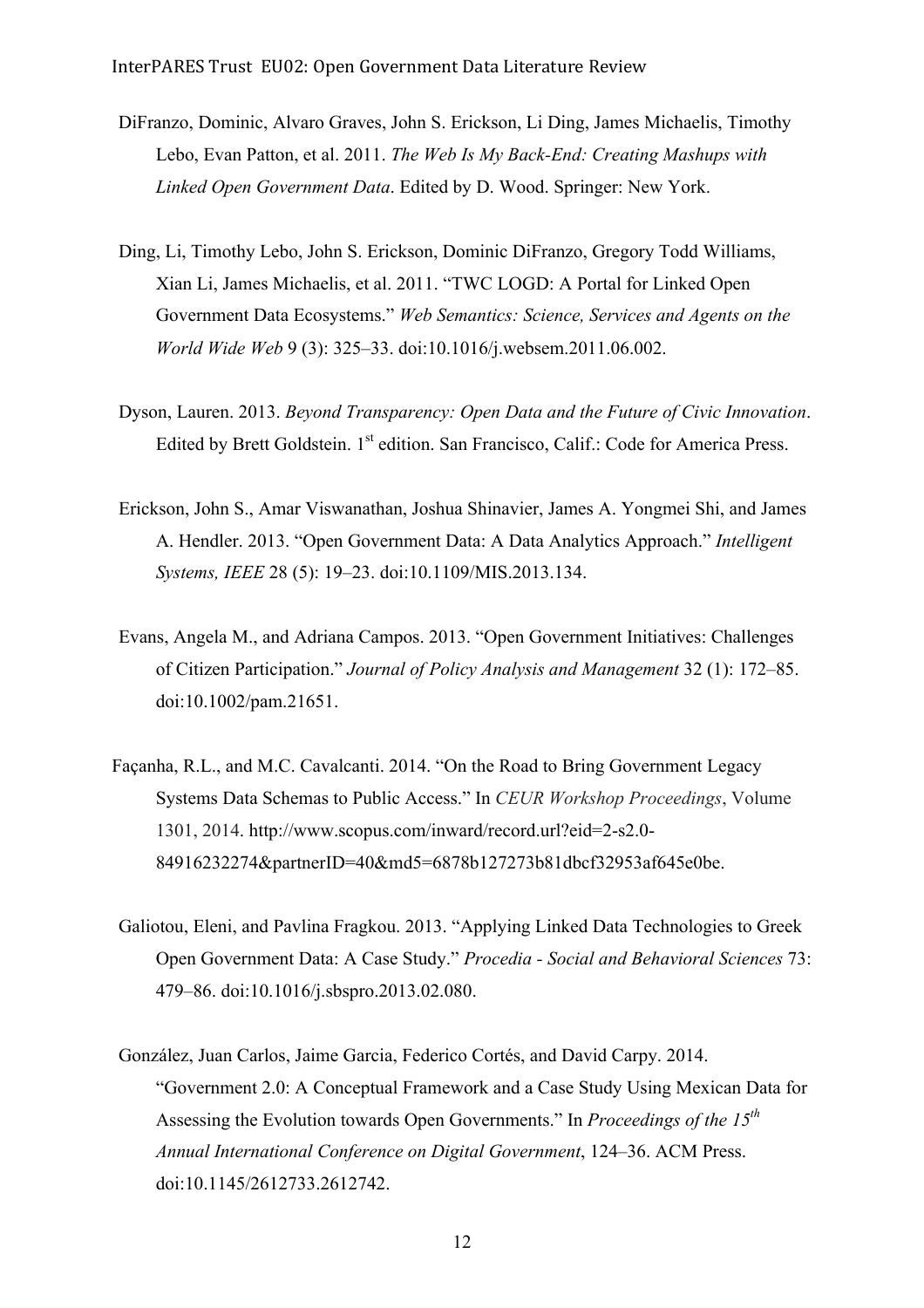DiFranzo, Dominic, Alvaro Graves, John S. Erickson, Li Ding, James Michaelis, Timothy Lebo, Evan Patton, et al. 2011. *The Web Is My Back-End: Creating Mashups with Linked Open Government Data*. Edited by D. Wood. Springer: New York.

Ding, Li, Timothy Lebo, John S. Erickson, Dominic DiFranzo, Gregory Todd Williams, Xian Li, James Michaelis, et al. 2011. "TWC LOGD: A Portal for Linked Open Government Data Ecosystems." *Web Semantics: Science, Services and Agents on the World Wide Web* 9 (3): 325–33. doi:10.1016/j.websem.2011.06.002.

Dyson, Lauren. 2013. *Beyond Transparency: Open Data and the Future of Civic Innovation*. Edited by Brett Goldstein. 1st edition. San Francisco, Calif.: Code for America Press.

Erickson, John S., Amar Viswanathan, Joshua Shinavier, James A. Yongmei Shi, and James A. Hendler. 2013. "Open Government Data: A Data Analytics Approach." *Intelligent Systems, IEEE* 28 (5): 19–23. doi:10.1109/MIS.2013.134.

Evans, Angela M., and Adriana Campos. 2013. "Open Government Initiatives: Challenges of Citizen Participation." *Journal of Policy Analysis and Management* 32 (1): 172–85. doi:10.1002/pam.21651.

Façanha, R.L., and M.C. Cavalcanti. 2014. "On the Road to Bring Government Legacy Systems Data Schemas to Public Access." In *CEUR Workshop Proceedings*, Volume 1301, 2014. http://www.scopus.com/inward/record.url?eid=2-s2.0-84916232274&partnerID=40&md5=6878b127273b81dbcf32953af645e0be.

Galiotou, Eleni, and Pavlina Fragkou. 2013. "Applying Linked Data Technologies to Greek Open Government Data: A Case Study." *Procedia - Social and Behavioral Sciences* 73: 479–86. doi:10.1016/j.sbspro.2013.02.080.

González, Juan Carlos, Jaime Garcia, Federico Cortés, and David Carpy. 2014. "Government 2.0: A Conceptual Framework and a Case Study Using Mexican Data for Assessing the Evolution towards Open Governments." In *Proceedings of the 15th Annual International Conference on Digital Government*, 124–36. ACM Press. doi:10.1145/2612733.2612742.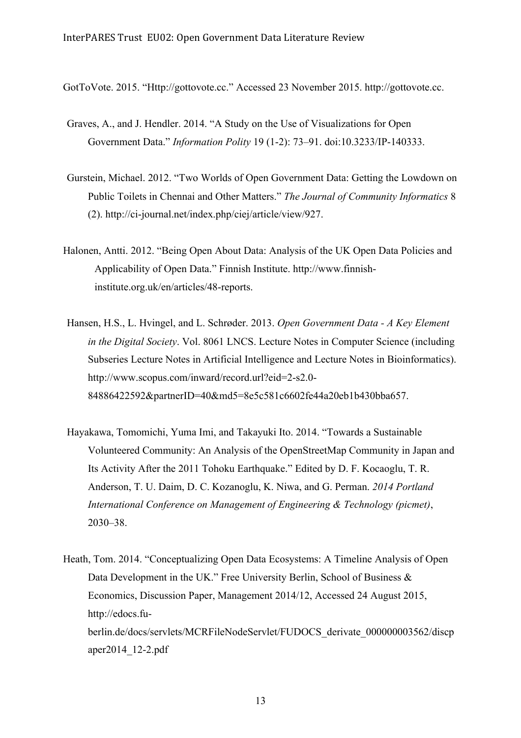GotToVote. 2015. "Http://gottovote.cc." Accessed 23 November 2015. http://gottovote.cc.

Graves, A., and J. Hendler. 2014. "A Study on the Use of Visualizations for Open Government Data." *Information Polity* 19 (1-2): 73–91. doi:10.3233/IP-140333.

Gurstein, Michael. 2012. "Two Worlds of Open Government Data: Getting the Lowdown on Public Toilets in Chennai and Other Matters." *The Journal of Community Informatics* 8 (2). http://ci-journal.net/index.php/ciej/article/view/927.

Halonen, Antti. 2012. "Being Open About Data: Analysis of the UK Open Data Policies and Applicability of Open Data." Finnish Institute. http://www.finnish-institute.org.uk/en/articles/48-reports.

Hansen, H.S., L. Hvingel, and L. Schrøder. 2013. *Open Government Data - A Key Element in the Digital Society*. Vol. 8061 LNCS. Lecture Notes in Computer Science (including Subseries Lecture Notes in Artificial Intelligence and Lecture Notes in Bioinformatics). http://www.scopus.com/inward/record.url?eid=2-s2.0-84886422592&partnerID=40&md5=8e5c581c6602fe44a20eb1b430bba657.

Hayakawa, Tomomichi, Yuma Imi, and Takayuki Ito. 2014. "Towards a Sustainable Volunteered Community: An Analysis of the OpenStreetMap Community in Japan and Its Activity After the 2011 Tohoku Earthquake." Edited by D. F. Kocaoglu, T. R. Anderson, T. U. Daim, D. C. Kozanoglu, K. Niwa, and G. Perman. *2014 Portland International Conference on Management of Engineering & Technology (picmet)*, 2030–38.

Heath, Tom. 2014. "Conceptualizing Open Data Ecosystems: A Timeline Analysis of Open Data Development in the UK." Free University Berlin, School of Business & Economics, Discussion Paper, Management 2014/12, Accessed 24 August 2015, http://edocs.fu-berlin.de/docs/servlets/MCRFileNodeServlet/FUDOCS_derivate_000000003562/discpaper2014_12-2.pdf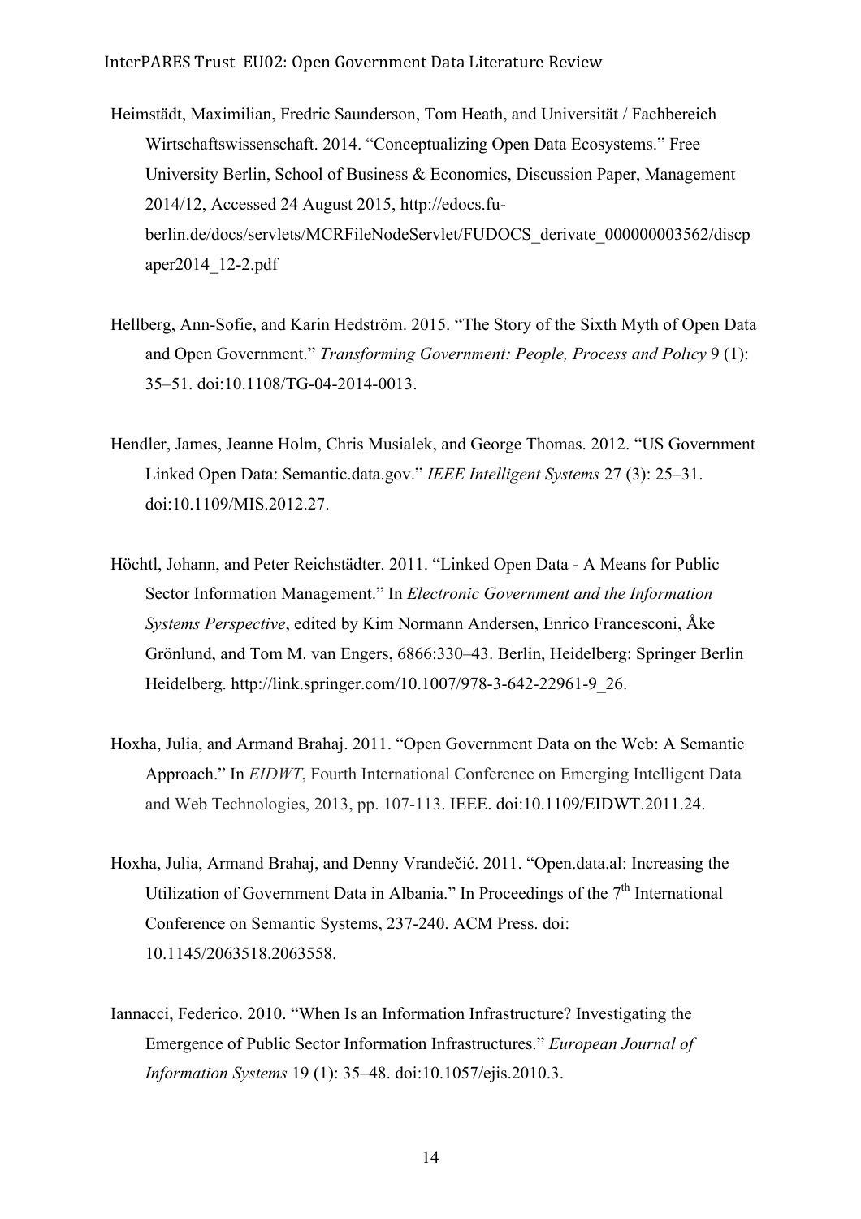Heimstädt, Maximilian, Fredric Saunderson, Tom Heath, and Universität / Fachbereich Wirtschaftswissenschaft. 2014. "Conceptualizing Open Data Ecosystems." Free University Berlin, School of Business & Economics, Discussion Paper, Management 2014/12, Accessed 24 August 2015, http://edocs.fu-berlin.de/docs/servlets/MCRFileNodeServlet/FUDOCS_derivate_000000003562/discpaper2014_12-2.pdf

Hellberg, Ann-Sofie, and Karin Hedström. 2015. "The Story of the Sixth Myth of Open Data and Open Government." *Transforming Government: People, Process and Policy* 9 (1): 35–51. doi:10.1108/TG-04-2014-0013.

Hendler, James, Jeanne Holm, Chris Musialek, and George Thomas. 2012. "US Government Linked Open Data: Semantic.data.gov." *IEEE Intelligent Systems* 27 (3): 25–31. doi:10.1109/MIS.2012.27.

Höchtl, Johann, and Peter Reichstädter. 2011. "Linked Open Data - A Means for Public Sector Information Management." In *Electronic Government and the Information Systems Perspective*, edited by Kim Normann Andersen, Enrico Francesconi, Åke Grönlund, and Tom M. van Engers, 6866:330–43. Berlin, Heidelberg: Springer Berlin Heidelberg. http://link.springer.com/10.1007/978-3-642-22961-9_26.

Hoxha, Julia, and Armand Brahaj. 2011. "Open Government Data on the Web: A Semantic Approach." In *EIDWT*, Fourth International Conference on Emerging Intelligent Data and Web Technologies, 2013, pp. 107-113. IEEE. doi:10.1109/EIDWT.2011.24.

Hoxha, Julia, Armand Brahaj, and Denny Vrandečić. 2011. "Open.data.al: Increasing the Utilization of Government Data in Albania." In Proceedings of the 7th International Conference on Semantic Systems, 237-240. ACM Press. doi: 10.1145/2063518.2063558.

Iannacci, Federico. 2010. "When Is an Information Infrastructure? Investigating the Emergence of Public Sector Information Infrastructures." *European Journal of Information Systems* 19 (1): 35–48. doi:10.1057/ejis.2010.3.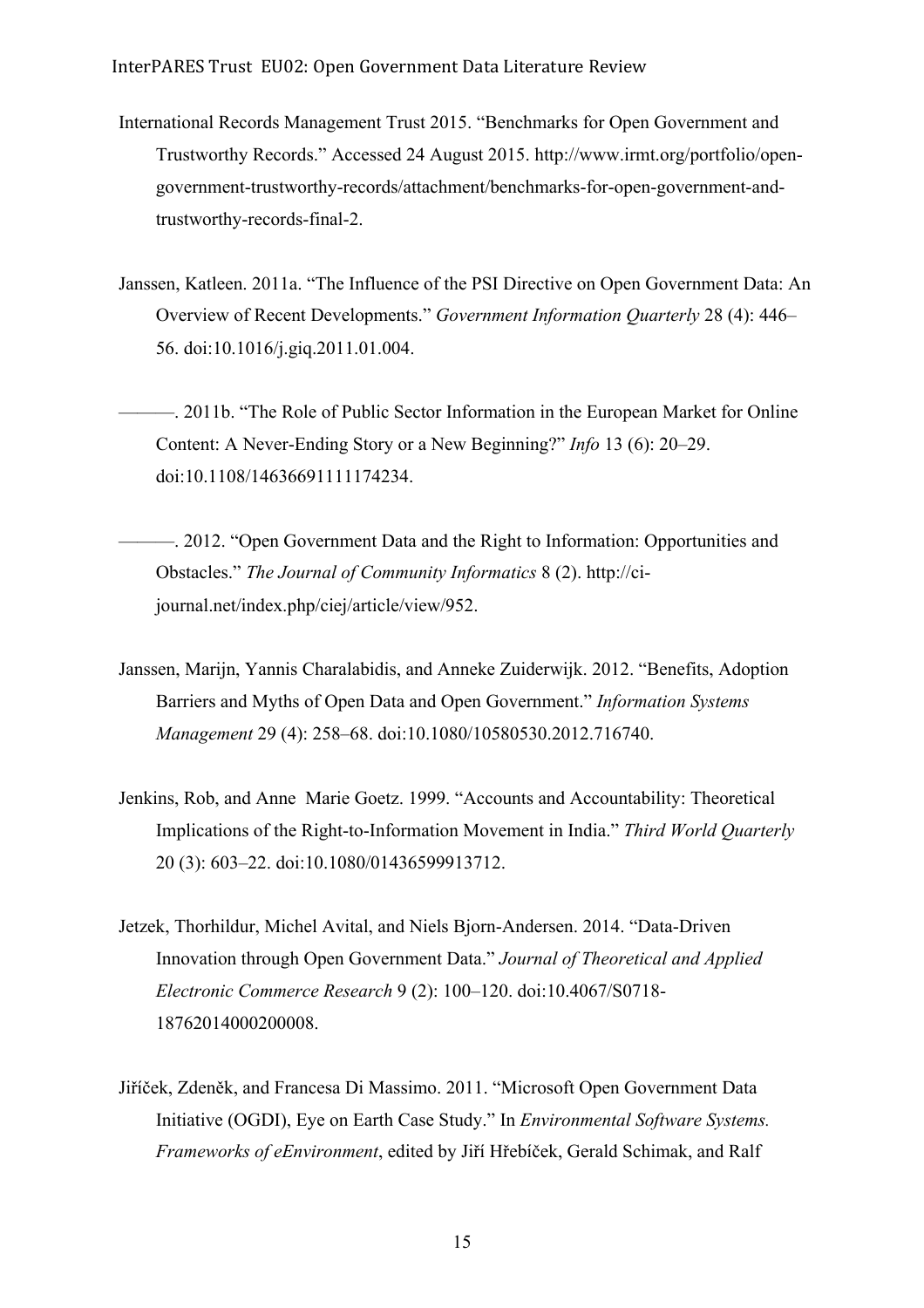International Records Management Trust 2015. "Benchmarks for Open Government and Trustworthy Records." Accessed 24 August 2015. http://www.irmt.org/portfolio/open-government-trustworthy-records/attachment/benchmarks-for-open-government-and-trustworthy-records-final-2.

Janssen, Katleen. 2011a. "The Influence of the PSI Directive on Open Government Data: An Overview of Recent Developments." *Government Information Quarterly* 28 (4): 446–56. doi:10.1016/j.giq.2011.01.004.

———. 2011b. "The Role of Public Sector Information in the European Market for Online Content: A Never-Ending Story or a New Beginning?" *Info* 13 (6): 20–29. doi:10.1108/14636691111174234.

———. 2012. "Open Government Data and the Right to Information: Opportunities and Obstacles." *The Journal of Community Informatics* 8 (2). http://ci-journal.net/index.php/ciej/article/view/952.

Janssen, Marijn, Yannis Charalabidis, and Anneke Zuiderwijk. 2012. "Benefits, Adoption Barriers and Myths of Open Data and Open Government." *Information Systems Management* 29 (4): 258–68. doi:10.1080/10580530.2012.716740.

Jenkins, Rob, and Anne Marie Goetz. 1999. "Accounts and Accountability: Theoretical Implications of the Right-to-Information Movement in India." *Third World Quarterly* 20 (3): 603–22. doi:10.1080/01436599913712.

Jetzek, Thorhildur, Michel Avital, and Niels Bjorn-Andersen. 2014. "Data-Driven Innovation through Open Government Data." *Journal of Theoretical and Applied Electronic Commerce Research* 9 (2): 100–120. doi:10.4067/S0718-18762014000200008.

Jiříček, Zdeněk, and Francesa Di Massimo. 2011. "Microsoft Open Government Data Initiative (OGDI), Eye on Earth Case Study." In *Environmental Software Systems. Frameworks of eEnvironment*, edited by Jiří Hřebíček, Gerald Schimak, and Ralf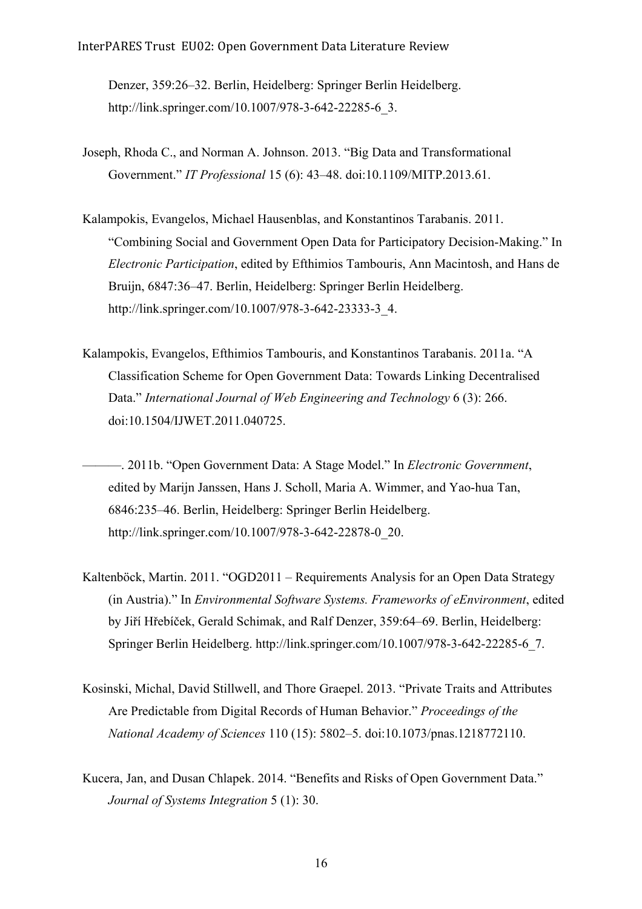Denzer, 359:26–32. Berlin, Heidelberg: Springer Berlin Heidelberg. http://link.springer.com/10.1007/978-3-642-22285-6_3.

Joseph, Rhoda C., and Norman A. Johnson. 2013. "Big Data and Transformational Government." *IT Professional* 15 (6): 43–48. doi:10.1109/MITP.2013.61.

Kalampokis, Evangelos, Michael Hausenblas, and Konstantinos Tarabanis. 2011. "Combining Social and Government Open Data for Participatory Decision-Making." In *Electronic Participation*, edited by Efthimios Tambouris, Ann Macintosh, and Hans de Bruijn, 6847:36–47. Berlin, Heidelberg: Springer Berlin Heidelberg. http://link.springer.com/10.1007/978-3-642-23333-3_4.

Kalampokis, Evangelos, Efthimios Tambouris, and Konstantinos Tarabanis. 2011a. "A Classification Scheme for Open Government Data: Towards Linking Decentralised Data." *International Journal of Web Engineering and Technology* 6 (3): 266. doi:10.1504/IJWET.2011.040725.

———. 2011b. "Open Government Data: A Stage Model." In *Electronic Government*, edited by Marijn Janssen, Hans J. Scholl, Maria A. Wimmer, and Yao-hua Tan, 6846:235–46. Berlin, Heidelberg: Springer Berlin Heidelberg. http://link.springer.com/10.1007/978-3-642-22878-0_20.

Kaltenböck, Martin. 2011. "OGD2011 – Requirements Analysis for an Open Data Strategy (in Austria)." In *Environmental Software Systems. Frameworks of eEnvironment*, edited by Jiří Hřebíček, Gerald Schimak, and Ralf Denzer, 359:64–69. Berlin, Heidelberg: Springer Berlin Heidelberg. http://link.springer.com/10.1007/978-3-642-22285-6_7.

Kosinski, Michal, David Stillwell, and Thore Graepel. 2013. "Private Traits and Attributes Are Predictable from Digital Records of Human Behavior." *Proceedings of the National Academy of Sciences* 110 (15): 5802–5. doi:10.1073/pnas.1218772110.

Kucera, Jan, and Dusan Chlapek. 2014. "Benefits and Risks of Open Government Data." *Journal of Systems Integration* 5 (1): 30.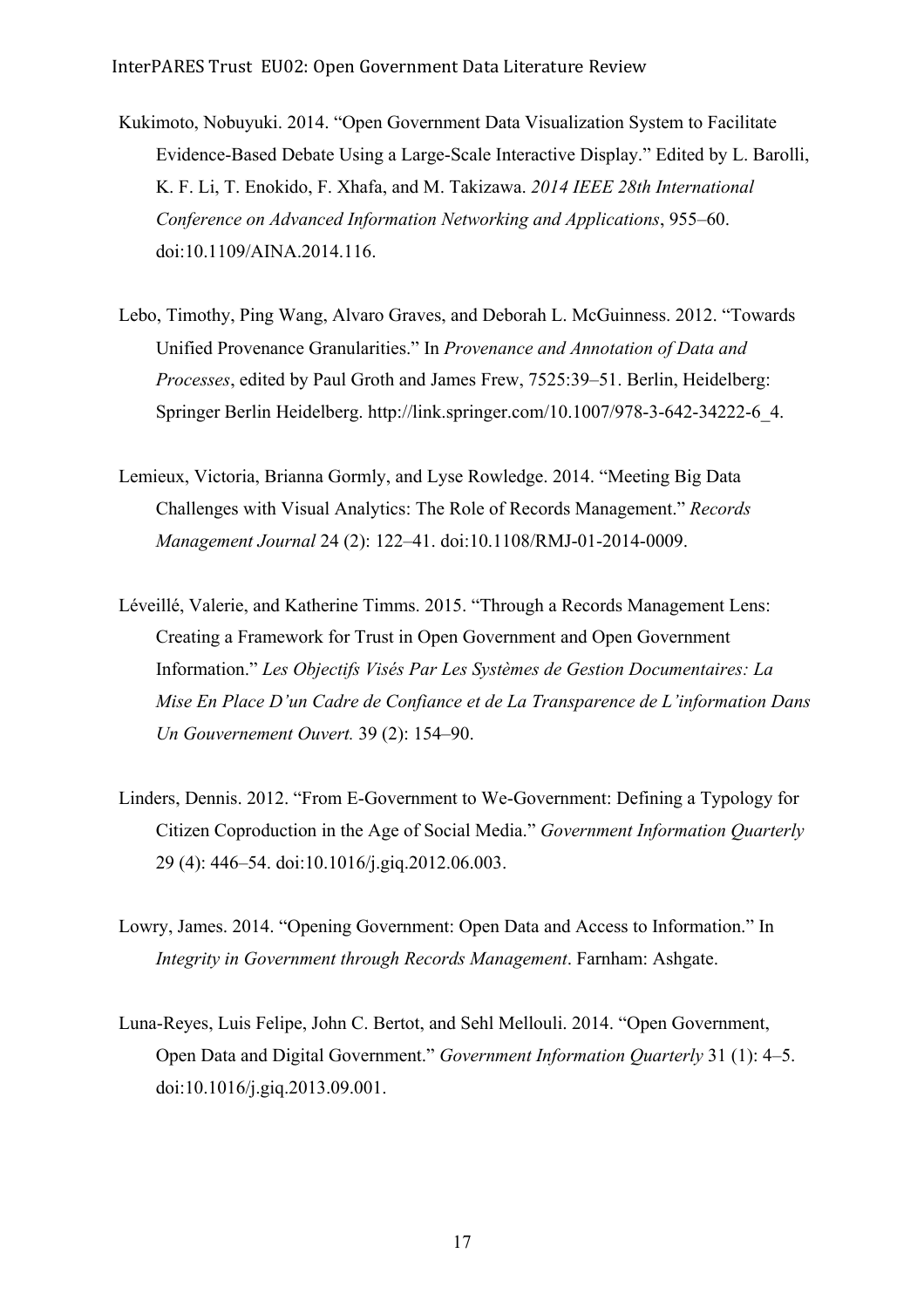Kukimoto, Nobuyuki. 2014. "Open Government Data Visualization System to Facilitate Evidence-Based Debate Using a Large-Scale Interactive Display." Edited by L. Barolli, K. F. Li, T. Enokido, F. Xhafa, and M. Takizawa. *2014 IEEE 28th International Conference on Advanced Information Networking and Applications*, 955–60. doi:10.1109/AINA.2014.116.

Lebo, Timothy, Ping Wang, Alvaro Graves, and Deborah L. McGuinness. 2012. "Towards Unified Provenance Granularities." In *Provenance and Annotation of Data and Processes*, edited by Paul Groth and James Frew, 7525:39–51. Berlin, Heidelberg: Springer Berlin Heidelberg. http://link.springer.com/10.1007/978-3-642-34222-6_4.

Lemieux, Victoria, Brianna Gormly, and Lyse Rowledge. 2014. "Meeting Big Data Challenges with Visual Analytics: The Role of Records Management." *Records Management Journal* 24 (2): 122–41. doi:10.1108/RMJ-01-2014-0009.

Léveillé, Valerie, and Katherine Timms. 2015. "Through a Records Management Lens: Creating a Framework for Trust in Open Government and Open Government Information." *Les Objectifs Visés Par Les Systèmes de Gestion Documentaires: La Mise En Place D'un Cadre de Confiance et de La Transparence de L'information Dans Un Gouvernement Ouvert.* 39 (2): 154–90.

Linders, Dennis. 2012. "From E-Government to We-Government: Defining a Typology for Citizen Coproduction in the Age of Social Media." *Government Information Quarterly* 29 (4): 446–54. doi:10.1016/j.giq.2012.06.003.

Lowry, James. 2014. "Opening Government: Open Data and Access to Information." In *Integrity in Government through Records Management*. Farnham: Ashgate.

Luna-Reyes, Luis Felipe, John C. Bertot, and Sehl Mellouli. 2014. "Open Government, Open Data and Digital Government." *Government Information Quarterly* 31 (1): 4–5. doi:10.1016/j.giq.2013.09.001.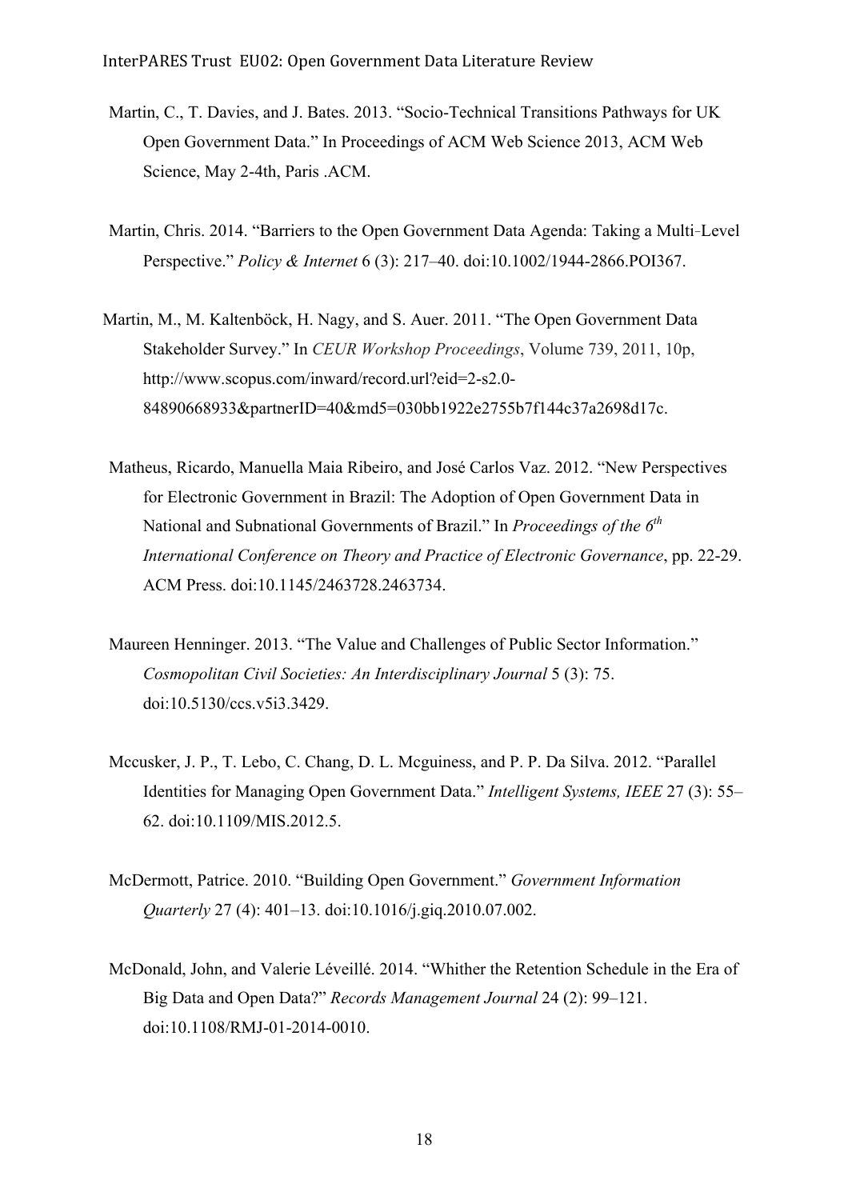Martin, C., T. Davies, and J. Bates. 2013. "Socio-Technical Transitions Pathways for UK Open Government Data." In Proceedings of ACM Web Science 2013, ACM Web Science, May 2-4th, Paris .ACM.

Martin, Chris. 2014. "Barriers to the Open Government Data Agenda: Taking a Multi-Level Perspective." *Policy & Internet* 6 (3): 217–40. doi:10.1002/1944-2866.POI367.

Martin, M., M. Kaltenböck, H. Nagy, and S. Auer. 2011. "The Open Government Data Stakeholder Survey." In *CEUR Workshop Proceedings*, Volume 739, 2011, 10p, http://www.scopus.com/inward/record.url?eid=2-s2.0-84890668933&partnerID=40&md5=030bb1922e2755b7f144c37a2698d17c.

Matheus, Ricardo, Manuella Maia Ribeiro, and José Carlos Vaz. 2012. "New Perspectives for Electronic Government in Brazil: The Adoption of Open Government Data in National and Subnational Governments of Brazil." In *Proceedings of the 6th International Conference on Theory and Practice of Electronic Governance*, pp. 22-29. ACM Press. doi:10.1145/2463728.2463734.

Maureen Henninger. 2013. "The Value and Challenges of Public Sector Information." *Cosmopolitan Civil Societies: An Interdisciplinary Journal* 5 (3): 75. doi:10.5130/ccs.v5i3.3429.

Mccusker, J. P., T. Lebo, C. Chang, D. L. Mcguiness, and P. P. Da Silva. 2012. "Parallel Identities for Managing Open Government Data." *Intelligent Systems, IEEE* 27 (3): 55–62. doi:10.1109/MIS.2012.5.

McDermott, Patrice. 2010. "Building Open Government." *Government Information Quarterly* 27 (4): 401–13. doi:10.1016/j.giq.2010.07.002.

McDonald, John, and Valerie Léveillé. 2014. "Whither the Retention Schedule in the Era of Big Data and Open Data?" *Records Management Journal* 24 (2): 99–121. doi:10.1108/RMJ-01-2014-0010.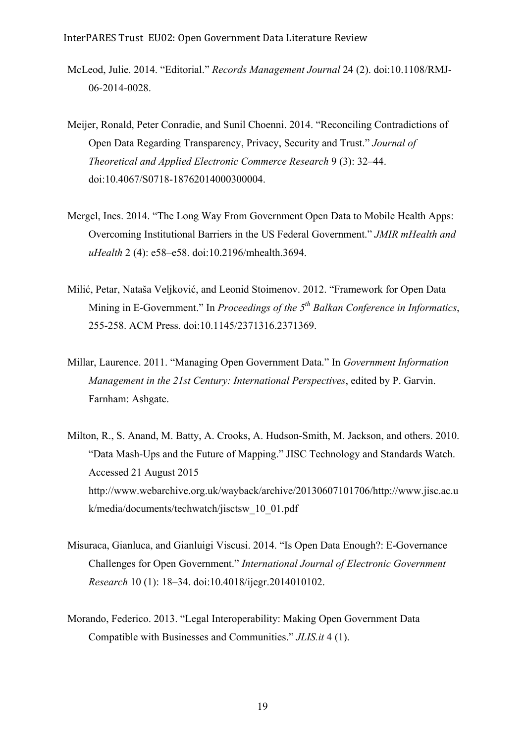McLeod, Julie. 2014. “Editorial.” *Records Management Journal* 24 (2). doi:10.1108/RMJ-06-2014-0028.

Meijer, Ronald, Peter Conradie, and Sunil Choenni. 2014. “Reconciling Contradictions of Open Data Regarding Transparency, Privacy, Security and Trust.” *Journal of Theoretical and Applied Electronic Commerce Research* 9 (3): 32–44. doi:10.4067/S0718-18762014000300004.

Mergel, Ines. 2014. “The Long Way From Government Open Data to Mobile Health Apps: Overcoming Institutional Barriers in the US Federal Government.” *JMIR mHealth and uHealth* 2 (4): e58–e58. doi:10.2196/mhealth.3694.

Milić, Petar, Nataša Veljković, and Leonid Stoimenov. 2012. “Framework for Open Data Mining in E-Government.” In *Proceedings of the 5th Balkan Conference in Informatics*, 255-258. ACM Press. doi:10.1145/2371316.2371369.

Millar, Laurence. 2011. “Managing Open Government Data.” In *Government Information Management in the 21st Century: International Perspectives*, edited by P. Garvin. Farnham: Ashgate.

Milton, R., S. Anand, M. Batty, A. Crooks, A. Hudson-Smith, M. Jackson, and others. 2010. “Data Mash-Ups and the Future of Mapping.” JISC Technology and Standards Watch. Accessed 21 August 2015 http://www.webarchive.org.uk/wayback/archive/20130607101706/http://www.jisc.ac.uk/media/documents/techwatch/jisctsw_10_01.pdf

Misuraca, Gianluca, and Gianluigi Viscusi. 2014. “Is Open Data Enough?: E-Governance Challenges for Open Government.” *International Journal of Electronic Government Research* 10 (1): 18–34. doi:10.4018/ijegr.2014010102.

Morando, Federico. 2013. “Legal Interoperability: Making Open Government Data Compatible with Businesses and Communities.” *JLIS.it* 4 (1).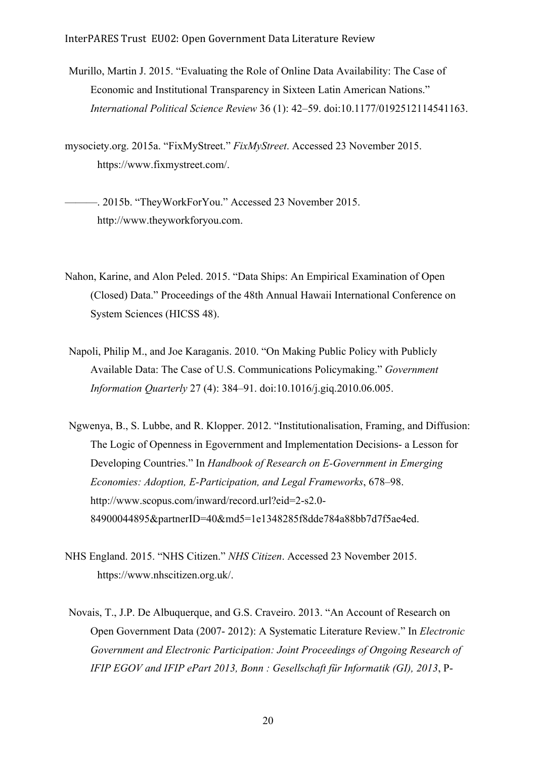Murillo, Martin J. 2015. "Evaluating the Role of Online Data Availability: The Case of Economic and Institutional Transparency in Sixteen Latin American Nations." *International Political Science Review* 36 (1): 42–59. doi:10.1177/0192512114541163.

mysociety.org. 2015a. "FixMyStreet." *FixMyStreet*. Accessed 23 November 2015. https://www.fixmystreet.com/.

———. 2015b. "TheyWorkForYou." Accessed 23 November 2015. http://www.theyworkforyou.com.

Nahon, Karine, and Alon Peled. 2015. "Data Ships: An Empirical Examination of Open (Closed) Data." Proceedings of the 48th Annual Hawaii International Conference on System Sciences (HICSS 48).

Napoli, Philip M., and Joe Karaganis. 2010. "On Making Public Policy with Publicly Available Data: The Case of U.S. Communications Policymaking." *Government Information Quarterly* 27 (4): 384–91. doi:10.1016/j.giq.2010.06.005.

Ngwenya, B., S. Lubbe, and R. Klopper. 2012. "Institutionalisation, Framing, and Diffusion: The Logic of Openness in Egovernment and Implementation Decisions- a Lesson for Developing Countries." In *Handbook of Research on E-Government in Emerging Economies: Adoption, E-Participation, and Legal Frameworks*, 678–98. http://www.scopus.com/inward/record.url?eid=2-s2.0-84900044895&partnerID=40&md5=1e1348285f8dde784a88bb7d7f5ae4ed.

NHS England. 2015. "NHS Citizen." *NHS Citizen*. Accessed 23 November 2015. https://www.nhscitizen.org.uk/.

Novais, T., J.P. De Albuquerque, and G.S. Craveiro. 2013. "An Account of Research on Open Government Data (2007- 2012): A Systematic Literature Review." In *Electronic Government and Electronic Participation: Joint Proceedings of Ongoing Research of IFIP EGOV and IFIP ePart 2013, Bonn : Gesellschaft für Informatik (GI), 2013*, P-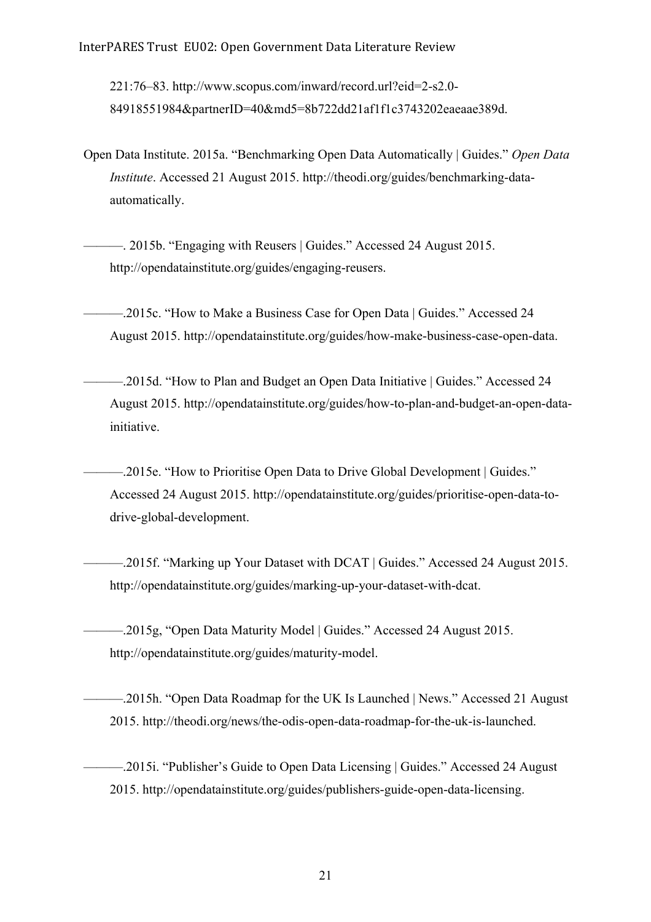221:76–83. http://www.scopus.com/inward/record.url?eid=2-s2.0-84918551984&partnerID=40&md5=8b722dd21af1f1c3743202eaeaae389d.

Open Data Institute. 2015a. “Benchmarking Open Data Automatically | Guides.” *Open Data Institute*. Accessed 21 August 2015. http://theodi.org/guides/benchmarking-data-automatically.

———. 2015b. “Engaging with Reusers | Guides.” Accessed 24 August 2015. http://opendatainstitute.org/guides/engaging-reusers.

———.2015c. “How to Make a Business Case for Open Data | Guides.” Accessed 24 August 2015. http://opendatainstitute.org/guides/how-make-business-case-open-data.

———.2015d. “How to Plan and Budget an Open Data Initiative | Guides.” Accessed 24 August 2015. http://opendatainstitute.org/guides/how-to-plan-and-budget-an-open-data-initiative.

———.2015e. “How to Prioritise Open Data to Drive Global Development | Guides.” Accessed 24 August 2015. http://opendatainstitute.org/guides/prioritise-open-data-to-drive-global-development.

———.2015f. “Marking up Your Dataset with DCAT | Guides.” Accessed 24 August 2015. http://opendatainstitute.org/guides/marking-up-your-dataset-with-dcat.

———.2015g, “Open Data Maturity Model | Guides.” Accessed 24 August 2015. http://opendatainstitute.org/guides/maturity-model.

———.2015h. “Open Data Roadmap for the UK Is Launched | News.” Accessed 21 August 2015. http://theodi.org/news/the-odis-open-data-roadmap-for-the-uk-is-launched.

———.2015i. “Publisher’s Guide to Open Data Licensing | Guides.” Accessed 24 August 2015. http://opendatainstitute.org/guides/publishers-guide-open-data-licensing.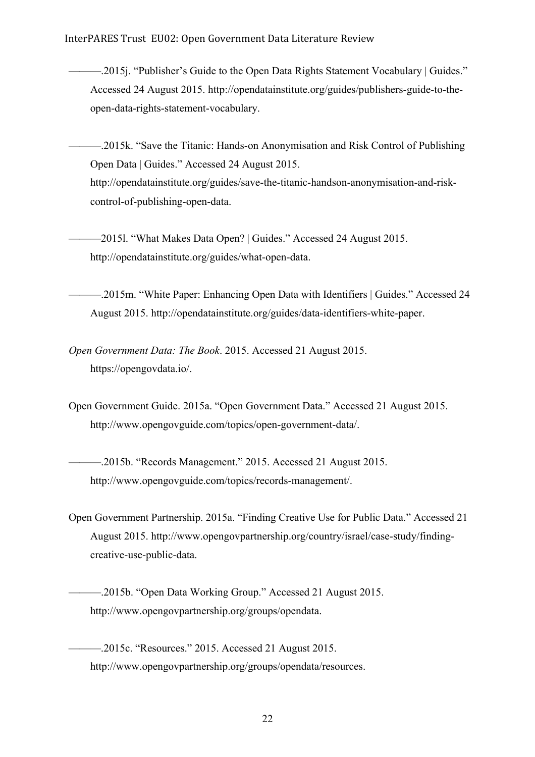———.2015j. “Publisher’s Guide to the Open Data Rights Statement Vocabulary | Guides.” Accessed 24 August 2015. http://opendatainstitute.org/guides/publishers-guide-to-the-open-data-rights-statement-vocabulary.

———.2015k. “Save the Titanic: Hands-on Anonymisation and Risk Control of Publishing Open Data | Guides.” Accessed 24 August 2015. http://opendatainstitute.org/guides/save-the-titanic-handson-anonymisation-and-risk-control-of-publishing-open-data.

———2015l. “What Makes Data Open? | Guides.” Accessed 24 August 2015. http://opendatainstitute.org/guides/what-open-data.

———.2015m. “White Paper: Enhancing Open Data with Identifiers | Guides.” Accessed 24 August 2015. http://opendatainstitute.org/guides/data-identifiers-white-paper.

*Open Government Data: The Book*. 2015. Accessed 21 August 2015. https://opengovdata.io/.

Open Government Guide. 2015a. “Open Government Data.” Accessed 21 August 2015. http://www.opengovguide.com/topics/open-government-data/.

———.2015b. “Records Management.” 2015. Accessed 21 August 2015. http://www.opengovguide.com/topics/records-management/.

Open Government Partnership. 2015a. “Finding Creative Use for Public Data.” Accessed 21 August 2015. http://www.opengovpartnership.org/country/israel/case-study/finding-creative-use-public-data.

———.2015b. “Open Data Working Group.” Accessed 21 August 2015. http://www.opengovpartnership.org/groups/opendata.

———.2015c. “Resources.” 2015. Accessed 21 August 2015. http://www.opengovpartnership.org/groups/opendata/resources.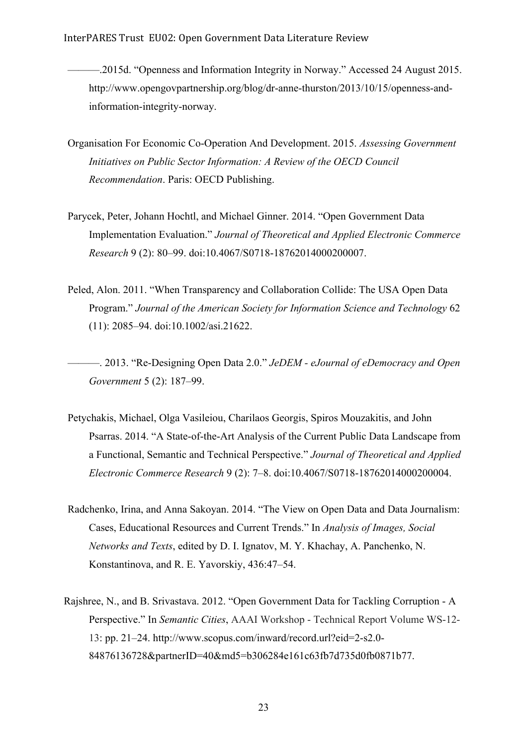———.2015d. “Openness and Information Integrity in Norway.” Accessed 24 August 2015. http://www.opengovpartnership.org/blog/dr-anne-thurston/2013/10/15/openness-and-information-integrity-norway.

Organisation For Economic Co-Operation And Development. 2015. *Assessing Government Initiatives on Public Sector Information: A Review of the OECD Council Recommendation*. Paris: OECD Publishing.

Parycek, Peter, Johann Hochtl, and Michael Ginner. 2014. “Open Government Data Implementation Evaluation.” *Journal of Theoretical and Applied Electronic Commerce Research* 9 (2): 80–99. doi:10.4067/S0718-18762014000200007.

Peled, Alon. 2011. “When Transparency and Collaboration Collide: The USA Open Data Program.” *Journal of the American Society for Information Science and Technology* 62 (11): 2085–94. doi:10.1002/asi.21622.

———. 2013. “Re-Designing Open Data 2.0.” *JeDEM - eJournal of eDemocracy and Open Government* 5 (2): 187–99.

Petychakis, Michael, Olga Vasileiou, Charilaos Georgis, Spiros Mouzakitis, and John Psarras. 2014. “A State-of-the-Art Analysis of the Current Public Data Landscape from a Functional, Semantic and Technical Perspective.” *Journal of Theoretical and Applied Electronic Commerce Research* 9 (2): 7–8. doi:10.4067/S0718-18762014000200004.

Radchenko, Irina, and Anna Sakoyan. 2014. “The View on Open Data and Data Journalism: Cases, Educational Resources and Current Trends.” In *Analysis of Images, Social Networks and Texts*, edited by D. I. Ignatov, M. Y. Khachay, A. Panchenko, N. Konstantinova, and R. E. Yavorskiy, 436:47–54.

Rajshree, N., and B. Srivastava. 2012. “Open Government Data for Tackling Corruption - A Perspective.” In *Semantic Cities*, AAAI Workshop - Technical Report Volume WS-12-13: pp. 21–24. http://www.scopus.com/inward/record.url?eid=2-s2.0-84876136728&partnerID=40&md5=b306284e161c63fb7d735d0fb0871b77.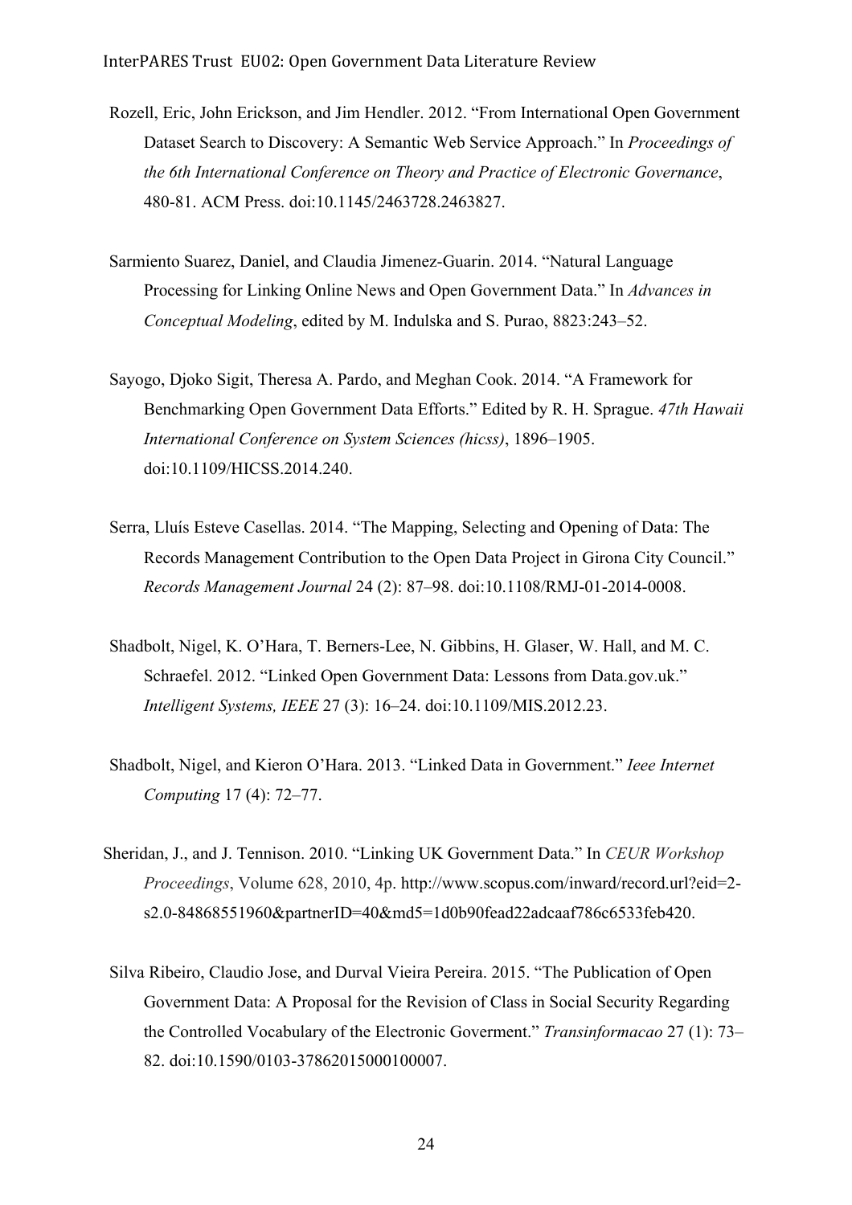Rozell, Eric, John Erickson, and Jim Hendler. 2012. "From International Open Government Dataset Search to Discovery: A Semantic Web Service Approach." In *Proceedings of the 6th International Conference on Theory and Practice of Electronic Governance*, 480-81. ACM Press. doi:10.1145/2463728.2463827.

Sarmiento Suarez, Daniel, and Claudia Jimenez-Guarin. 2014. "Natural Language Processing for Linking Online News and Open Government Data." In *Advances in Conceptual Modeling*, edited by M. Indulska and S. Purao, 8823:243–52.

Sayogo, Djoko Sigit, Theresa A. Pardo, and Meghan Cook. 2014. "A Framework for Benchmarking Open Government Data Efforts." Edited by R. H. Sprague. *47th Hawaii International Conference on System Sciences (hicss)*, 1896–1905. doi:10.1109/HICSS.2014.240.

Serra, Lluís Esteve Casellas. 2014. "The Mapping, Selecting and Opening of Data: The Records Management Contribution to the Open Data Project in Girona City Council." *Records Management Journal* 24 (2): 87–98. doi:10.1108/RMJ-01-2014-0008.

Shadbolt, Nigel, K. O'Hara, T. Berners-Lee, N. Gibbins, H. Glaser, W. Hall, and M. C. Schraefel. 2012. "Linked Open Government Data: Lessons from Data.gov.uk." *Intelligent Systems, IEEE* 27 (3): 16–24. doi:10.1109/MIS.2012.23.

Shadbolt, Nigel, and Kieron O'Hara. 2013. "Linked Data in Government." *Ieee Internet Computing* 17 (4): 72–77.

Sheridan, J., and J. Tennison. 2010. "Linking UK Government Data." In *CEUR Workshop Proceedings*, Volume 628, 2010, 4p. http://www.scopus.com/inward/record.url?eid=2-s2.0-84868551960&partnerID=40&md5=1d0b90fead22adcaaf786c6533feb420.

Silva Ribeiro, Claudio Jose, and Durval Vieira Pereira. 2015. "The Publication of Open Government Data: A Proposal for the Revision of Class in Social Security Regarding the Controlled Vocabulary of the Electronic Goverment." *Transinformacao* 27 (1): 73–82. doi:10.1590/0103-37862015000100007.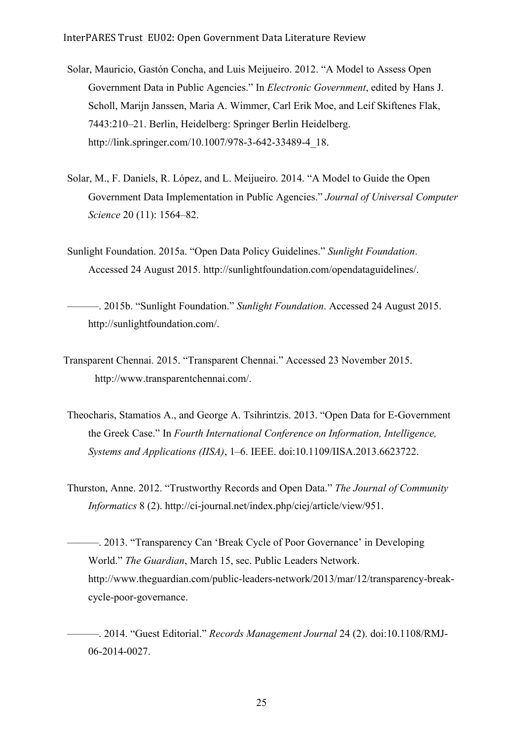Solar, Mauricio, Gastón Concha, and Luis Meijueiro. 2012. "A Model to Assess Open Government Data in Public Agencies." In *Electronic Government*, edited by Hans J. Scholl, Marijn Janssen, Maria A. Wimmer, Carl Erik Moe, and Leif Skiftenes Flak, 7443:210–21. Berlin, Heidelberg: Springer Berlin Heidelberg. http://link.springer.com/10.1007/978-3-642-33489-4_18.

Solar, M., F. Daniels, R. López, and L. Meijueiro. 2014. "A Model to Guide the Open Government Data Implementation in Public Agencies." *Journal of Universal Computer Science* 20 (11): 1564–82.

Sunlight Foundation. 2015a. "Open Data Policy Guidelines." *Sunlight Foundation*. Accessed 24 August 2015. http://sunlightfoundation.com/opendataguidelines/.

———. 2015b. "Sunlight Foundation." *Sunlight Foundation*. Accessed 24 August 2015. http://sunlightfoundation.com/.

Transparent Chennai. 2015. "Transparent Chennai." Accessed 23 November 2015. http://www.transparentchennai.com/.

Theocharis, Stamatios A., and George A. Tsihrintzis. 2013. "Open Data for E-Government the Greek Case." In *Fourth International Conference on Information, Intelligence, Systems and Applications (IISA)*, 1–6. IEEE. doi:10.1109/IISA.2013.6623722.

Thurston, Anne. 2012. "Trustworthy Records and Open Data." *The Journal of Community Informatics* 8 (2). http://ci-journal.net/index.php/ciej/article/view/951.

———. 2013. "Transparency Can 'Break Cycle of Poor Governance' in Developing World." *The Guardian*, March 15, sec. Public Leaders Network. http://www.theguardian.com/public-leaders-network/2013/mar/12/transparency-break-cycle-poor-governance.

———. 2014. "Guest Editorial." *Records Management Journal* 24 (2). doi:10.1108/RMJ-06-2014-0027.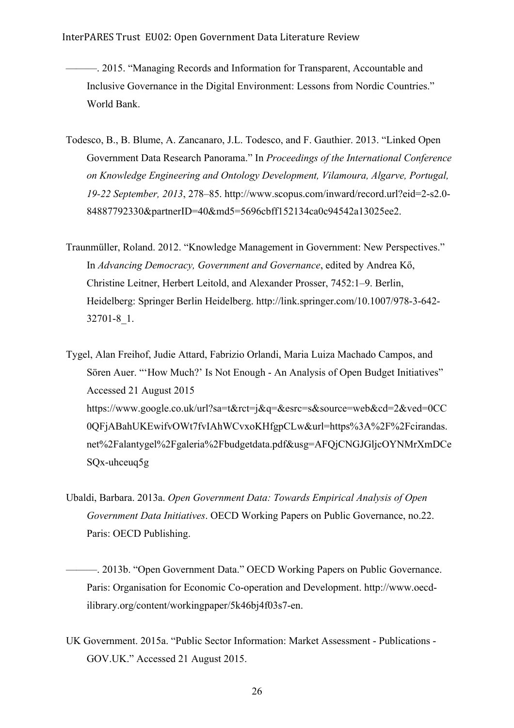———. 2015. "Managing Records and Information for Transparent, Accountable and Inclusive Governance in the Digital Environment: Lessons from Nordic Countries." World Bank.

Todesco, B., B. Blume, A. Zancanaro, J.L. Todesco, and F. Gauthier. 2013. "Linked Open Government Data Research Panorama." In *Proceedings of the International Conference on Knowledge Engineering and Ontology Development, Vilamoura, Algarve, Portugal, 19-22 September, 2013*, 278–85. http://www.scopus.com/inward/record.url?eid=2-s2.0-84887792330&partnerID=40&md5=5696cbff152134ca0c94542a13025ee2.

Traunmüller, Roland. 2012. "Knowledge Management in Government: New Perspectives." In *Advancing Democracy, Government and Governance*, edited by Andrea Kő, Christine Leitner, Herbert Leitold, and Alexander Prosser, 7452:1–9. Berlin, Heidelberg: Springer Berlin Heidelberg. http://link.springer.com/10.1007/978-3-642-32701-8_1.

Tygel, Alan Freihof, Judie Attard, Fabrizio Orlandi, Maria Luiza Machado Campos, and Sören Auer. "'How Much?' Is Not Enough - An Analysis of Open Budget Initiatives" Accessed 21 August 2015 https://www.google.co.uk/url?sa=t&rct=j&q=&esrc=s&source=web&cd=2&ved=0CC0QFjABahUKEwifvOWt7fvIAhWCvxoKHfgpCLw&url=https%3A%2F%2Fcirandas.net%2Falantygel%2Fgaleria%2Fbudgetdata.pdf&usg=AFQjCNGJGljcOYNMrXmDCeSQx-uhceuq5g

Ubaldi, Barbara. 2013a. *Open Government Data: Towards Empirical Analysis of Open Government Data Initiatives*. OECD Working Papers on Public Governance, no.22. Paris: OECD Publishing.

———. 2013b. "Open Government Data." OECD Working Papers on Public Governance. Paris: Organisation for Economic Co-operation and Development. http://www.oecd-ilibrary.org/content/workingpaper/5k46bj4f03s7-en.

UK Government. 2015a. "Public Sector Information: Market Assessment - Publications - GOV.UK." Accessed 21 August 2015.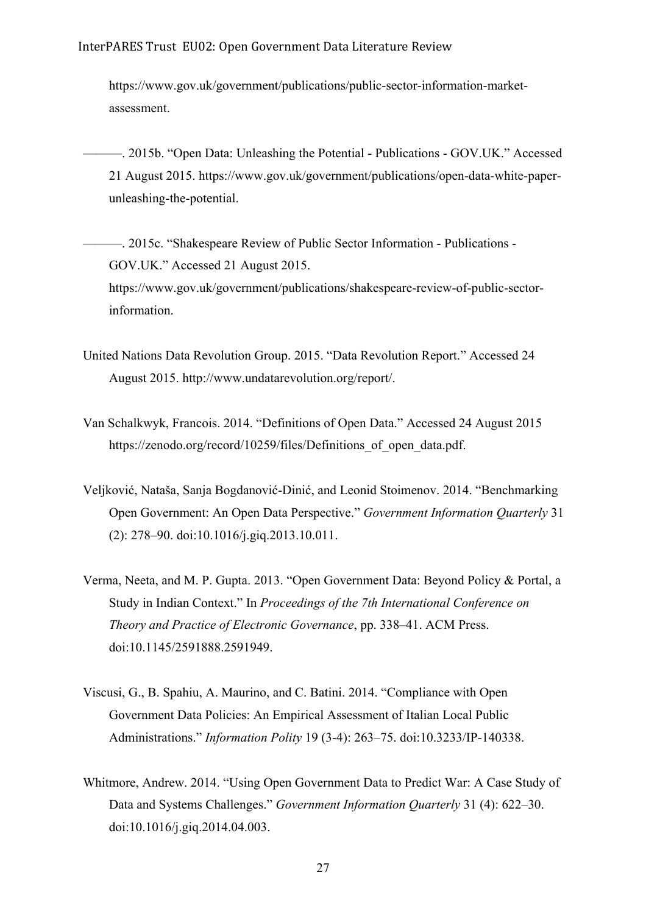https://www.gov.uk/government/publications/public-sector-information-market-assessment.

———. 2015b. “Open Data: Unleashing the Potential - Publications - GOV.UK.” Accessed 21 August 2015. https://www.gov.uk/government/publications/open-data-white-paper-unleashing-the-potential.

———. 2015c. “Shakespeare Review of Public Sector Information - Publications - GOV.UK.” Accessed 21 August 2015. https://www.gov.uk/government/publications/shakespeare-review-of-public-sector-information.

United Nations Data Revolution Group. 2015. “Data Revolution Report.” Accessed 24 August 2015. http://www.undatarevolution.org/report/.

Van Schalkwyk, Francois. 2014. “Definitions of Open Data.” Accessed 24 August 2015 https://zenodo.org/record/10259/files/Definitions_of_open_data.pdf.

Veljković, Nataša, Sanja Bogdanović-Dinić, and Leonid Stoimenov. 2014. “Benchmarking Open Government: An Open Data Perspective.” *Government Information Quarterly* 31 (2): 278–90. doi:10.1016/j.giq.2013.10.011.

Verma, Neeta, and M. P. Gupta. 2013. “Open Government Data: Beyond Policy & Portal, a Study in Indian Context.” In *Proceedings of the 7th International Conference on Theory and Practice of Electronic Governance*, pp. 338–41. ACM Press. doi:10.1145/2591888.2591949.

Viscusi, G., B. Spahiu, A. Maurino, and C. Batini. 2014. “Compliance with Open Government Data Policies: An Empirical Assessment of Italian Local Public Administrations.” *Information Polity* 19 (3-4): 263–75. doi:10.3233/IP-140338.

Whitmore, Andrew. 2014. “Using Open Government Data to Predict War: A Case Study of Data and Systems Challenges.” *Government Information Quarterly* 31 (4): 622–30. doi:10.1016/j.giq.2014.04.003.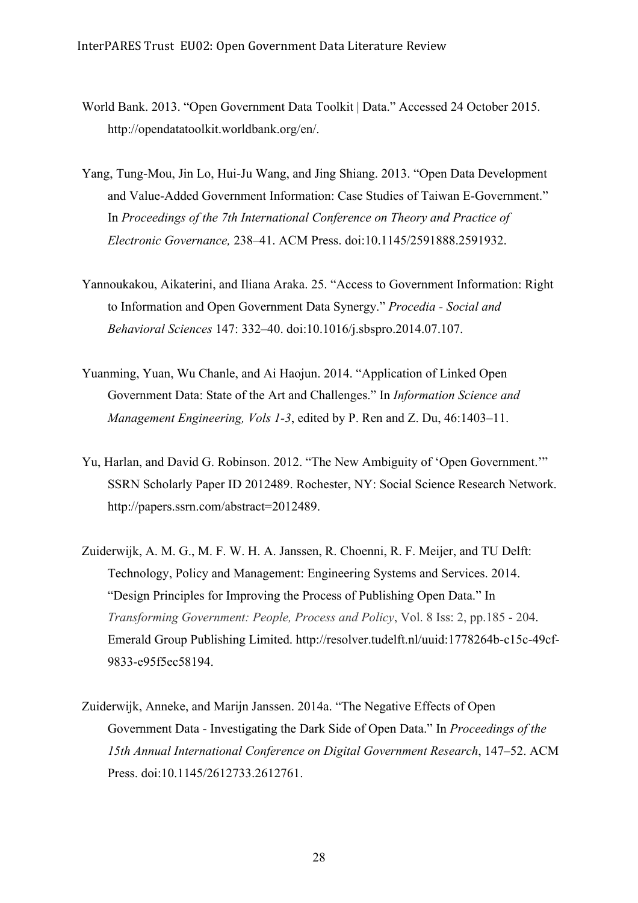World Bank. 2013. "Open Government Data Toolkit | Data." Accessed 24 October 2015. http://opendatatoolkit.worldbank.org/en/.

Yang, Tung-Mou, Jin Lo, Hui-Ju Wang, and Jing Shiang. 2013. "Open Data Development and Value-Added Government Information: Case Studies of Taiwan E-Government." In *Proceedings of the 7th International Conference on Theory and Practice of Electronic Governance,* 238–41. ACM Press. doi:10.1145/2591888.2591932.

Yannoukakou, Aikaterini, and Iliana Araka. 25. "Access to Government Information: Right to Information and Open Government Data Synergy." *Procedia - Social and Behavioral Sciences* 147: 332–40. doi:10.1016/j.sbspro.2014.07.107.

Yuanming, Yuan, Wu Chanle, and Ai Haojun. 2014. "Application of Linked Open Government Data: State of the Art and Challenges." In *Information Science and Management Engineering, Vols 1-3*, edited by P. Ren and Z. Du, 46:1403–11.

Yu, Harlan, and David G. Robinson. 2012. "The New Ambiguity of 'Open Government.'" SSRN Scholarly Paper ID 2012489. Rochester, NY: Social Science Research Network. http://papers.ssrn.com/abstract=2012489.

Zuiderwijk, A. M. G., M. F. W. H. A. Janssen, R. Choenni, R. F. Meijer, and TU Delft: Technology, Policy and Management: Engineering Systems and Services. 2014. "Design Principles for Improving the Process of Publishing Open Data." In *Transforming Government: People, Process and Policy*, Vol. 8 Iss: 2, pp.185 - 204. Emerald Group Publishing Limited. http://resolver.tudelft.nl/uuid:1778264b-c15c-49cf-9833-e95f5ec58194.

Zuiderwijk, Anneke, and Marijn Janssen. 2014a. "The Negative Effects of Open Government Data - Investigating the Dark Side of Open Data." In *Proceedings of the 15th Annual International Conference on Digital Government Research*, 147–52. ACM Press. doi:10.1145/2612733.2612761.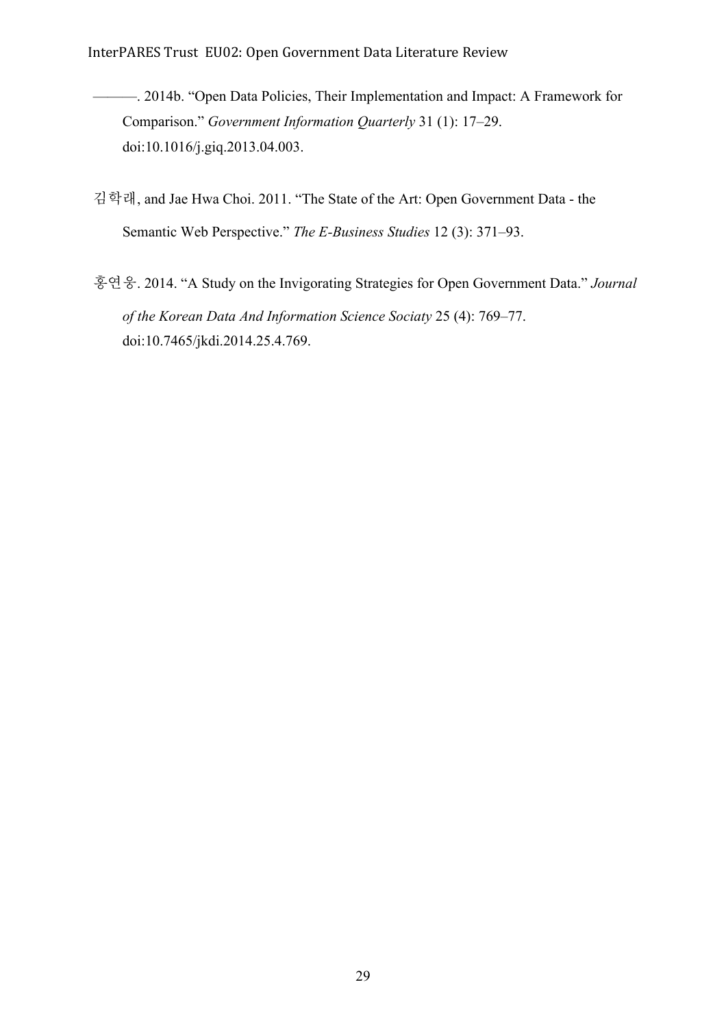———. 2014b. “Open Data Policies, Their Implementation and Impact: A Framework for Comparison.” *Government Information Quarterly* 31 (1): 17–29. doi:10.1016/j.giq.2013.04.003.

김학래, and Jae Hwa Choi. 2011. “The State of the Art: Open Government Data - the Semantic Web Perspective.” *The E-Business Studies* 12 (3): 371–93.

홍연웅. 2014. “A Study on the Invigorating Strategies for Open Government Data.” *Journal of the Korean Data And Information Science Sociaty* 25 (4): 769–77. doi:10.7465/jkdi.2014.25.4.769.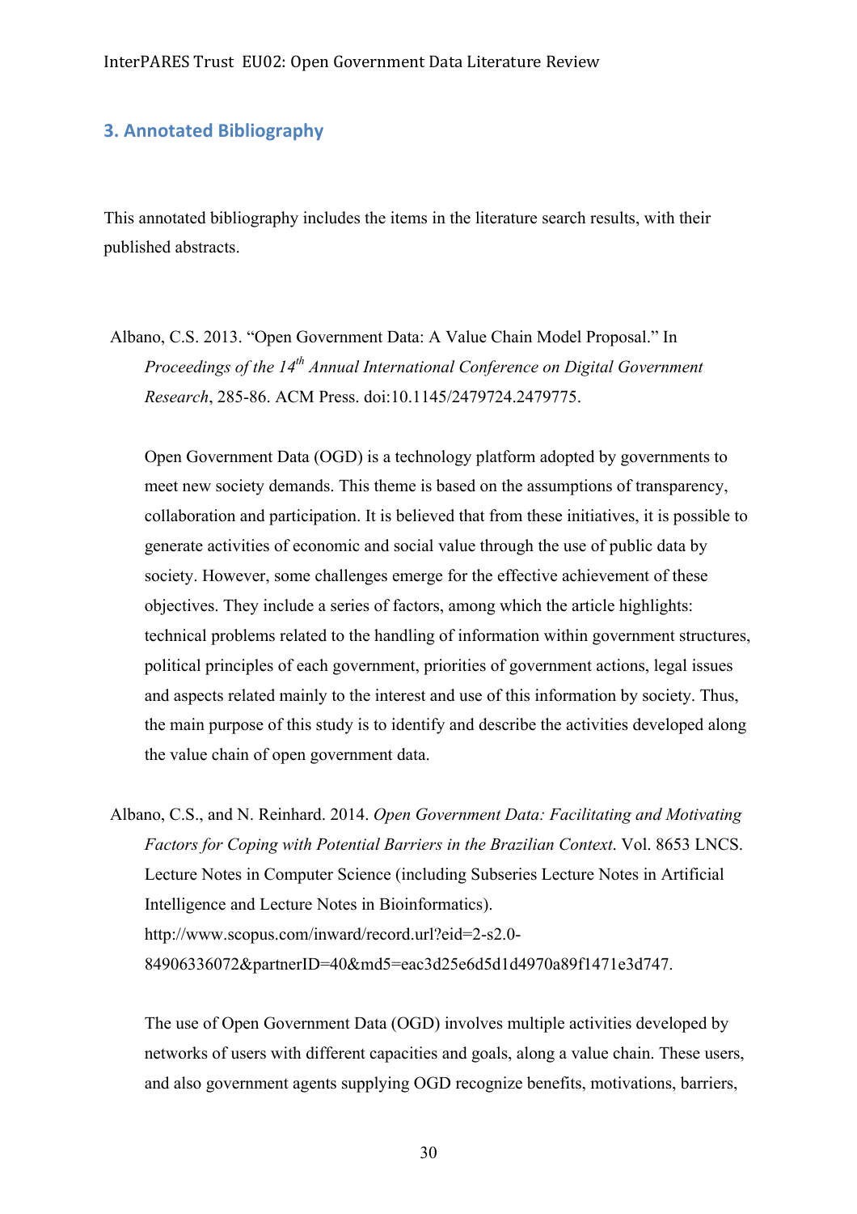## 3. Annotated Bibliography

This annotated bibliography includes the items in the literature search results, with their published abstracts.

Albano, C.S. 2013. "Open Government Data: A Value Chain Model Proposal." In *Proceedings of the 14th Annual International Conference on Digital Government Research*, 285-86. ACM Press. doi:10.1145/2479724.2479775.

> Open Government Data (OGD) is a technology platform adopted by governments to meet new society demands. This theme is based on the assumptions of transparency, collaboration and participation. It is believed that from these initiatives, it is possible to generate activities of economic and social value through the use of public data by society. However, some challenges emerge for the effective achievement of these objectives. They include a series of factors, among which the article highlights: technical problems related to the handling of information within government structures, political principles of each government, priorities of government actions, legal issues and aspects related mainly to the interest and use of this information by society. Thus, the main purpose of this study is to identify and describe the activities developed along the value chain of open government data.

Albano, C.S., and N. Reinhard. 2014. *Open Government Data: Facilitating and Motivating Factors for Coping with Potential Barriers in the Brazilian Context*. Vol. 8653 LNCS. Lecture Notes in Computer Science (including Subseries Lecture Notes in Artificial Intelligence and Lecture Notes in Bioinformatics). http://www.scopus.com/inward/record.url?eid=2-s2.0-84906336072&partnerID=40&md5=eac3d25e6d5d1d4970a89f1471e3d747.

> The use of Open Government Data (OGD) involves multiple activities developed by networks of users with different capacities and goals, along a value chain. These users, and also government agents supplying OGD recognize benefits, motivations, barriers,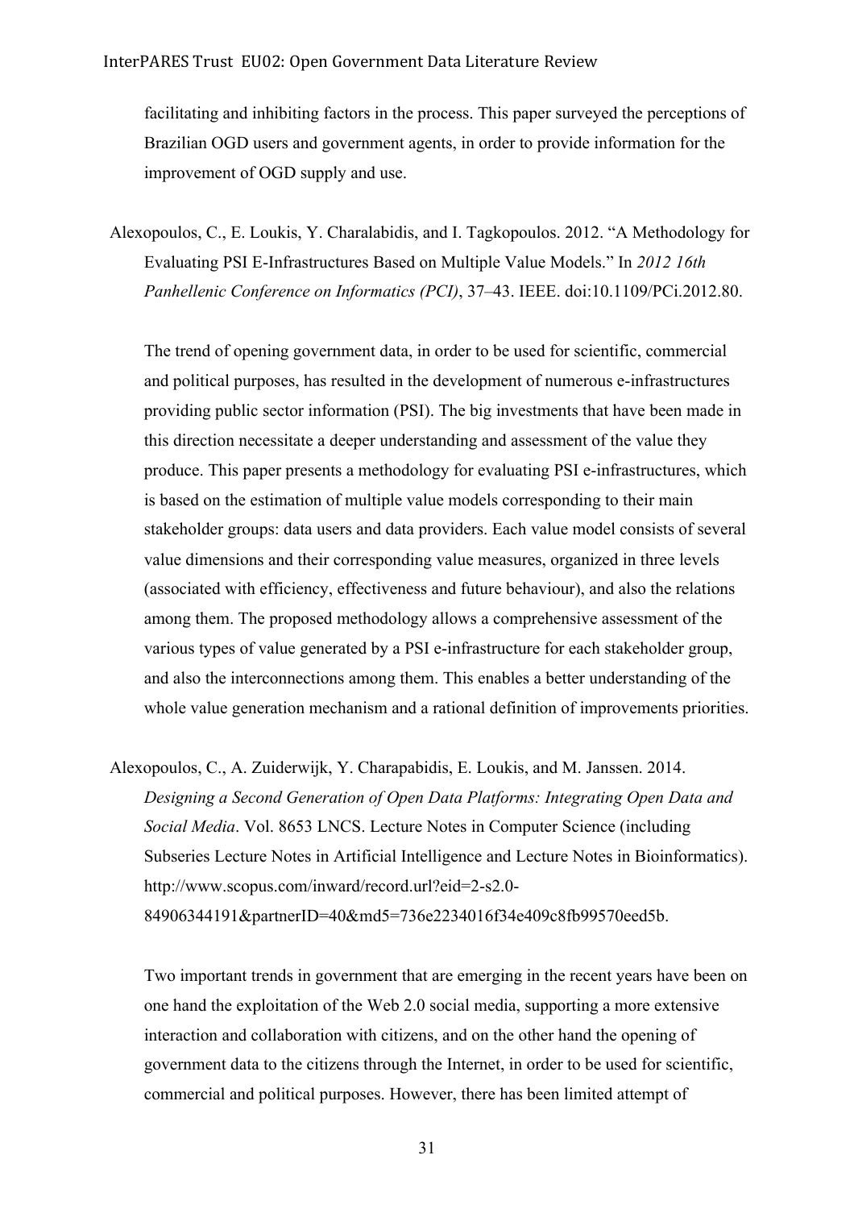facilitating and inhibiting factors in the process. This paper surveyed the perceptions of Brazilian OGD users and government agents, in order to provide information for the improvement of OGD supply and use.

Alexopoulos, C., E. Loukis, Y. Charalabidis, and I. Tagkopoulos. 2012. "A Methodology for Evaluating PSI E-Infrastructures Based on Multiple Value Models." In *2012 16th Panhellenic Conference on Informatics (PCI)*, 37–43. IEEE. doi:10.1109/PCi.2012.80.

The trend of opening government data, in order to be used for scientific, commercial and political purposes, has resulted in the development of numerous e-infrastructures providing public sector information (PSI). The big investments that have been made in this direction necessitate a deeper understanding and assessment of the value they produce. This paper presents a methodology for evaluating PSI e-infrastructures, which is based on the estimation of multiple value models corresponding to their main stakeholder groups: data users and data providers. Each value model consists of several value dimensions and their corresponding value measures, organized in three levels (associated with efficiency, effectiveness and future behaviour), and also the relations among them. The proposed methodology allows a comprehensive assessment of the various types of value generated by a PSI e-infrastructure for each stakeholder group, and also the interconnections among them. This enables a better understanding of the whole value generation mechanism and a rational definition of improvements priorities.

Alexopoulos, C., A. Zuiderwijk, Y. Charapabidis, E. Loukis, and M. Janssen. 2014. *Designing a Second Generation of Open Data Platforms: Integrating Open Data and Social Media*. Vol. 8653 LNCS. Lecture Notes in Computer Science (including Subseries Lecture Notes in Artificial Intelligence and Lecture Notes in Bioinformatics). http://www.scopus.com/inward/record.url?eid=2-s2.0-84906344191&partnerID=40&md5=736e2234016f34e409c8fb99570eed5b.

Two important trends in government that are emerging in the recent years have been on one hand the exploitation of the Web 2.0 social media, supporting a more extensive interaction and collaboration with citizens, and on the other hand the opening of government data to the citizens through the Internet, in order to be used for scientific, commercial and political purposes. However, there has been limited attempt of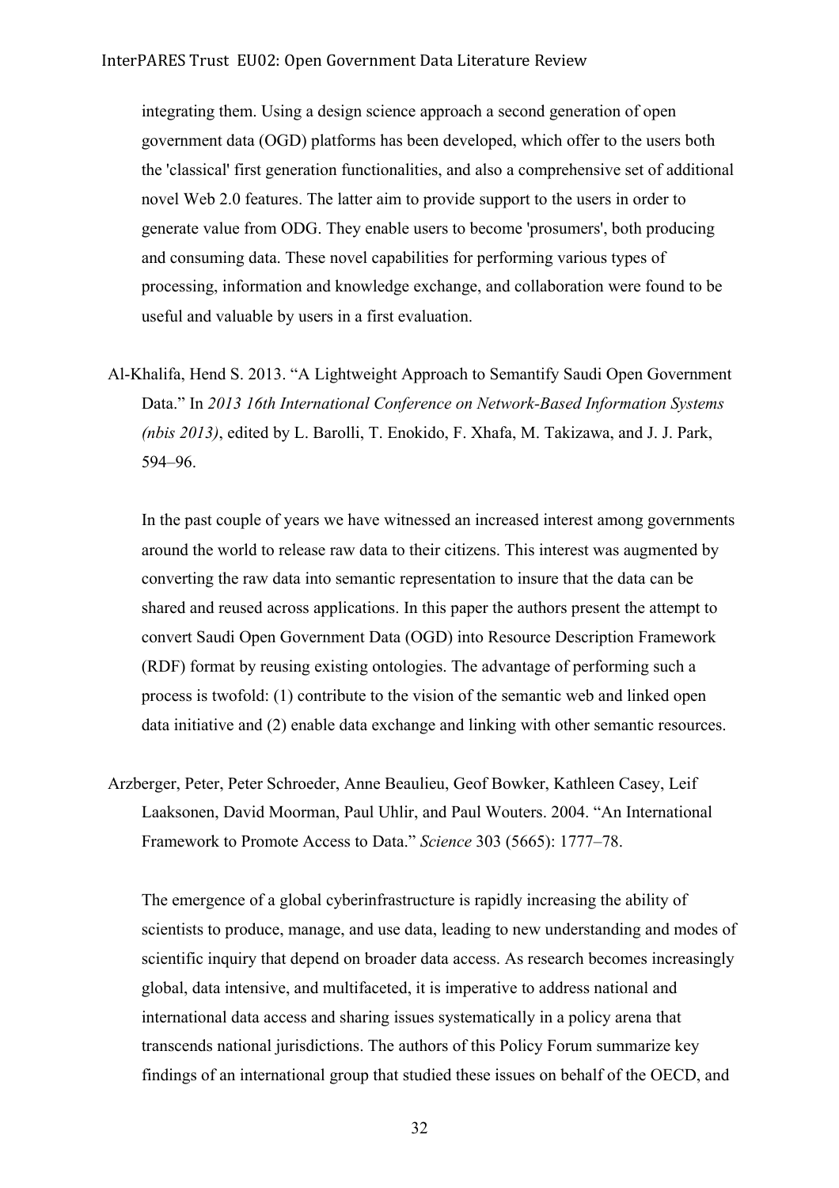integrating them. Using a design science approach a second generation of open government data (OGD) platforms has been developed, which offer to the users both the 'classical' first generation functionalities, and also a comprehensive set of additional novel Web 2.0 features. The latter aim to provide support to the users in order to generate value from ODG. They enable users to become 'prosumers', both producing and consuming data. These novel capabilities for performing various types of processing, information and knowledge exchange, and collaboration were found to be useful and valuable by users in a first evaluation.

Al-Khalifa, Hend S. 2013. "A Lightweight Approach to Semantify Saudi Open Government Data." In *2013 16th International Conference on Network-Based Information Systems (nbis 2013)*, edited by L. Barolli, T. Enokido, F. Xhafa, M. Takizawa, and J. J. Park, 594–96.

In the past couple of years we have witnessed an increased interest among governments around the world to release raw data to their citizens. This interest was augmented by converting the raw data into semantic representation to insure that the data can be shared and reused across applications. In this paper the authors present the attempt to convert Saudi Open Government Data (OGD) into Resource Description Framework (RDF) format by reusing existing ontologies. The advantage of performing such a process is twofold: (1) contribute to the vision of the semantic web and linked open data initiative and (2) enable data exchange and linking with other semantic resources.

Arzberger, Peter, Peter Schroeder, Anne Beaulieu, Geof Bowker, Kathleen Casey, Leif Laaksonen, David Moorman, Paul Uhlir, and Paul Wouters. 2004. "An International Framework to Promote Access to Data." *Science* 303 (5665): 1777–78.

The emergence of a global cyberinfrastructure is rapidly increasing the ability of scientists to produce, manage, and use data, leading to new understanding and modes of scientific inquiry that depend on broader data access. As research becomes increasingly global, data intensive, and multifaceted, it is imperative to address national and international data access and sharing issues systematically in a policy arena that transcends national jurisdictions. The authors of this Policy Forum summarize key findings of an international group that studied these issues on behalf of the OECD, and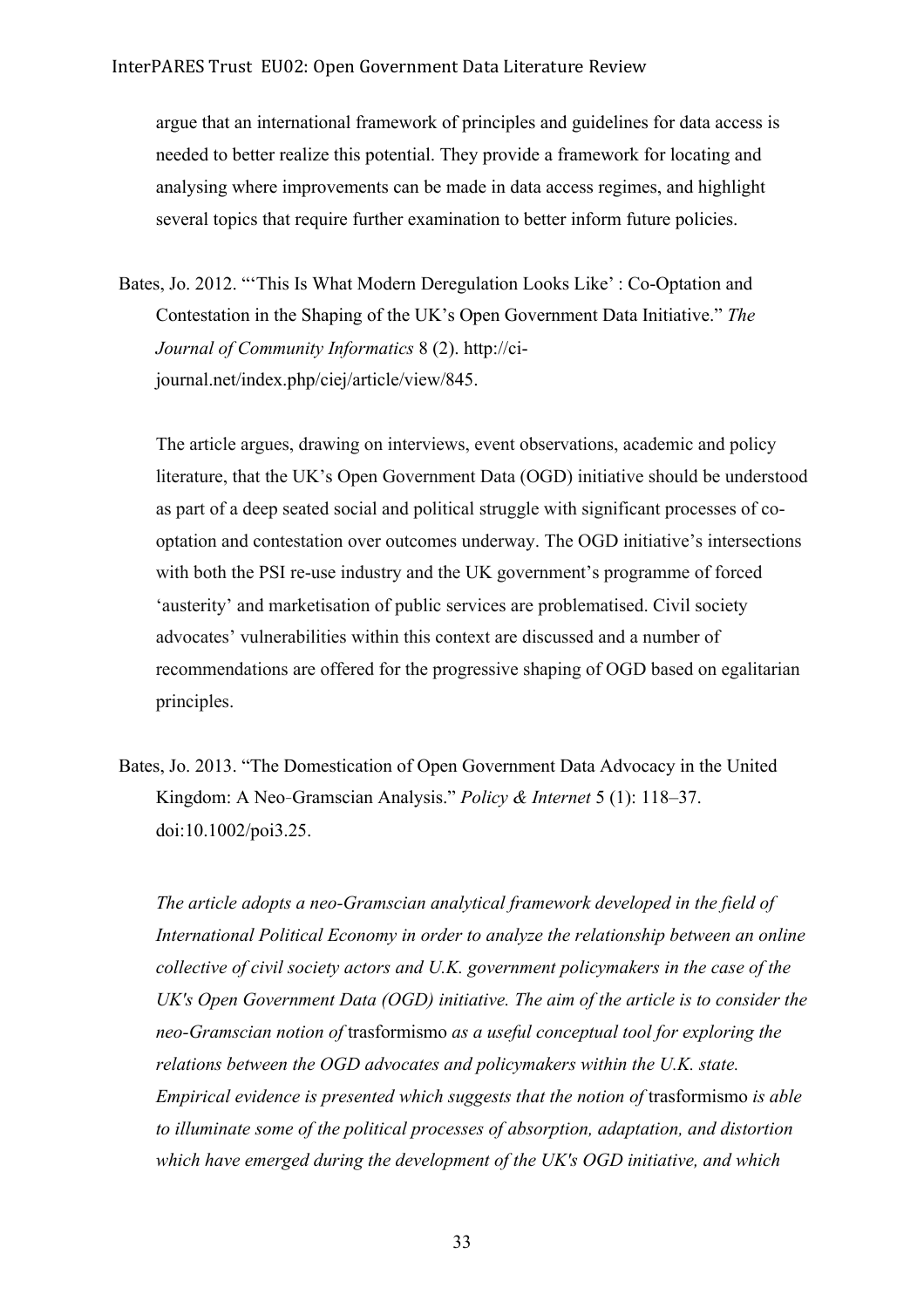argue that an international framework of principles and guidelines for data access is needed to better realize this potential. They provide a framework for locating and analysing where improvements can be made in data access regimes, and highlight several topics that require further examination to better inform future policies.

Bates, Jo. 2012. "'This Is What Modern Deregulation Looks Like' : Co-Optation and Contestation in the Shaping of the UK's Open Government Data Initiative." *The Journal of Community Informatics* 8 (2). http://ci-journal.net/index.php/ciej/article/view/845.

The article argues, drawing on interviews, event observations, academic and policy literature, that the UK's Open Government Data (OGD) initiative should be understood as part of a deep seated social and political struggle with significant processes of co-optation and contestation over outcomes underway. The OGD initiative's intersections with both the PSI re-use industry and the UK government's programme of forced 'austerity' and marketisation of public services are problematised. Civil society advocates' vulnerabilities within this context are discussed and a number of recommendations are offered for the progressive shaping of OGD based on egalitarian principles.

Bates, Jo. 2013. "The Domestication of Open Government Data Advocacy in the United Kingdom: A Neo‐Gramscian Analysis." *Policy & Internet* 5 (1): 118–37. doi:10.1002/poi3.25.

*The article adopts a neo-Gramscian analytical framework developed in the field of International Political Economy in order to analyze the relationship between an online collective of civil society actors and U.K. government policymakers in the case of the UK's Open Government Data (OGD) initiative. The aim of the article is to consider the neo-Gramscian notion of* trasformismo *as a useful conceptual tool for exploring the relations between the OGD advocates and policymakers within the U.K. state. Empirical evidence is presented which suggests that the notion of* trasformismo *is able to illuminate some of the political processes of absorption, adaptation, and distortion which have emerged during the development of the UK's OGD initiative, and which*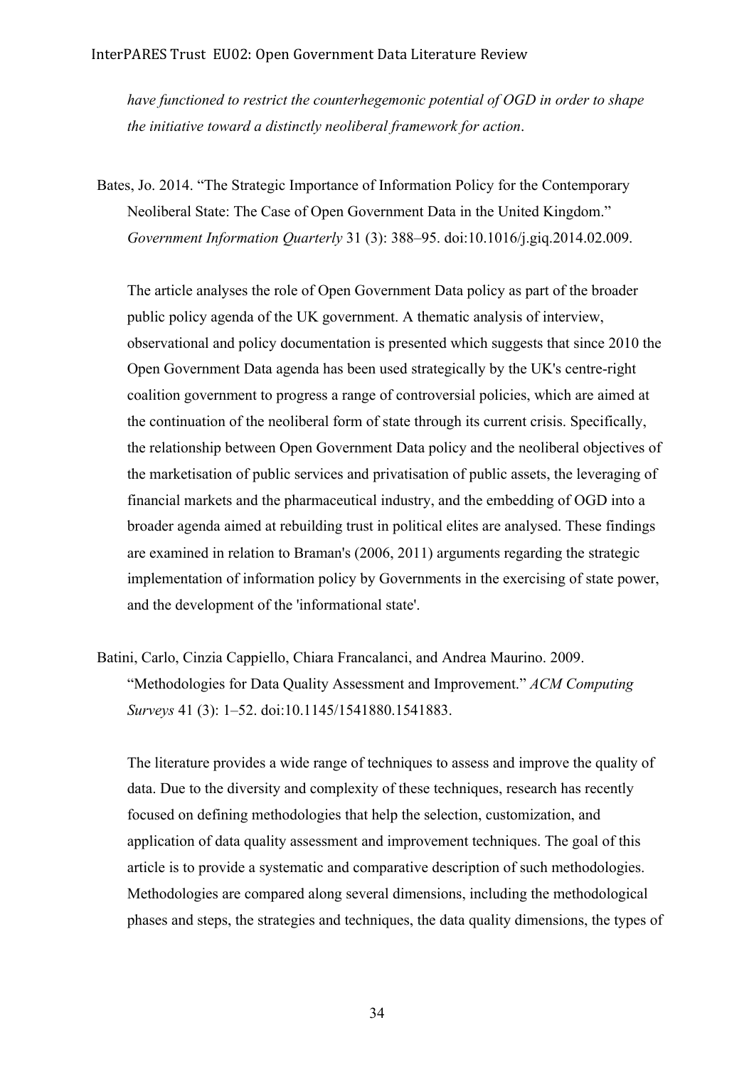*have functioned to restrict the counterhegemonic potential of OGD in order to shape the initiative toward a distinctly neoliberal framework for action*.

Bates, Jo. 2014. "The Strategic Importance of Information Policy for the Contemporary Neoliberal State: The Case of Open Government Data in the United Kingdom." *Government Information Quarterly* 31 (3): 388–95. doi:10.1016/j.giq.2014.02.009.

The article analyses the role of Open Government Data policy as part of the broader public policy agenda of the UK government. A thematic analysis of interview, observational and policy documentation is presented which suggests that since 2010 the Open Government Data agenda has been used strategically by the UK's centre-right coalition government to progress a range of controversial policies, which are aimed at the continuation of the neoliberal form of state through its current crisis. Specifically, the relationship between Open Government Data policy and the neoliberal objectives of the marketisation of public services and privatisation of public assets, the leveraging of financial markets and the pharmaceutical industry, and the embedding of OGD into a broader agenda aimed at rebuilding trust in political elites are analysed. These findings are examined in relation to Braman's (2006, 2011) arguments regarding the strategic implementation of information policy by Governments in the exercising of state power, and the development of the 'informational state'.

Batini, Carlo, Cinzia Cappiello, Chiara Francalanci, and Andrea Maurino. 2009. "Methodologies for Data Quality Assessment and Improvement." *ACM Computing Surveys* 41 (3): 1–52. doi:10.1145/1541880.1541883.

The literature provides a wide range of techniques to assess and improve the quality of data. Due to the diversity and complexity of these techniques, research has recently focused on defining methodologies that help the selection, customization, and application of data quality assessment and improvement techniques. The goal of this article is to provide a systematic and comparative description of such methodologies. Methodologies are compared along several dimensions, including the methodological phases and steps, the strategies and techniques, the data quality dimensions, the types of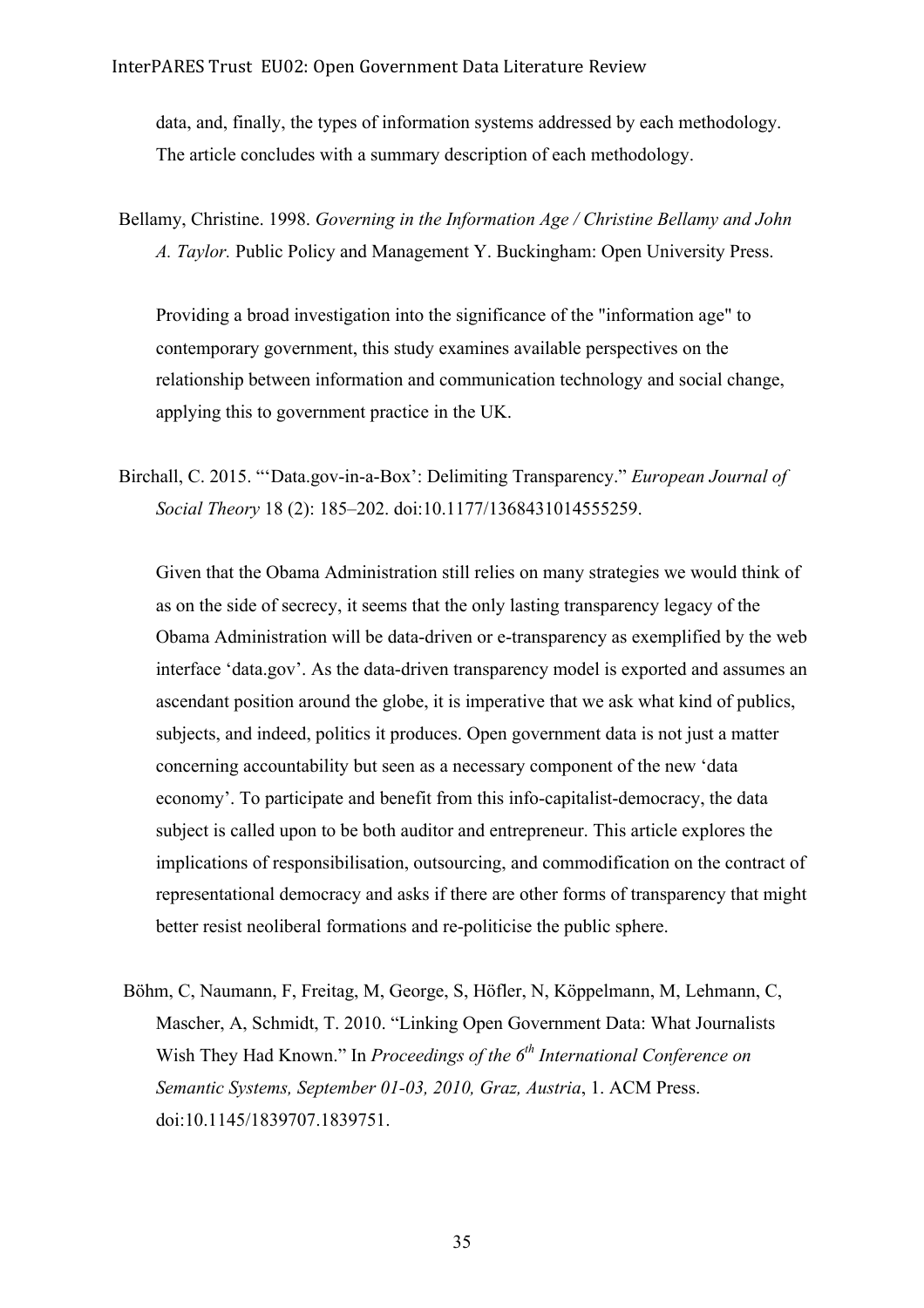data, and, finally, the types of information systems addressed by each methodology. The article concludes with a summary description of each methodology.

Bellamy, Christine. 1998. *Governing in the Information Age / Christine Bellamy and John A. Taylor.* Public Policy and Management Y. Buckingham: Open University Press.

Providing a broad investigation into the significance of the "information age" to contemporary government, this study examines available perspectives on the relationship between information and communication technology and social change, applying this to government practice in the UK.

Birchall, C. 2015. "'Data.gov-in-a-Box': Delimiting Transparency." *European Journal of Social Theory* 18 (2): 185–202. doi:10.1177/1368431014555259.

Given that the Obama Administration still relies on many strategies we would think of as on the side of secrecy, it seems that the only lasting transparency legacy of the Obama Administration will be data-driven or e-transparency as exemplified by the web interface 'data.gov'. As the data-driven transparency model is exported and assumes an ascendant position around the globe, it is imperative that we ask what kind of publics, subjects, and indeed, politics it produces. Open government data is not just a matter concerning accountability but seen as a necessary component of the new 'data economy'. To participate and benefit from this info-capitalist-democracy, the data subject is called upon to be both auditor and entrepreneur. This article explores the implications of responsibilisation, outsourcing, and commodification on the contract of representational democracy and asks if there are other forms of transparency that might better resist neoliberal formations and re-politicise the public sphere.

Böhm, C, Naumann, F, Freitag, M, George, S, Höfler, N, Köppelmann, M, Lehmann, C, Mascher, A, Schmidt, T. 2010. "Linking Open Government Data: What Journalists Wish They Had Known." In *Proceedings of the 6th International Conference on Semantic Systems, September 01-03, 2010, Graz, Austria*, 1. ACM Press. doi:10.1145/1839707.1839751.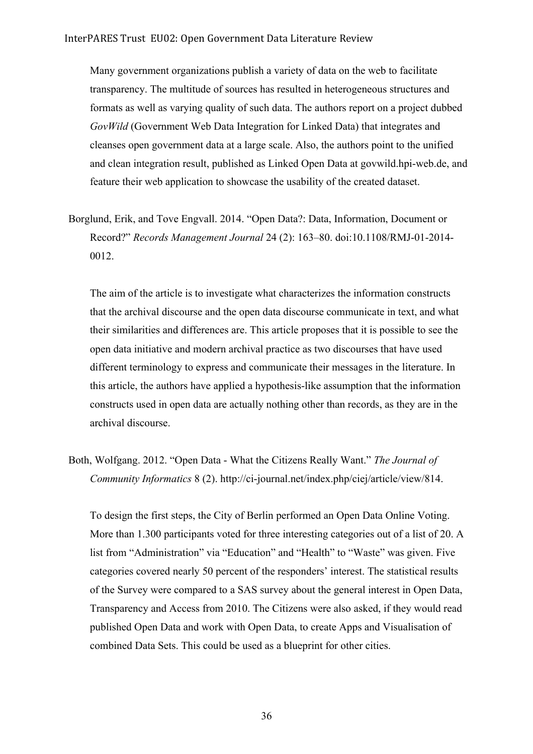Many government organizations publish a variety of data on the web to facilitate transparency. The multitude of sources has resulted in heterogeneous structures and formats as well as varying quality of such data. The authors report on a project dubbed *GovWild* (Government Web Data Integration for Linked Data) that integrates and cleanses open government data at a large scale. Also, the authors point to the unified and clean integration result, published as Linked Open Data at govwild.hpi-web.de, and feature their web application to showcase the usability of the created dataset.

Borglund, Erik, and Tove Engvall. 2014. "Open Data?: Data, Information, Document or Record?" *Records Management Journal* 24 (2): 163–80. doi:10.1108/RMJ-01-2014-0012.

The aim of the article is to investigate what characterizes the information constructs that the archival discourse and the open data discourse communicate in text, and what their similarities and differences are. This article proposes that it is possible to see the open data initiative and modern archival practice as two discourses that have used different terminology to express and communicate their messages in the literature. In this article, the authors have applied a hypothesis-like assumption that the information constructs used in open data are actually nothing other than records, as they are in the archival discourse.

Both, Wolfgang. 2012. "Open Data - What the Citizens Really Want." *The Journal of Community Informatics* 8 (2). http://ci-journal.net/index.php/ciej/article/view/814.

To design the first steps, the City of Berlin performed an Open Data Online Voting. More than 1.300 participants voted for three interesting categories out of a list of 20. A list from "Administration" via "Education" and "Health" to "Waste" was given. Five categories covered nearly 50 percent of the responders' interest. The statistical results of the Survey were compared to a SAS survey about the general interest in Open Data, Transparency and Access from 2010. The Citizens were also asked, if they would read published Open Data and work with Open Data, to create Apps and Visualisation of combined Data Sets. This could be used as a blueprint for other cities.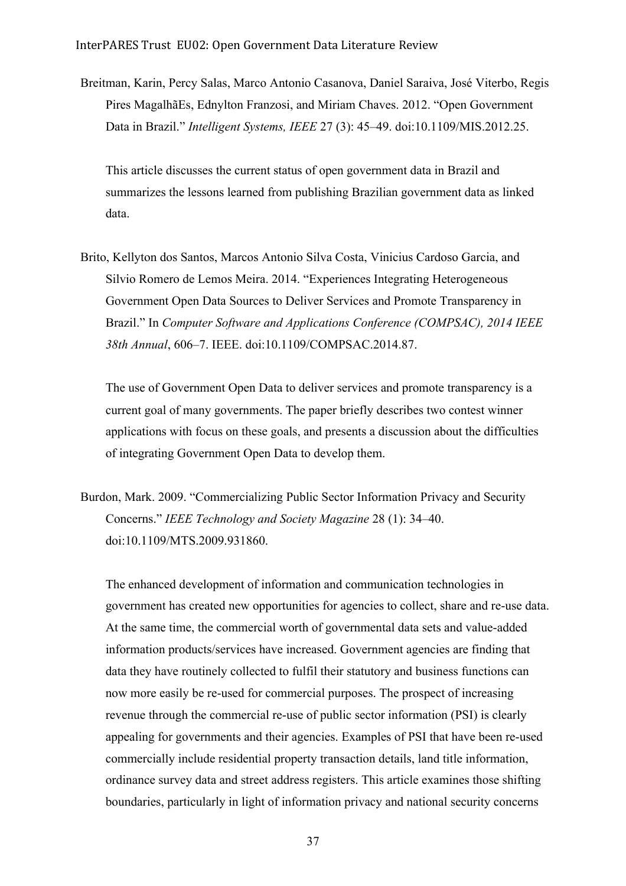Breitman, Karin, Percy Salas, Marco Antonio Casanova, Daniel Saraiva, José Viterbo, Regis Pires MagalhãEs, Ednylton Franzosi, and Miriam Chaves. 2012. "Open Government Data in Brazil." *Intelligent Systems, IEEE* 27 (3): 45–49. doi:10.1109/MIS.2012.25.

This article discusses the current status of open government data in Brazil and summarizes the lessons learned from publishing Brazilian government data as linked data.

Brito, Kellyton dos Santos, Marcos Antonio Silva Costa, Vinicius Cardoso Garcia, and Silvio Romero de Lemos Meira. 2014. "Experiences Integrating Heterogeneous Government Open Data Sources to Deliver Services and Promote Transparency in Brazil." In *Computer Software and Applications Conference (COMPSAC), 2014 IEEE 38th Annual*, 606–7. IEEE. doi:10.1109/COMPSAC.2014.87.

The use of Government Open Data to deliver services and promote transparency is a current goal of many governments. The paper briefly describes two contest winner applications with focus on these goals, and presents a discussion about the difficulties of integrating Government Open Data to develop them.

Burdon, Mark. 2009. "Commercializing Public Sector Information Privacy and Security Concerns." *IEEE Technology and Society Magazine* 28 (1): 34–40. doi:10.1109/MTS.2009.931860.

The enhanced development of information and communication technologies in government has created new opportunities for agencies to collect, share and re-use data. At the same time, the commercial worth of governmental data sets and value-added information products/services have increased. Government agencies are finding that data they have routinely collected to fulfil their statutory and business functions can now more easily be re-used for commercial purposes. The prospect of increasing revenue through the commercial re-use of public sector information (PSI) is clearly appealing for governments and their agencies. Examples of PSI that have been re-used commercially include residential property transaction details, land title information, ordinance survey data and street address registers. This article examines those shifting boundaries, particularly in light of information privacy and national security concerns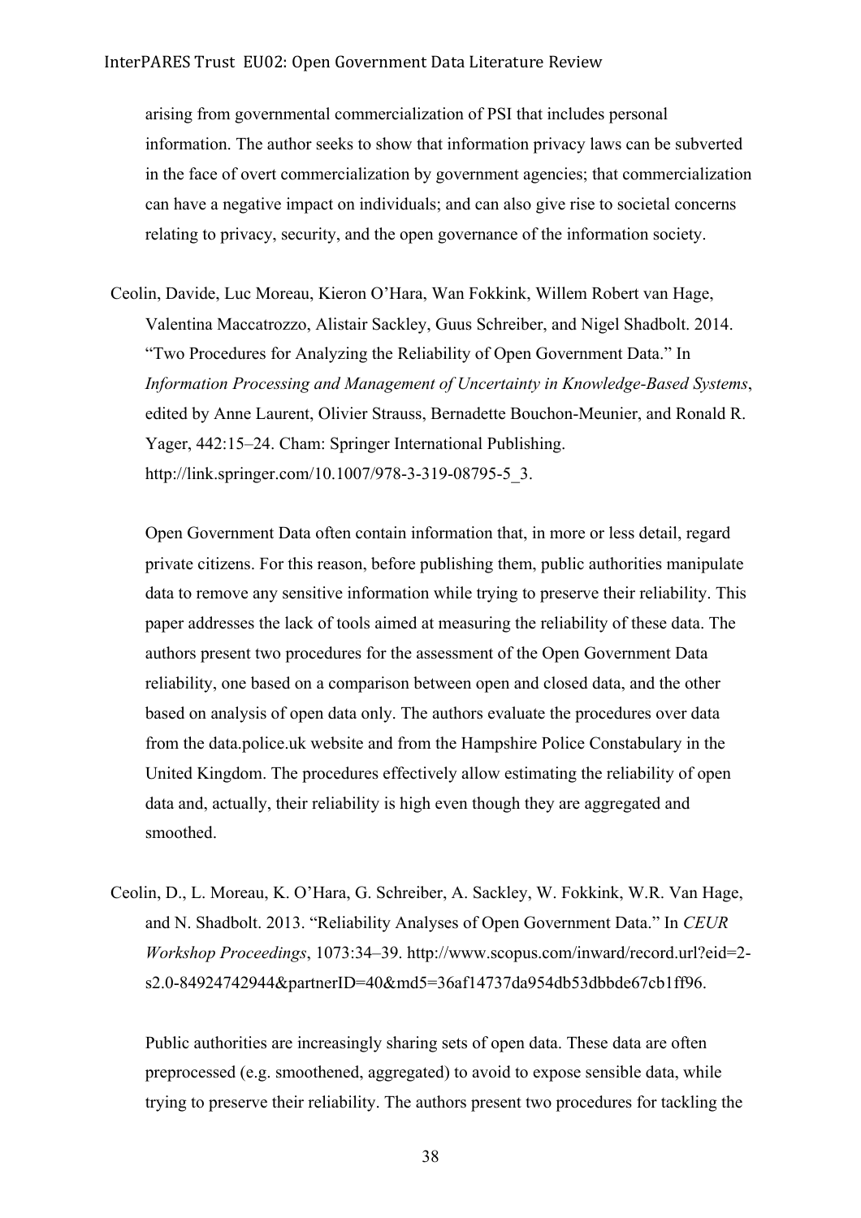arising from governmental commercialization of PSI that includes personal information. The author seeks to show that information privacy laws can be subverted in the face of overt commercialization by government agencies; that commercialization can have a negative impact on individuals; and can also give rise to societal concerns relating to privacy, security, and the open governance of the information society.

Ceolin, Davide, Luc Moreau, Kieron O'Hara, Wan Fokkink, Willem Robert van Hage, Valentina Maccatrozzo, Alistair Sackley, Guus Schreiber, and Nigel Shadbolt. 2014. "Two Procedures for Analyzing the Reliability of Open Government Data." In *Information Processing and Management of Uncertainty in Knowledge-Based Systems*, edited by Anne Laurent, Olivier Strauss, Bernadette Bouchon-Meunier, and Ronald R. Yager, 442:15–24. Cham: Springer International Publishing. http://link.springer.com/10.1007/978-3-319-08795-5_3.

Open Government Data often contain information that, in more or less detail, regard private citizens. For this reason, before publishing them, public authorities manipulate data to remove any sensitive information while trying to preserve their reliability. This paper addresses the lack of tools aimed at measuring the reliability of these data. The authors present two procedures for the assessment of the Open Government Data reliability, one based on a comparison between open and closed data, and the other based on analysis of open data only. The authors evaluate the procedures over data from the data.police.uk website and from the Hampshire Police Constabulary in the United Kingdom. The procedures effectively allow estimating the reliability of open data and, actually, their reliability is high even though they are aggregated and smoothed.

Ceolin, D., L. Moreau, K. O'Hara, G. Schreiber, A. Sackley, W. Fokkink, W.R. Van Hage, and N. Shadbolt. 2013. "Reliability Analyses of Open Government Data." In *CEUR Workshop Proceedings*, 1073:34–39. http://www.scopus.com/inward/record.url?eid=2-s2.0-84924742944&partnerID=40&md5=36af14737da954db53dbbde67cb1ff96.

Public authorities are increasingly sharing sets of open data. These data are often preprocessed (e.g. smoothened, aggregated) to avoid to expose sensible data, while trying to preserve their reliability. The authors present two procedures for tackling the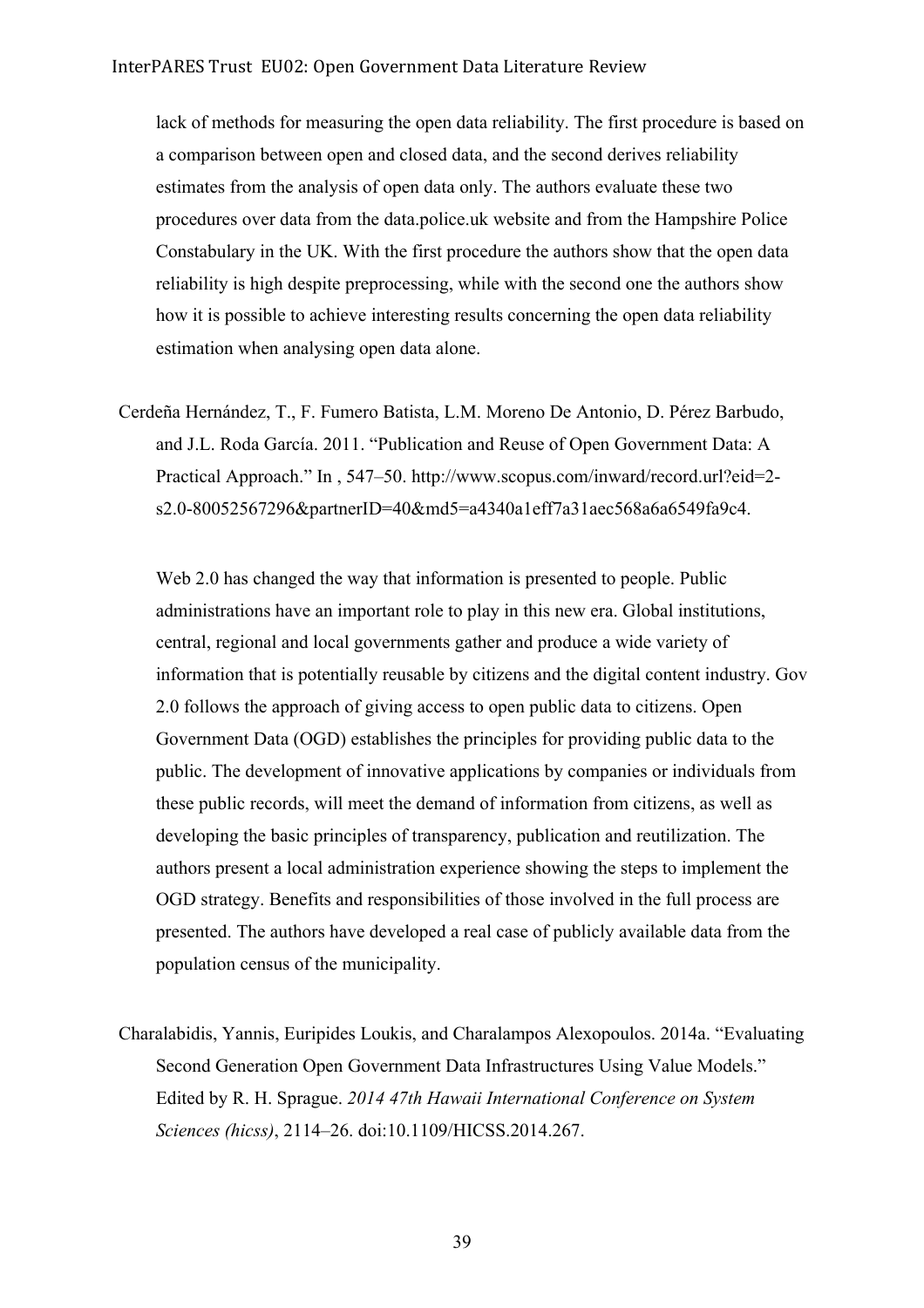lack of methods for measuring the open data reliability. The first procedure is based on a comparison between open and closed data, and the second derives reliability estimates from the analysis of open data only. The authors evaluate these two procedures over data from the data.police.uk website and from the Hampshire Police Constabulary in the UK. With the first procedure the authors show that the open data reliability is high despite preprocessing, while with the second one the authors show how it is possible to achieve interesting results concerning the open data reliability estimation when analysing open data alone.

Cerdeña Hernández, T., F. Fumero Batista, L.M. Moreno De Antonio, D. Pérez Barbudo, and J.L. Roda García. 2011. "Publication and Reuse of Open Government Data: A Practical Approach." In , 547–50. http://www.scopus.com/inward/record.url?eid=2-s2.0-80052567296&partnerID=40&md5=a4340a1eff7a31aec568a6a6549fa9c4.

Web 2.0 has changed the way that information is presented to people. Public administrations have an important role to play in this new era. Global institutions, central, regional and local governments gather and produce a wide variety of information that is potentially reusable by citizens and the digital content industry. Gov 2.0 follows the approach of giving access to open public data to citizens. Open Government Data (OGD) establishes the principles for providing public data to the public. The development of innovative applications by companies or individuals from these public records, will meet the demand of information from citizens, as well as developing the basic principles of transparency, publication and reutilization. The authors present a local administration experience showing the steps to implement the OGD strategy. Benefits and responsibilities of those involved in the full process are presented. The authors have developed a real case of publicly available data from the population census of the municipality.

Charalabidis, Yannis, Euripides Loukis, and Charalampos Alexopoulos. 2014a. "Evaluating Second Generation Open Government Data Infrastructures Using Value Models." Edited by R. H. Sprague. *2014 47th Hawaii International Conference on System Sciences (hicss)*, 2114–26. doi:10.1109/HICSS.2014.267.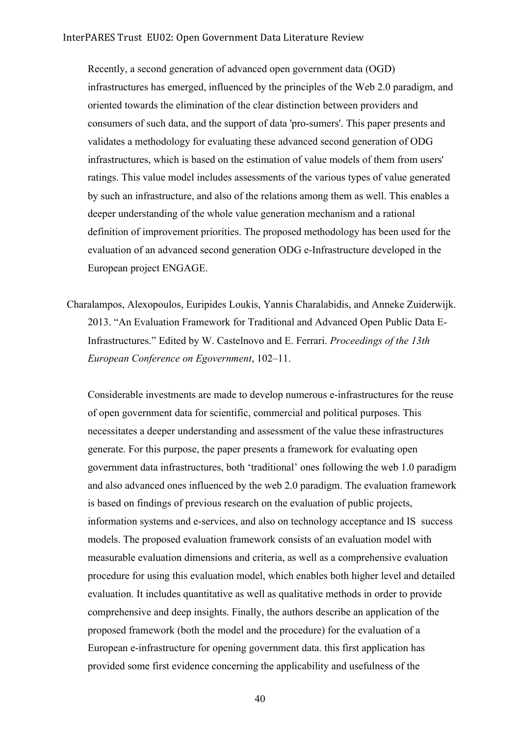Recently, a second generation of advanced open government data (OGD) infrastructures has emerged, influenced by the principles of the Web 2.0 paradigm, and oriented towards the elimination of the clear distinction between providers and consumers of such data, and the support of data 'pro-sumers'. This paper presents and validates a methodology for evaluating these advanced second generation of ODG infrastructures, which is based on the estimation of value models of them from users' ratings. This value model includes assessments of the various types of value generated by such an infrastructure, and also of the relations among them as well. This enables a deeper understanding of the whole value generation mechanism and a rational definition of improvement priorities. The proposed methodology has been used for the evaluation of an advanced second generation ODG e-Infrastructure developed in the European project ENGAGE.

Charalampos, Alexopoulos, Euripides Loukis, Yannis Charalabidis, and Anneke Zuiderwijk. 2013. "An Evaluation Framework for Traditional and Advanced Open Public Data E-Infrastructures." Edited by W. Castelnovo and E. Ferrari. *Proceedings of the 13th European Conference on Egovernment*, 102–11.

Considerable investments are made to develop numerous e-infrastructures for the reuse of open government data for scientific, commercial and political purposes. This necessitates a deeper understanding and assessment of the value these infrastructures generate. For this purpose, the paper presents a framework for evaluating open government data infrastructures, both 'traditional' ones following the web 1.0 paradigm and also advanced ones influenced by the web 2.0 paradigm. The evaluation framework is based on findings of previous research on the evaluation of public projects, information systems and e-services, and also on technology acceptance and IS success models. The proposed evaluation framework consists of an evaluation model with measurable evaluation dimensions and criteria, as well as a comprehensive evaluation procedure for using this evaluation model, which enables both higher level and detailed evaluation. It includes quantitative as well as qualitative methods in order to provide comprehensive and deep insights. Finally, the authors describe an application of the proposed framework (both the model and the procedure) for the evaluation of a European e-infrastructure for opening government data. this first application has provided some first evidence concerning the applicability and usefulness of the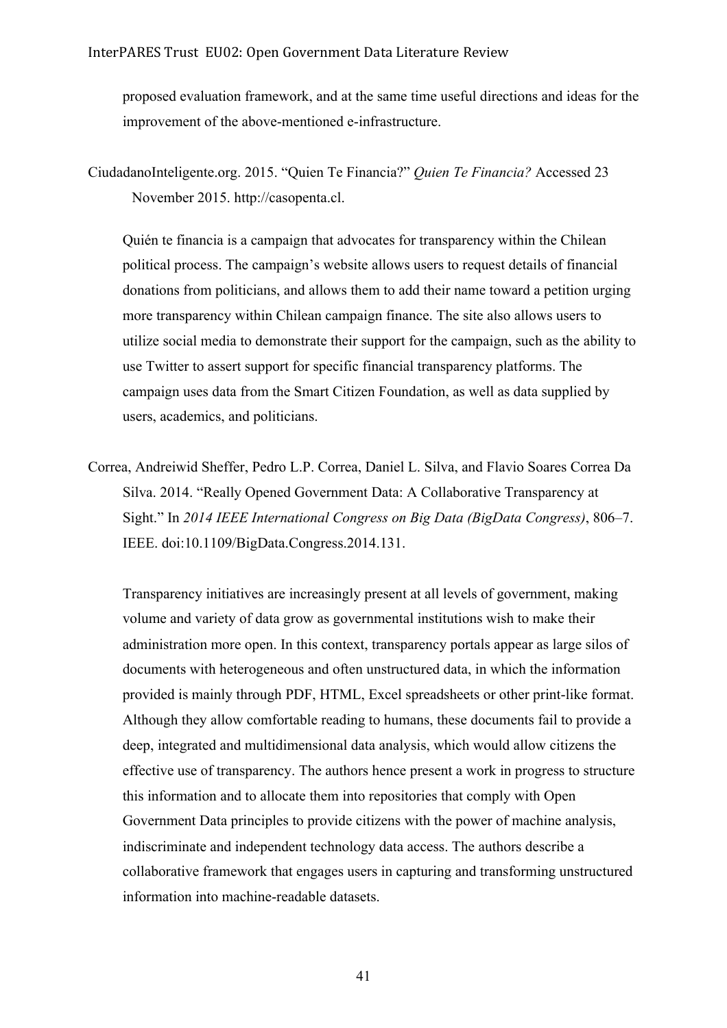proposed evaluation framework, and at the same time useful directions and ideas for the improvement of the above-mentioned e-infrastructure.

CiudadanoInteligente.org. 2015. "Quien Te Financia?" *Quien Te Financia?* Accessed 23 November 2015. http://casopenta.cl.

Quién te financia is a campaign that advocates for transparency within the Chilean political process. The campaign's website allows users to request details of financial donations from politicians, and allows them to add their name toward a petition urging more transparency within Chilean campaign finance. The site also allows users to utilize social media to demonstrate their support for the campaign, such as the ability to use Twitter to assert support for specific financial transparency platforms. The campaign uses data from the Smart Citizen Foundation, as well as data supplied by users, academics, and politicians.

Correa, Andreiwid Sheffer, Pedro L.P. Correa, Daniel L. Silva, and Flavio Soares Correa Da Silva. 2014. "Really Opened Government Data: A Collaborative Transparency at Sight." In *2014 IEEE International Congress on Big Data (BigData Congress)*, 806–7. IEEE. doi:10.1109/BigData.Congress.2014.131.

Transparency initiatives are increasingly present at all levels of government, making volume and variety of data grow as governmental institutions wish to make their administration more open. In this context, transparency portals appear as large silos of documents with heterogeneous and often unstructured data, in which the information provided is mainly through PDF, HTML, Excel spreadsheets or other print-like format. Although they allow comfortable reading to humans, these documents fail to provide a deep, integrated and multidimensional data analysis, which would allow citizens the effective use of transparency. The authors hence present a work in progress to structure this information and to allocate them into repositories that comply with Open Government Data principles to provide citizens with the power of machine analysis, indiscriminate and independent technology data access. The authors describe a collaborative framework that engages users in capturing and transforming unstructured information into machine-readable datasets.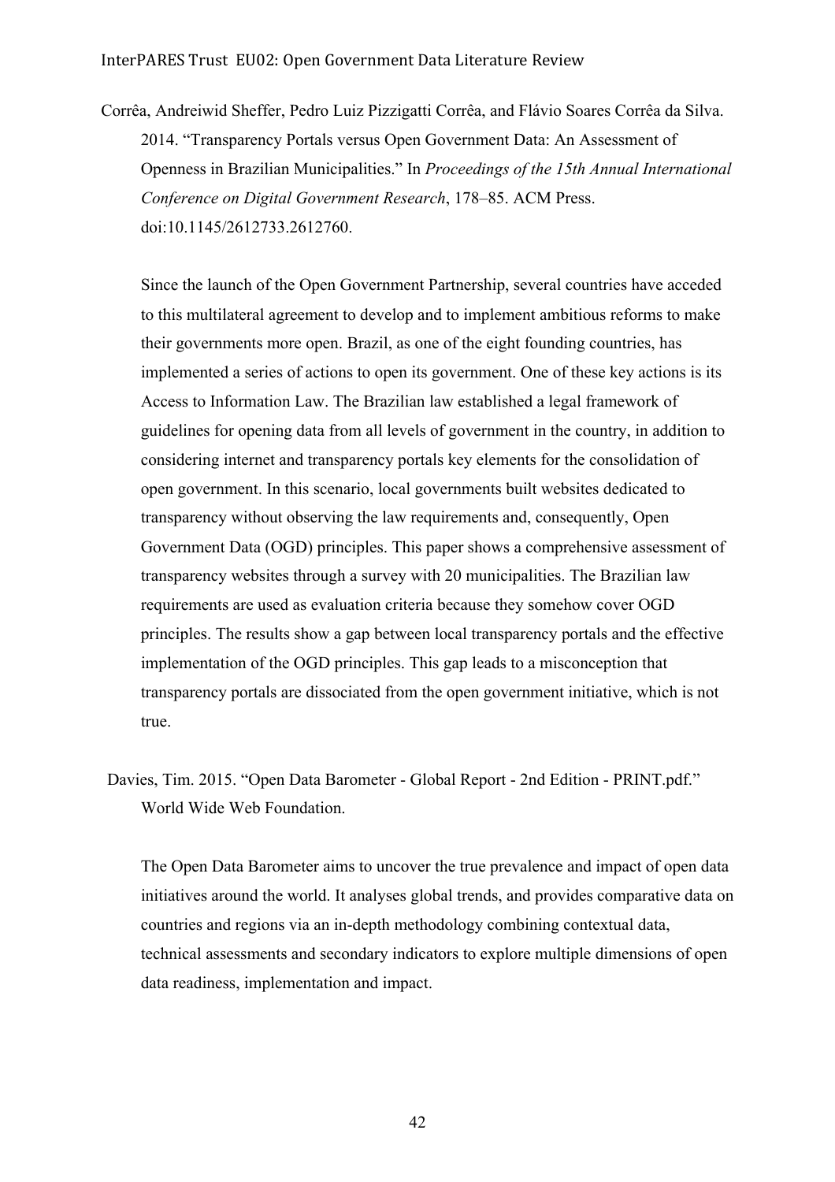Corrêa, Andreiwid Sheffer, Pedro Luiz Pizzigatti Corrêa, and Flávio Soares Corrêa da Silva. 2014. "Transparency Portals versus Open Government Data: An Assessment of Openness in Brazilian Municipalities." In *Proceedings of the 15th Annual International Conference on Digital Government Research*, 178–85. ACM Press. doi:10.1145/2612733.2612760.

Since the launch of the Open Government Partnership, several countries have acceded to this multilateral agreement to develop and to implement ambitious reforms to make their governments more open. Brazil, as one of the eight founding countries, has implemented a series of actions to open its government. One of these key actions is its Access to Information Law. The Brazilian law established a legal framework of guidelines for opening data from all levels of government in the country, in addition to considering internet and transparency portals key elements for the consolidation of open government. In this scenario, local governments built websites dedicated to transparency without observing the law requirements and, consequently, Open Government Data (OGD) principles. This paper shows a comprehensive assessment of transparency websites through a survey with 20 municipalities. The Brazilian law requirements are used as evaluation criteria because they somehow cover OGD principles. The results show a gap between local transparency portals and the effective implementation of the OGD principles. This gap leads to a misconception that transparency portals are dissociated from the open government initiative, which is not true.

Davies, Tim. 2015. "Open Data Barometer - Global Report - 2nd Edition - PRINT.pdf." World Wide Web Foundation.

The Open Data Barometer aims to uncover the true prevalence and impact of open data initiatives around the world. It analyses global trends, and provides comparative data on countries and regions via an in-depth methodology combining contextual data, technical assessments and secondary indicators to explore multiple dimensions of open data readiness, implementation and impact.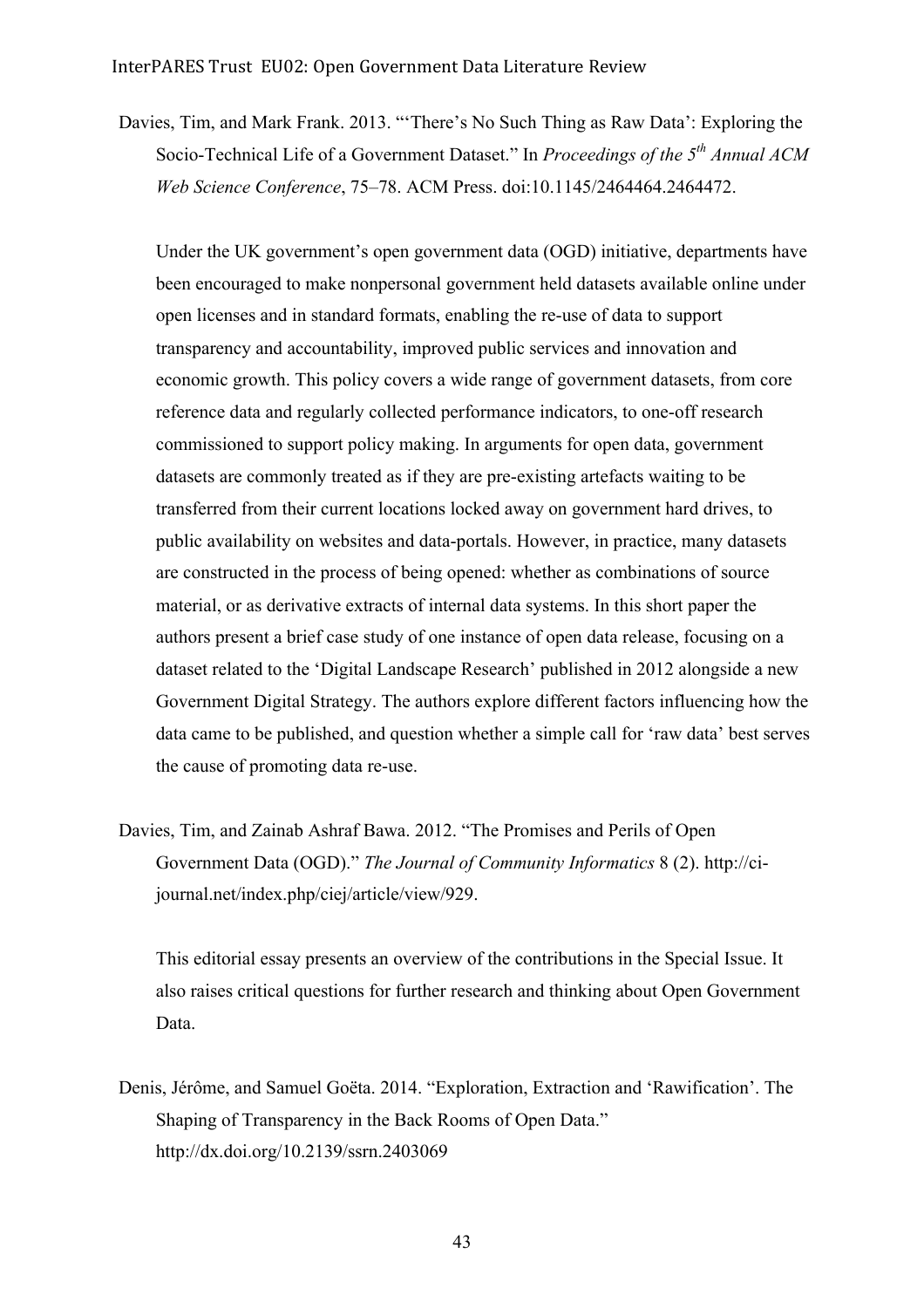Davies, Tim, and Mark Frank. 2013. "'There's No Such Thing as Raw Data': Exploring the Socio-Technical Life of a Government Dataset." In *Proceedings of the 5th Annual ACM Web Science Conference*, 75–78. ACM Press. doi:10.1145/2464464.2464472.

Under the UK government's open government data (OGD) initiative, departments have been encouraged to make nonpersonal government held datasets available online under open licenses and in standard formats, enabling the re-use of data to support transparency and accountability, improved public services and innovation and economic growth. This policy covers a wide range of government datasets, from core reference data and regularly collected performance indicators, to one-off research commissioned to support policy making. In arguments for open data, government datasets are commonly treated as if they are pre-existing artefacts waiting to be transferred from their current locations locked away on government hard drives, to public availability on websites and data-portals. However, in practice, many datasets are constructed in the process of being opened: whether as combinations of source material, or as derivative extracts of internal data systems. In this short paper the authors present a brief case study of one instance of open data release, focusing on a dataset related to the 'Digital Landscape Research' published in 2012 alongside a new Government Digital Strategy. The authors explore different factors influencing how the data came to be published, and question whether a simple call for 'raw data' best serves the cause of promoting data re-use.

Davies, Tim, and Zainab Ashraf Bawa. 2012. "The Promises and Perils of Open Government Data (OGD)." *The Journal of Community Informatics* 8 (2). http://ci-journal.net/index.php/ciej/article/view/929.

This editorial essay presents an overview of the contributions in the Special Issue. It also raises critical questions for further research and thinking about Open Government Data.

Denis, Jérôme, and Samuel Goëta. 2014. "Exploration, Extraction and 'Rawification'. The Shaping of Transparency in the Back Rooms of Open Data." http://dx.doi.org/10.2139/ssrn.2403069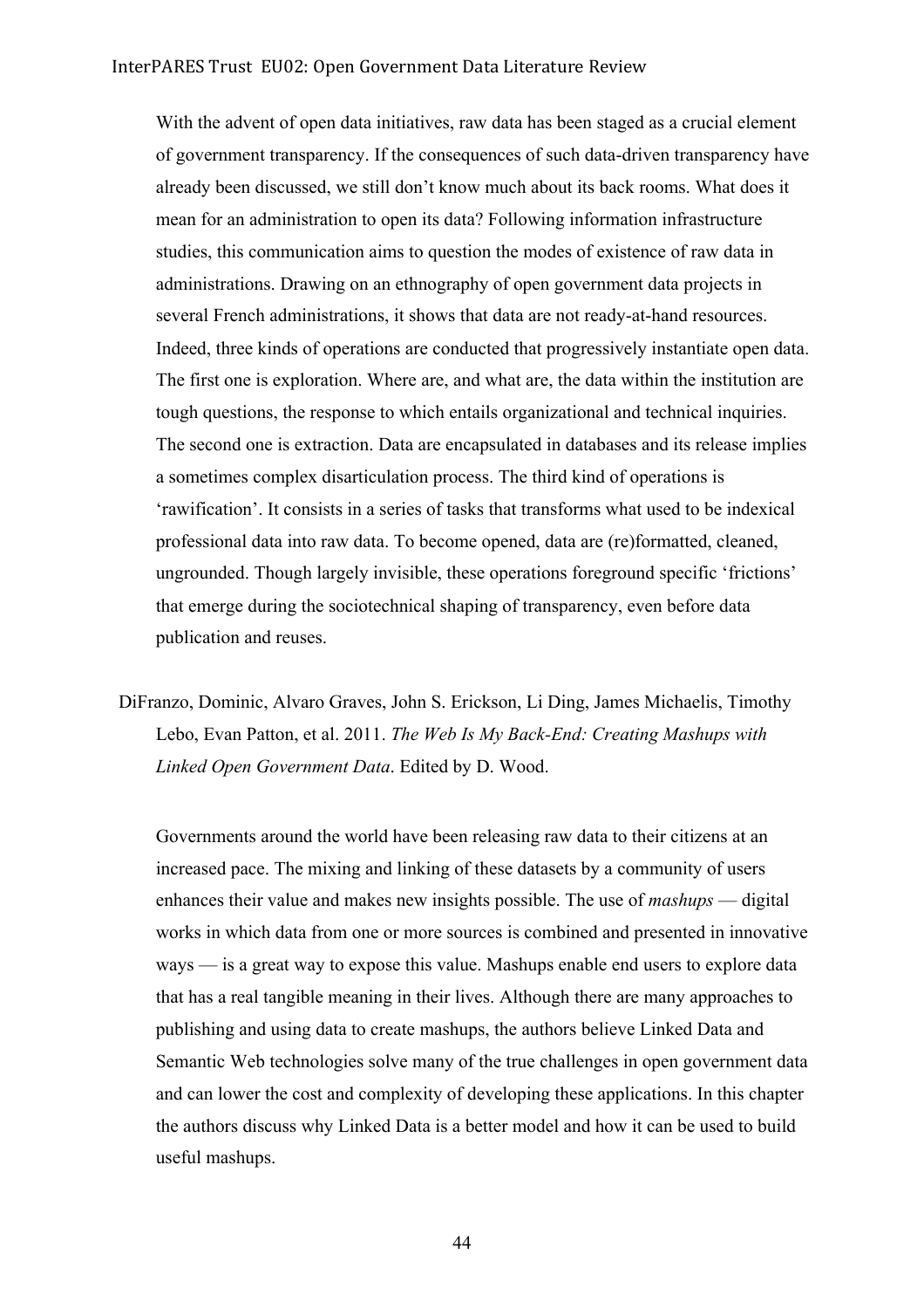With the advent of open data initiatives, raw data has been staged as a crucial element of government transparency. If the consequences of such data-driven transparency have already been discussed, we still don't know much about its back rooms. What does it mean for an administration to open its data? Following information infrastructure studies, this communication aims to question the modes of existence of raw data in administrations. Drawing on an ethnography of open government data projects in several French administrations, it shows that data are not ready-at-hand resources. Indeed, three kinds of operations are conducted that progressively instantiate open data. The first one is exploration. Where are, and what are, the data within the institution are tough questions, the response to which entails organizational and technical inquiries. The second one is extraction. Data are encapsulated in databases and its release implies a sometimes complex disarticulation process. The third kind of operations is 'rawification'. It consists in a series of tasks that transforms what used to be indexical professional data into raw data. To become opened, data are (re)formatted, cleaned, ungrounded. Though largely invisible, these operations foreground specific 'frictions' that emerge during the sociotechnical shaping of transparency, even before data publication and reuses.

DiFranzo, Dominic, Alvaro Graves, John S. Erickson, Li Ding, James Michaelis, Timothy Lebo, Evan Patton, et al. 2011. *The Web Is My Back-End: Creating Mashups with Linked Open Government Data*. Edited by D. Wood.

Governments around the world have been releasing raw data to their citizens at an increased pace. The mixing and linking of these datasets by a community of users enhances their value and makes new insights possible. The use of *mashups* — digital works in which data from one or more sources is combined and presented in innovative ways — is a great way to expose this value. Mashups enable end users to explore data that has a real tangible meaning in their lives. Although there are many approaches to publishing and using data to create mashups, the authors believe Linked Data and Semantic Web technologies solve many of the true challenges in open government data and can lower the cost and complexity of developing these applications. In this chapter the authors discuss why Linked Data is a better model and how it can be used to build useful mashups.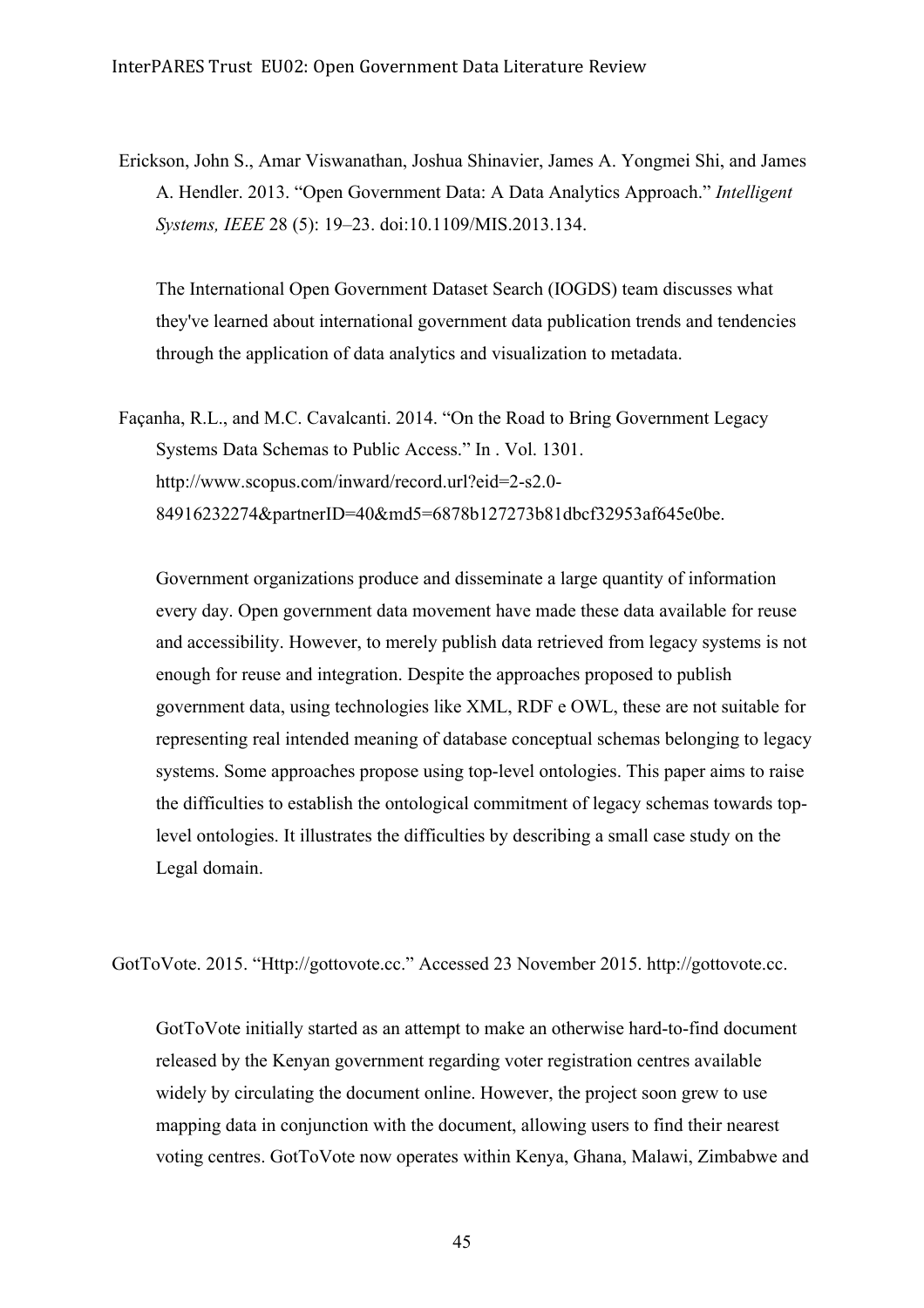Erickson, John S., Amar Viswanathan, Joshua Shinavier, James A. Yongmei Shi, and James A. Hendler. 2013. "Open Government Data: A Data Analytics Approach." *Intelligent Systems, IEEE* 28 (5): 19–23. doi:10.1109/MIS.2013.134.

The International Open Government Dataset Search (IOGDS) team discusses what they've learned about international government data publication trends and tendencies through the application of data analytics and visualization to metadata.

Façanha, R.L., and M.C. Cavalcanti. 2014. "On the Road to Bring Government Legacy Systems Data Schemas to Public Access." In . Vol. 1301. http://www.scopus.com/inward/record.url?eid=2-s2.0-84916232274&partnerID=40&md5=6878b127273b81dbcf32953af645e0be.

Government organizations produce and disseminate a large quantity of information every day. Open government data movement have made these data available for reuse and accessibility. However, to merely publish data retrieved from legacy systems is not enough for reuse and integration. Despite the approaches proposed to publish government data, using technologies like XML, RDF e OWL, these are not suitable for representing real intended meaning of database conceptual schemas belonging to legacy systems. Some approaches propose using top-level ontologies. This paper aims to raise the difficulties to establish the ontological commitment of legacy schemas towards top-level ontologies. It illustrates the difficulties by describing a small case study on the Legal domain.

GotToVote. 2015. "Http://gottovote.cc." Accessed 23 November 2015. http://gottovote.cc.

GotToVote initially started as an attempt to make an otherwise hard-to-find document released by the Kenyan government regarding voter registration centres available widely by circulating the document online. However, the project soon grew to use mapping data in conjunction with the document, allowing users to find their nearest voting centres. GotToVote now operates within Kenya, Ghana, Malawi, Zimbabwe and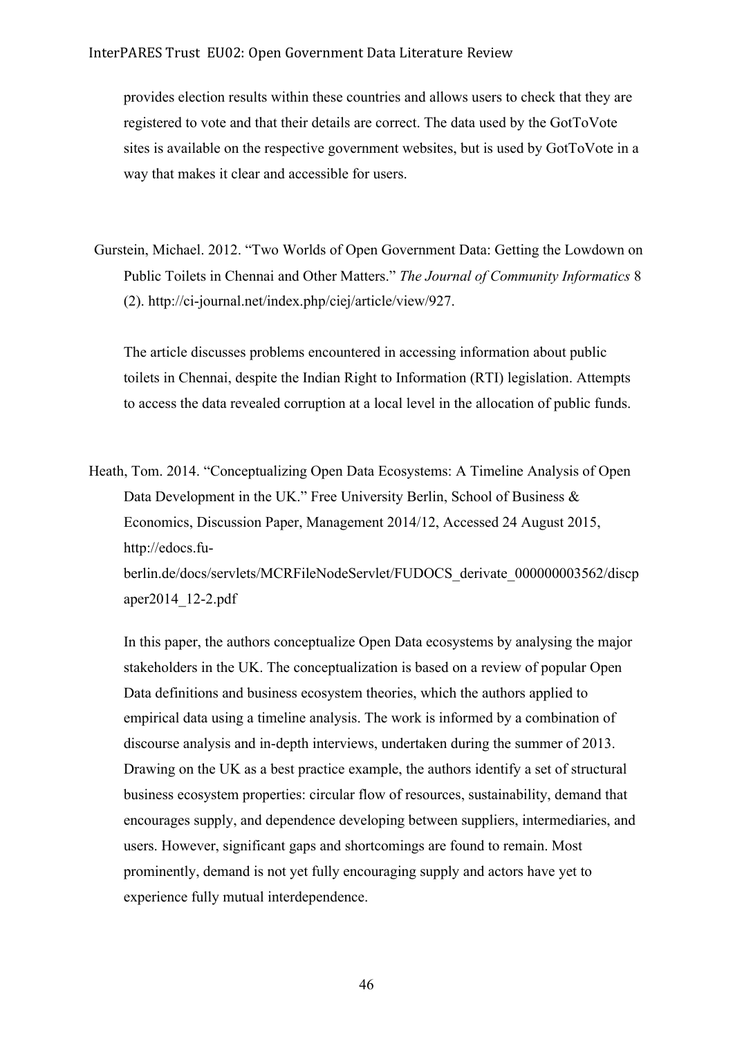provides election results within these countries and allows users to check that they are registered to vote and that their details are correct. The data used by the GotToVote sites is available on the respective government websites, but is used by GotToVote in a way that makes it clear and accessible for users.

Gurstein, Michael. 2012. "Two Worlds of Open Government Data: Getting the Lowdown on Public Toilets in Chennai and Other Matters." *The Journal of Community Informatics* 8 (2). http://ci-journal.net/index.php/ciej/article/view/927.

The article discusses problems encountered in accessing information about public toilets in Chennai, despite the Indian Right to Information (RTI) legislation. Attempts to access the data revealed corruption at a local level in the allocation of public funds.

Heath, Tom. 2014. "Conceptualizing Open Data Ecosystems: A Timeline Analysis of Open Data Development in the UK." Free University Berlin, School of Business & Economics, Discussion Paper, Management 2014/12, Accessed 24 August 2015, http://edocs.fu-berlin.de/docs/servlets/MCRFileNodeServlet/FUDOCS_derivate_000000003562/discpaper2014_12-2.pdf

In this paper, the authors conceptualize Open Data ecosystems by analysing the major stakeholders in the UK. The conceptualization is based on a review of popular Open Data definitions and business ecosystem theories, which the authors applied to empirical data using a timeline analysis. The work is informed by a combination of discourse analysis and in-depth interviews, undertaken during the summer of 2013. Drawing on the UK as a best practice example, the authors identify a set of structural business ecosystem properties: circular flow of resources, sustainability, demand that encourages supply, and dependence developing between suppliers, intermediaries, and users. However, significant gaps and shortcomings are found to remain. Most prominently, demand is not yet fully encouraging supply and actors have yet to experience fully mutual interdependence.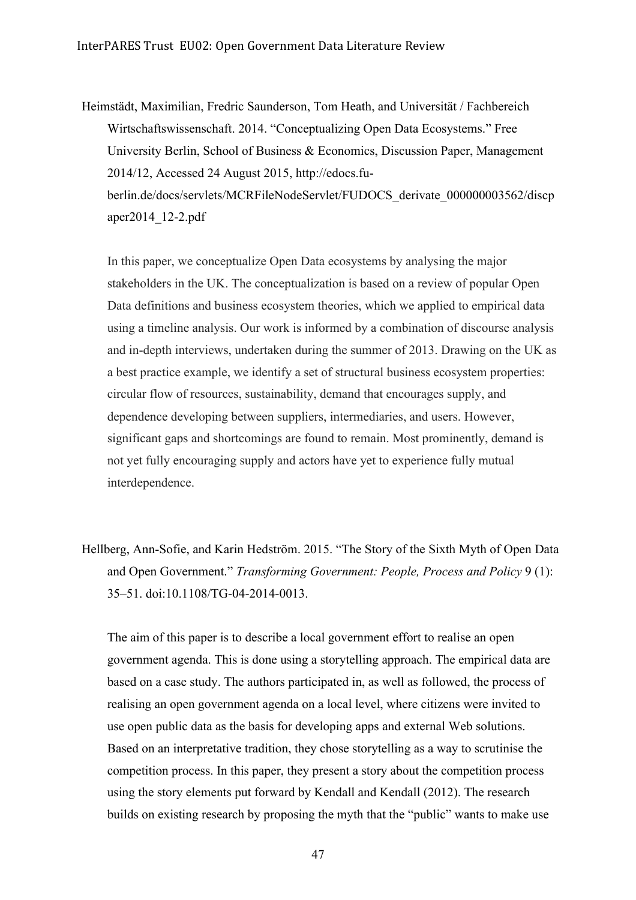Heimstädt, Maximilian, Fredric Saunderson, Tom Heath, and Universität / Fachbereich Wirtschaftswissenschaft. 2014. "Conceptualizing Open Data Ecosystems." Free University Berlin, School of Business & Economics, Discussion Paper, Management 2014/12, Accessed 24 August 2015, http://edocs.fu-berlin.de/docs/servlets/MCRFileNodeServlet/FUDOCS_derivate_000000003562/discpaper2014_12-2.pdf

In this paper, we conceptualize Open Data ecosystems by analysing the major stakeholders in the UK. The conceptualization is based on a review of popular Open Data definitions and business ecosystem theories, which we applied to empirical data using a timeline analysis. Our work is informed by a combination of discourse analysis and in-depth interviews, undertaken during the summer of 2013. Drawing on the UK as a best practice example, we identify a set of structural business ecosystem properties: circular flow of resources, sustainability, demand that encourages supply, and dependence developing between suppliers, intermediaries, and users. However, significant gaps and shortcomings are found to remain. Most prominently, demand is not yet fully encouraging supply and actors have yet to experience fully mutual interdependence.

Hellberg, Ann-Sofie, and Karin Hedström. 2015. "The Story of the Sixth Myth of Open Data and Open Government." *Transforming Government: People, Process and Policy* 9 (1): 35–51. doi:10.1108/TG-04-2014-0013.

The aim of this paper is to describe a local government effort to realise an open government agenda. This is done using a storytelling approach. The empirical data are based on a case study. The authors participated in, as well as followed, the process of realising an open government agenda on a local level, where citizens were invited to use open public data as the basis for developing apps and external Web solutions. Based on an interpretative tradition, they chose storytelling as a way to scrutinise the competition process. In this paper, they present a story about the competition process using the story elements put forward by Kendall and Kendall (2012). The research builds on existing research by proposing the myth that the "public" wants to make use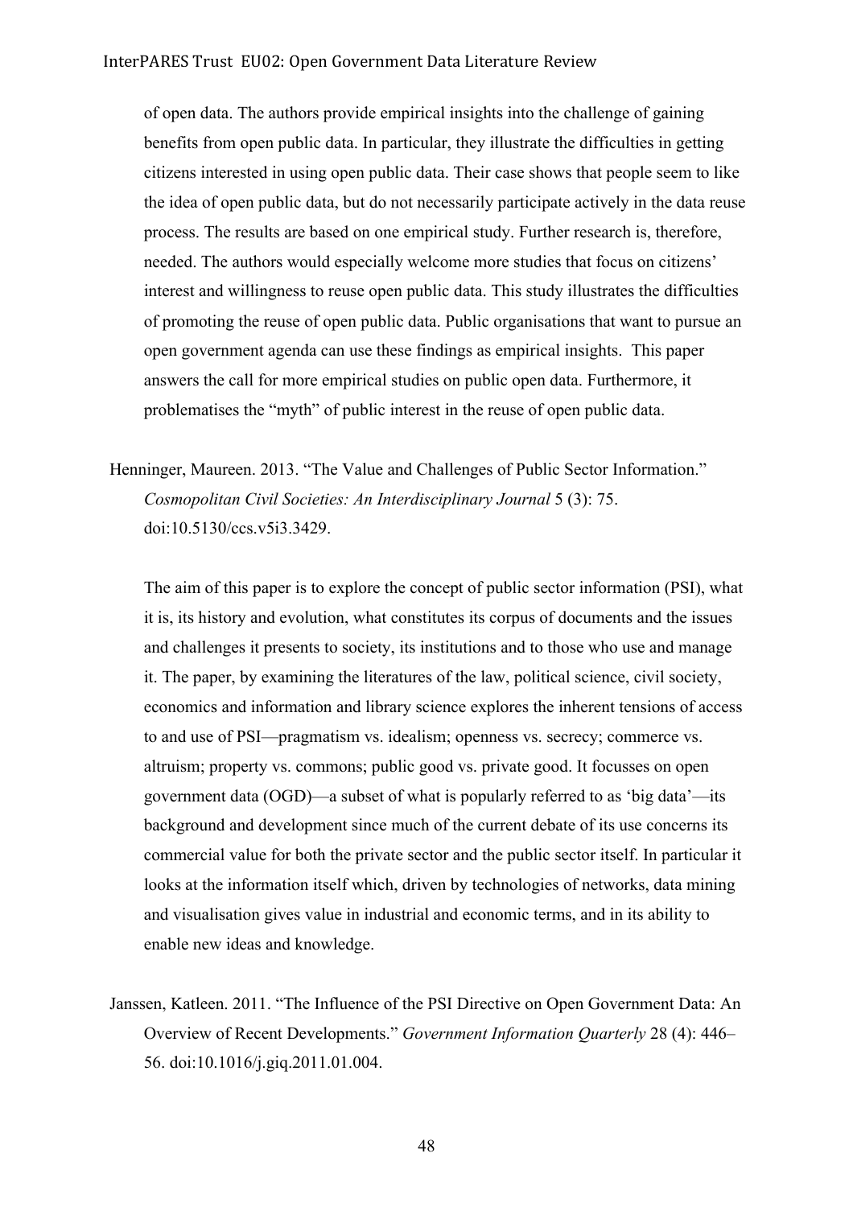of open data. The authors provide empirical insights into the challenge of gaining benefits from open public data. In particular, they illustrate the difficulties in getting citizens interested in using open public data. Their case shows that people seem to like the idea of open public data, but do not necessarily participate actively in the data reuse process. The results are based on one empirical study. Further research is, therefore, needed. The authors would especially welcome more studies that focus on citizens' interest and willingness to reuse open public data. This study illustrates the difficulties of promoting the reuse of open public data. Public organisations that want to pursue an open government agenda can use these findings as empirical insights. This paper answers the call for more empirical studies on public open data. Furthermore, it problematises the "myth" of public interest in the reuse of open public data.

Henninger, Maureen. 2013. "The Value and Challenges of Public Sector Information." *Cosmopolitan Civil Societies: An Interdisciplinary Journal* 5 (3): 75. doi:10.5130/ccs.v5i3.3429.

The aim of this paper is to explore the concept of public sector information (PSI), what it is, its history and evolution, what constitutes its corpus of documents and the issues and challenges it presents to society, its institutions and to those who use and manage it. The paper, by examining the literatures of the law, political science, civil society, economics and information and library science explores the inherent tensions of access to and use of PSI—pragmatism vs. idealism; openness vs. secrecy; commerce vs. altruism; property vs. commons; public good vs. private good. It focusses on open government data (OGD)—a subset of what is popularly referred to as 'big data'—its background and development since much of the current debate of its use concerns its commercial value for both the private sector and the public sector itself. In particular it looks at the information itself which, driven by technologies of networks, data mining and visualisation gives value in industrial and economic terms, and in its ability to enable new ideas and knowledge.

Janssen, Katleen. 2011. "The Influence of the PSI Directive on Open Government Data: An Overview of Recent Developments." *Government Information Quarterly* 28 (4): 446–56. doi:10.1016/j.giq.2011.01.004.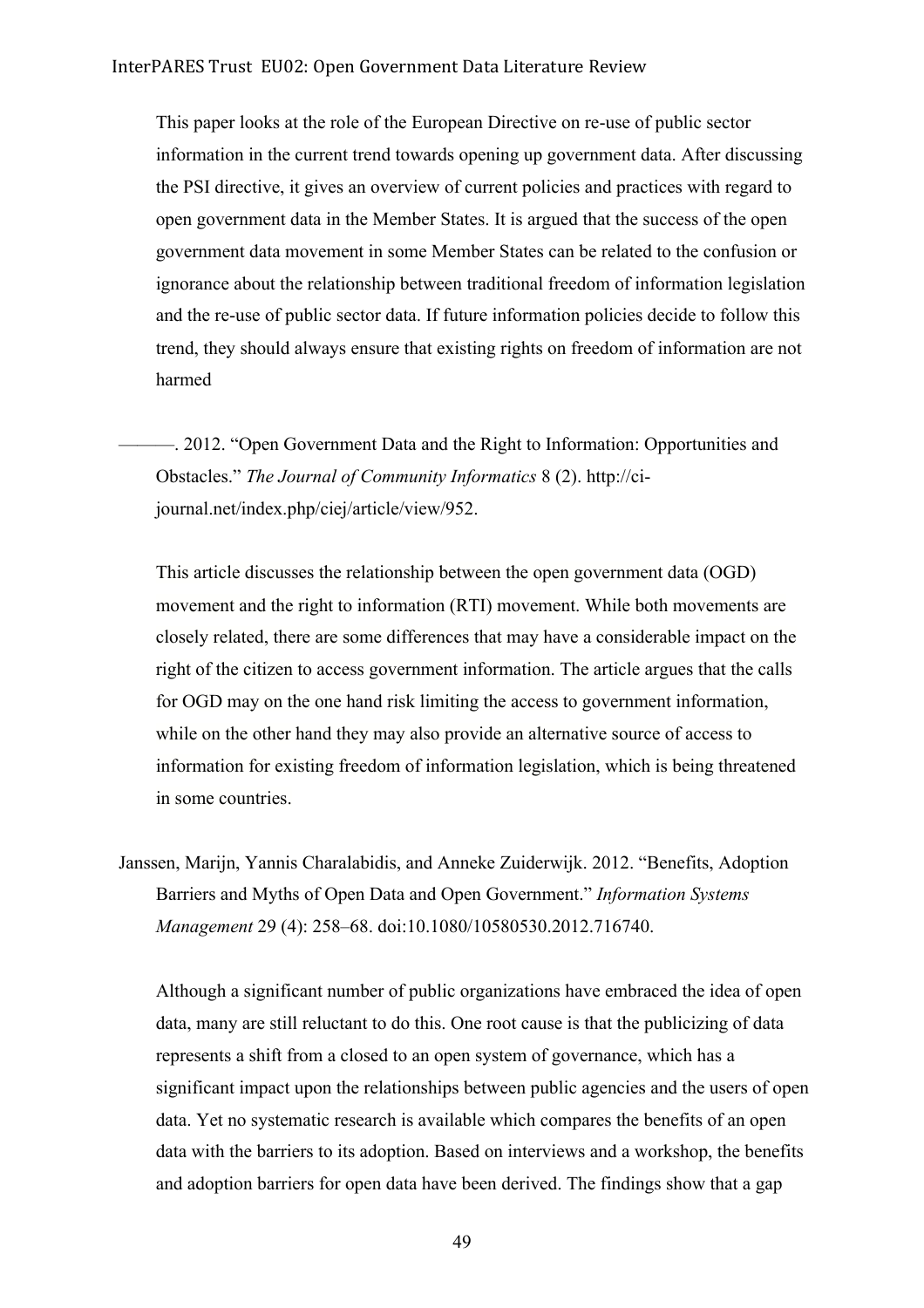This paper looks at the role of the European Directive on re-use of public sector information in the current trend towards opening up government data. After discussing the PSI directive, it gives an overview of current policies and practices with regard to open government data in the Member States. It is argued that the success of the open government data movement in some Member States can be related to the confusion or ignorance about the relationship between traditional freedom of information legislation and the re-use of public sector data. If future information policies decide to follow this trend, they should always ensure that existing rights on freedom of information are not harmed

———. 2012. "Open Government Data and the Right to Information: Opportunities and Obstacles." *The Journal of Community Informatics* 8 (2). http://ci-journal.net/index.php/ciej/article/view/952.

This article discusses the relationship between the open government data (OGD) movement and the right to information (RTI) movement. While both movements are closely related, there are some differences that may have a considerable impact on the right of the citizen to access government information. The article argues that the calls for OGD may on the one hand risk limiting the access to government information, while on the other hand they may also provide an alternative source of access to information for existing freedom of information legislation, which is being threatened in some countries.

Janssen, Marijn, Yannis Charalabidis, and Anneke Zuiderwijk. 2012. "Benefits, Adoption Barriers and Myths of Open Data and Open Government." *Information Systems Management* 29 (4): 258–68. doi:10.1080/10580530.2012.716740.

Although a significant number of public organizations have embraced the idea of open data, many are still reluctant to do this. One root cause is that the publicizing of data represents a shift from a closed to an open system of governance, which has a significant impact upon the relationships between public agencies and the users of open data. Yet no systematic research is available which compares the benefits of an open data with the barriers to its adoption. Based on interviews and a workshop, the benefits and adoption barriers for open data have been derived. The findings show that a gap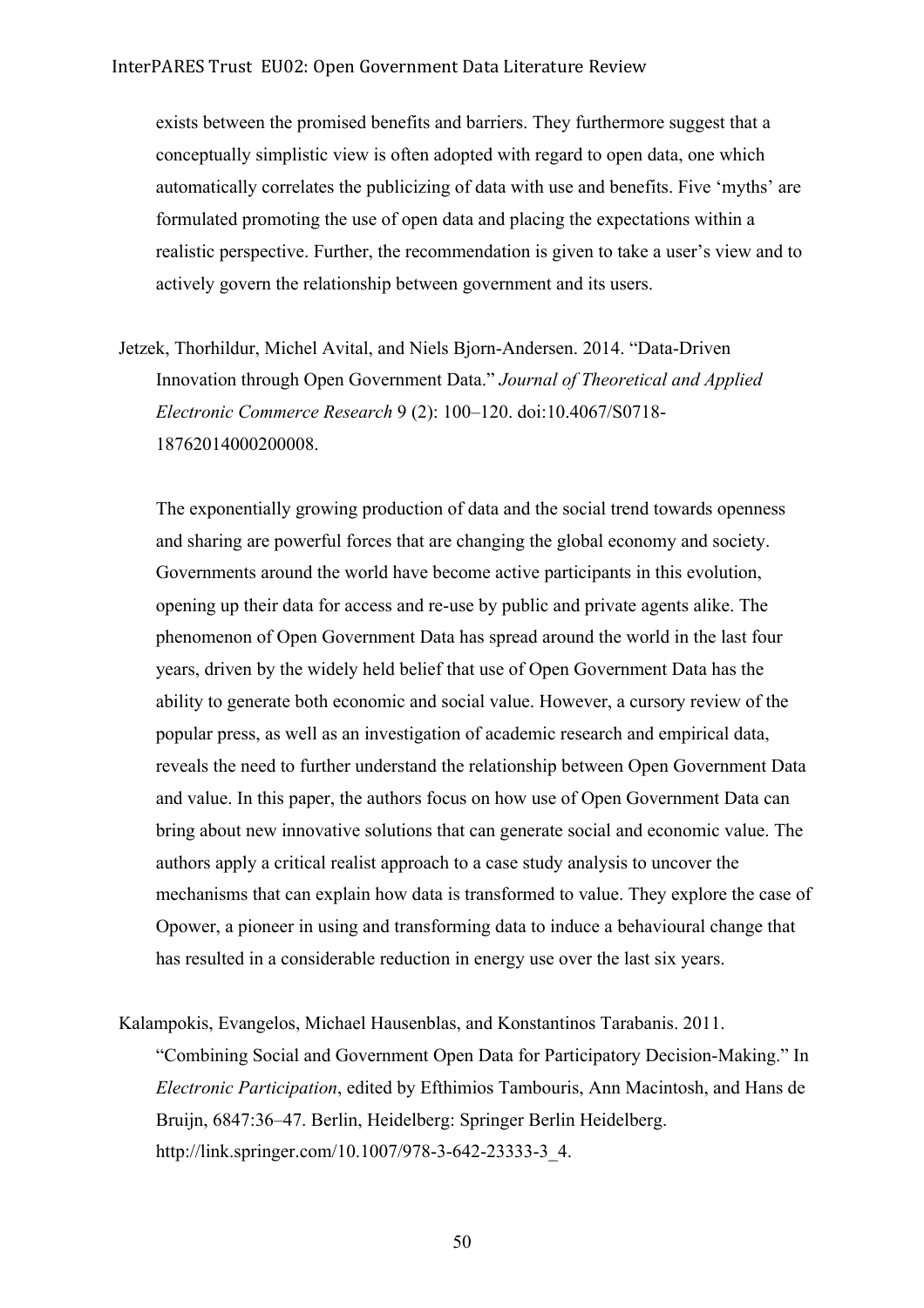exists between the promised benefits and barriers. They furthermore suggest that a conceptually simplistic view is often adopted with regard to open data, one which automatically correlates the publicizing of data with use and benefits. Five 'myths' are formulated promoting the use of open data and placing the expectations within a realistic perspective. Further, the recommendation is given to take a user's view and to actively govern the relationship between government and its users.

Jetzek, Thorhildur, Michel Avital, and Niels Bjorn-Andersen. 2014. "Data-Driven Innovation through Open Government Data." *Journal of Theoretical and Applied Electronic Commerce Research* 9 (2): 100–120. doi:10.4067/S0718-18762014000200008.

The exponentially growing production of data and the social trend towards openness and sharing are powerful forces that are changing the global economy and society. Governments around the world have become active participants in this evolution, opening up their data for access and re-use by public and private agents alike. The phenomenon of Open Government Data has spread around the world in the last four years, driven by the widely held belief that use of Open Government Data has the ability to generate both economic and social value. However, a cursory review of the popular press, as well as an investigation of academic research and empirical data, reveals the need to further understand the relationship between Open Government Data and value. In this paper, the authors focus on how use of Open Government Data can bring about new innovative solutions that can generate social and economic value. The authors apply a critical realist approach to a case study analysis to uncover the mechanisms that can explain how data is transformed to value. They explore the case of Opower, a pioneer in using and transforming data to induce a behavioural change that has resulted in a considerable reduction in energy use over the last six years.

Kalampokis, Evangelos, Michael Hausenblas, and Konstantinos Tarabanis. 2011. "Combining Social and Government Open Data for Participatory Decision-Making." In *Electronic Participation*, edited by Efthimios Tambouris, Ann Macintosh, and Hans de Bruijn, 6847:36–47. Berlin, Heidelberg: Springer Berlin Heidelberg. http://link.springer.com/10.1007/978-3-642-23333-3_4.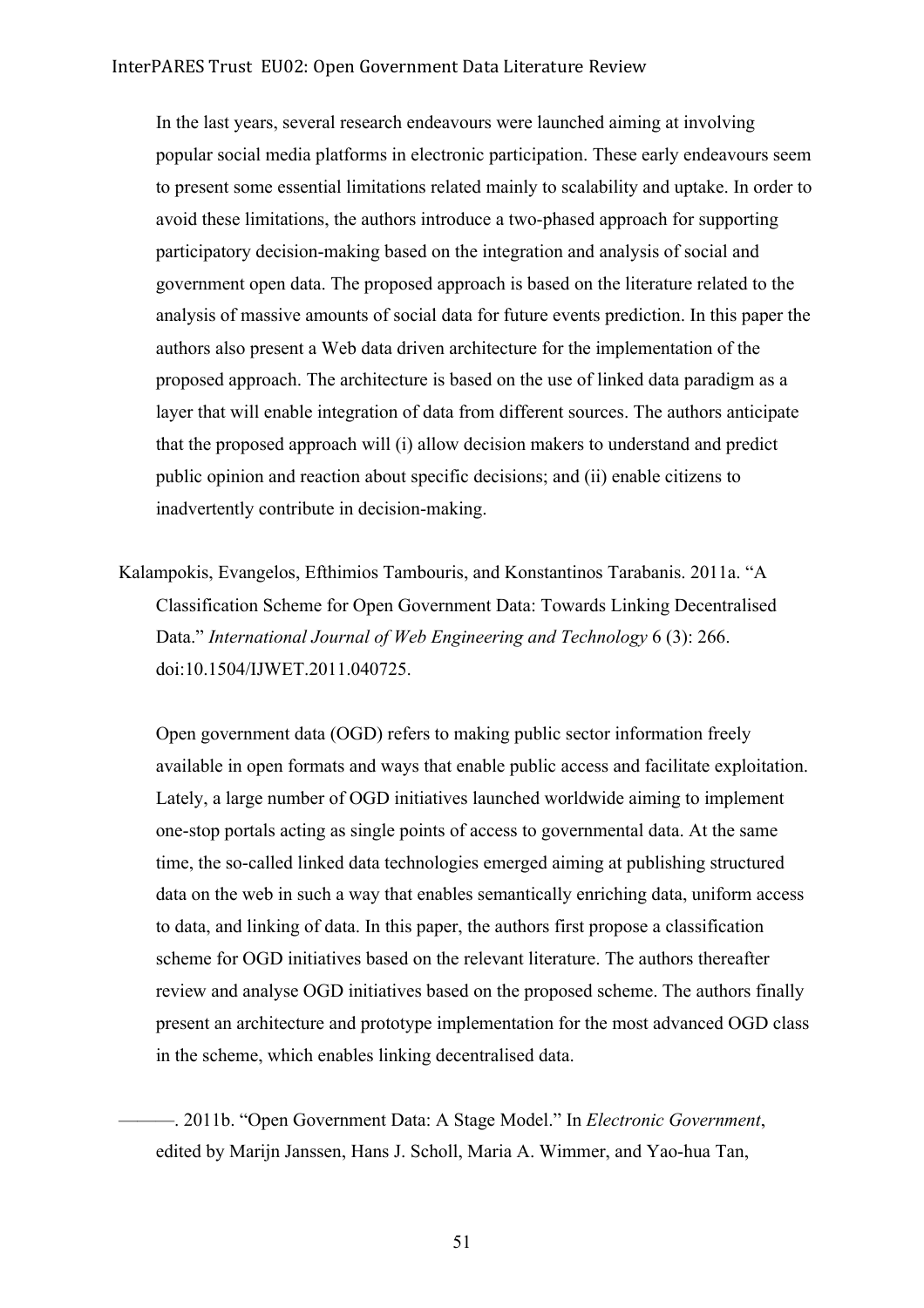In the last years, several research endeavours were launched aiming at involving popular social media platforms in electronic participation. These early endeavours seem to present some essential limitations related mainly to scalability and uptake. In order to avoid these limitations, the authors introduce a two-phased approach for supporting participatory decision-making based on the integration and analysis of social and government open data. The proposed approach is based on the literature related to the analysis of massive amounts of social data for future events prediction. In this paper the authors also present a Web data driven architecture for the implementation of the proposed approach. The architecture is based on the use of linked data paradigm as a layer that will enable integration of data from different sources. The authors anticipate that the proposed approach will (i) allow decision makers to understand and predict public opinion and reaction about specific decisions; and (ii) enable citizens to inadvertently contribute in decision-making.

Kalampokis, Evangelos, Efthimios Tambouris, and Konstantinos Tarabanis. 2011a. "A Classification Scheme for Open Government Data: Towards Linking Decentralised Data." *International Journal of Web Engineering and Technology* 6 (3): 266. doi:10.1504/IJWET.2011.040725.

Open government data (OGD) refers to making public sector information freely available in open formats and ways that enable public access and facilitate exploitation. Lately, a large number of OGD initiatives launched worldwide aiming to implement one-stop portals acting as single points of access to governmental data. At the same time, the so-called linked data technologies emerged aiming at publishing structured data on the web in such a way that enables semantically enriching data, uniform access to data, and linking of data. In this paper, the authors first propose a classification scheme for OGD initiatives based on the relevant literature. The authors thereafter review and analyse OGD initiatives based on the proposed scheme. The authors finally present an architecture and prototype implementation for the most advanced OGD class in the scheme, which enables linking decentralised data.

———. 2011b. "Open Government Data: A Stage Model." In *Electronic Government*, edited by Marijn Janssen, Hans J. Scholl, Maria A. Wimmer, and Yao-hua Tan,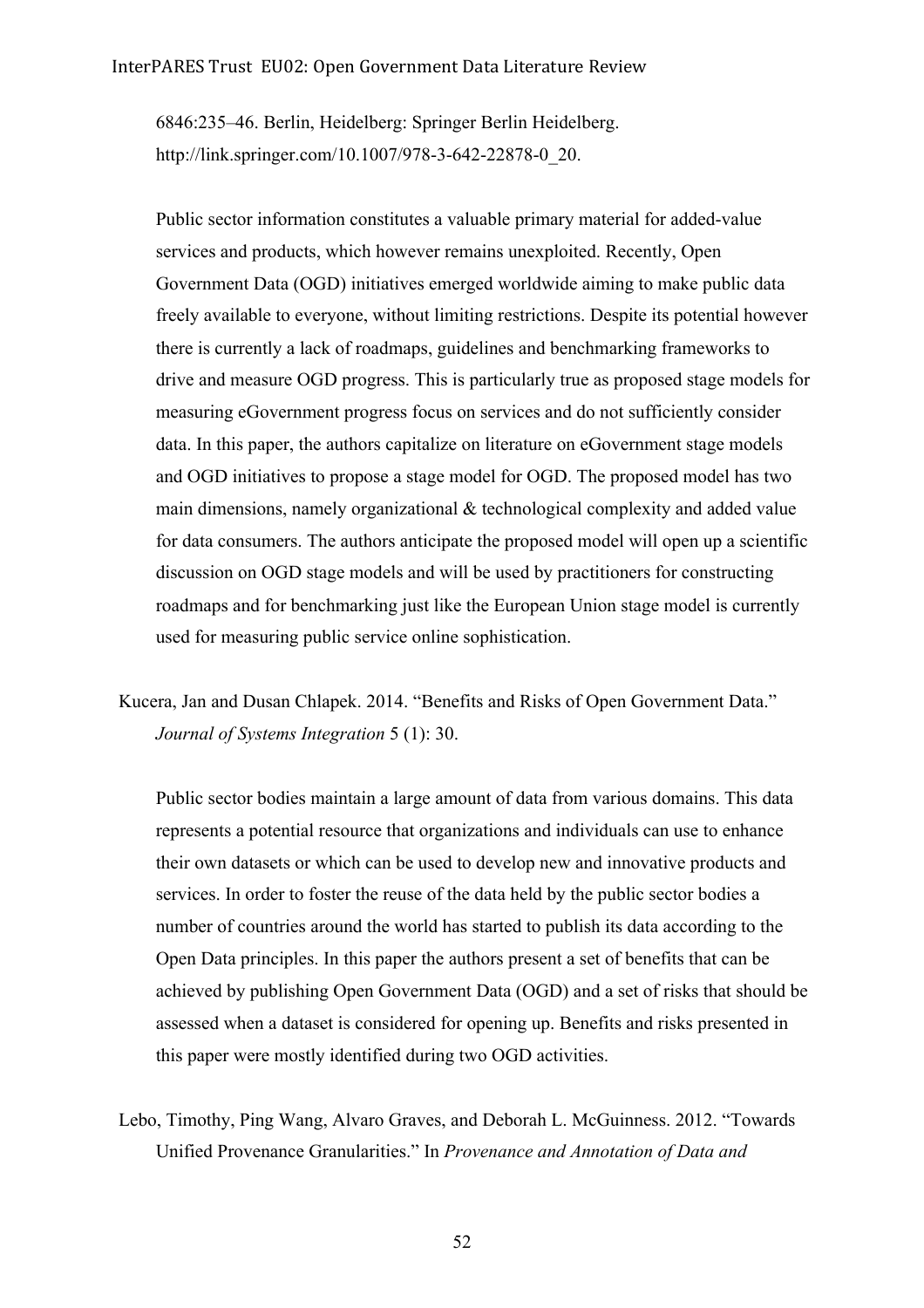6846:235–46. Berlin, Heidelberg: Springer Berlin Heidelberg. http://link.springer.com/10.1007/978-3-642-22878-0_20.

Public sector information constitutes a valuable primary material for added-value services and products, which however remains unexploited. Recently, Open Government Data (OGD) initiatives emerged worldwide aiming to make public data freely available to everyone, without limiting restrictions. Despite its potential however there is currently a lack of roadmaps, guidelines and benchmarking frameworks to drive and measure OGD progress. This is particularly true as proposed stage models for measuring eGovernment progress focus on services and do not sufficiently consider data. In this paper, the authors capitalize on literature on eGovernment stage models and OGD initiatives to propose a stage model for OGD. The proposed model has two main dimensions, namely organizational & technological complexity and added value for data consumers. The authors anticipate the proposed model will open up a scientific discussion on OGD stage models and will be used by practitioners for constructing roadmaps and for benchmarking just like the European Union stage model is currently used for measuring public service online sophistication.

Kucera, Jan and Dusan Chlapek. 2014. "Benefits and Risks of Open Government Data." *Journal of Systems Integration* 5 (1): 30.

Public sector bodies maintain a large amount of data from various domains. This data represents a potential resource that organizations and individuals can use to enhance their own datasets or which can be used to develop new and innovative products and services. In order to foster the reuse of the data held by the public sector bodies a number of countries around the world has started to publish its data according to the Open Data principles. In this paper the authors present a set of benefits that can be achieved by publishing Open Government Data (OGD) and a set of risks that should be assessed when a dataset is considered for opening up. Benefits and risks presented in this paper were mostly identified during two OGD activities.

Lebo, Timothy, Ping Wang, Alvaro Graves, and Deborah L. McGuinness. 2012. "Towards Unified Provenance Granularities." In *Provenance and Annotation of Data and*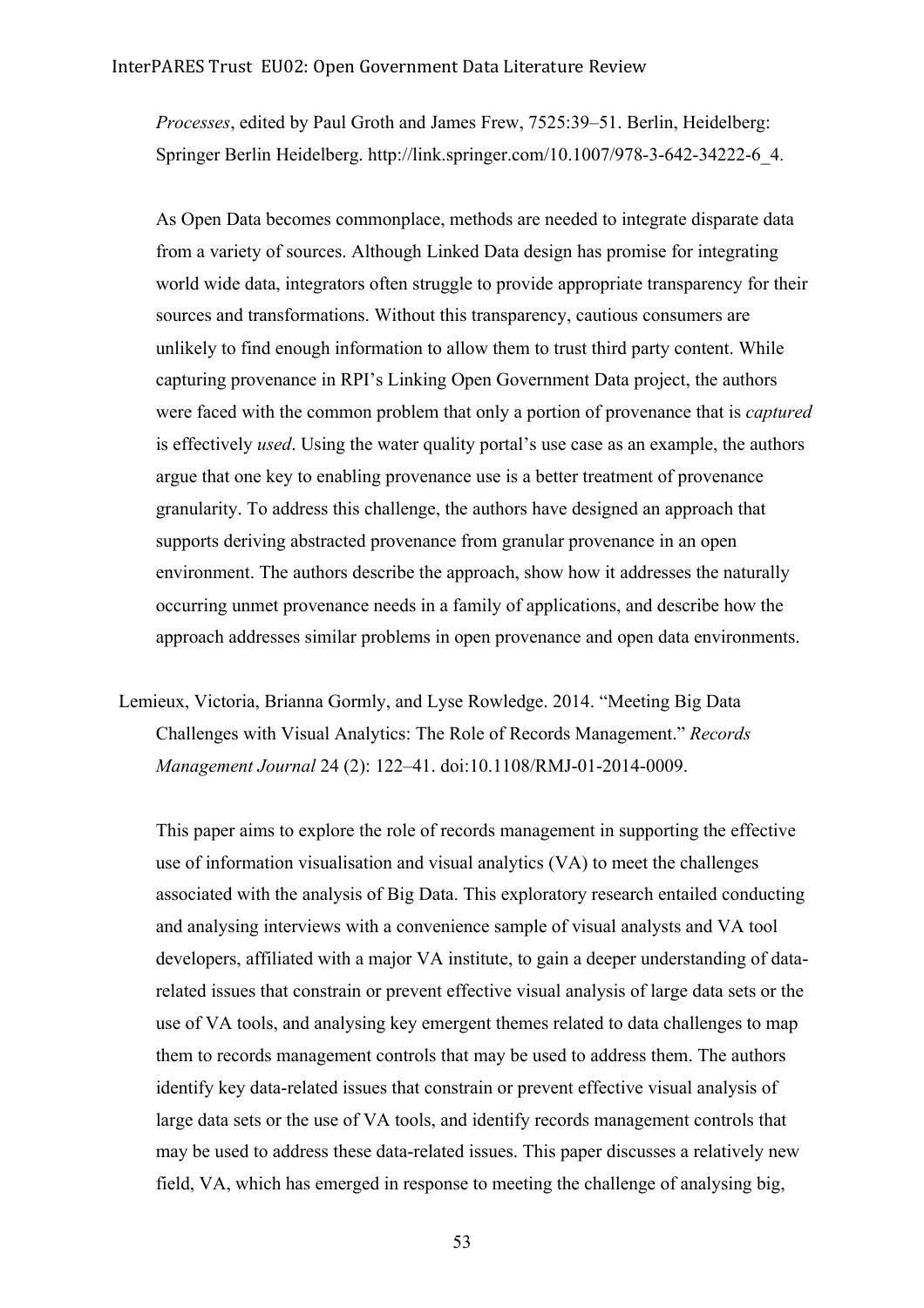*Processes*, edited by Paul Groth and James Frew, 7525:39–51. Berlin, Heidelberg: Springer Berlin Heidelberg. http://link.springer.com/10.1007/978-3-642-34222-6_4.

As Open Data becomes commonplace, methods are needed to integrate disparate data from a variety of sources. Although Linked Data design has promise for integrating world wide data, integrators often struggle to provide appropriate transparency for their sources and transformations. Without this transparency, cautious consumers are unlikely to find enough information to allow them to trust third party content. While capturing provenance in RPI's Linking Open Government Data project, the authors were faced with the common problem that only a portion of provenance that is *captured* is effectively *used*. Using the water quality portal's use case as an example, the authors argue that one key to enabling provenance use is a better treatment of provenance granularity. To address this challenge, the authors have designed an approach that supports deriving abstracted provenance from granular provenance in an open environment. The authors describe the approach, show how it addresses the naturally occurring unmet provenance needs in a family of applications, and describe how the approach addresses similar problems in open provenance and open data environments.

Lemieux, Victoria, Brianna Gormly, and Lyse Rowledge. 2014. "Meeting Big Data Challenges with Visual Analytics: The Role of Records Management." *Records Management Journal* 24 (2): 122–41. doi:10.1108/RMJ-01-2014-0009.

This paper aims to explore the role of records management in supporting the effective use of information visualisation and visual analytics (VA) to meet the challenges associated with the analysis of Big Data. This exploratory research entailed conducting and analysing interviews with a convenience sample of visual analysts and VA tool developers, affiliated with a major VA institute, to gain a deeper understanding of data-related issues that constrain or prevent effective visual analysis of large data sets or the use of VA tools, and analysing key emergent themes related to data challenges to map them to records management controls that may be used to address them. The authors identify key data-related issues that constrain or prevent effective visual analysis of large data sets or the use of VA tools, and identify records management controls that may be used to address these data-related issues. This paper discusses a relatively new field, VA, which has emerged in response to meeting the challenge of analysing big,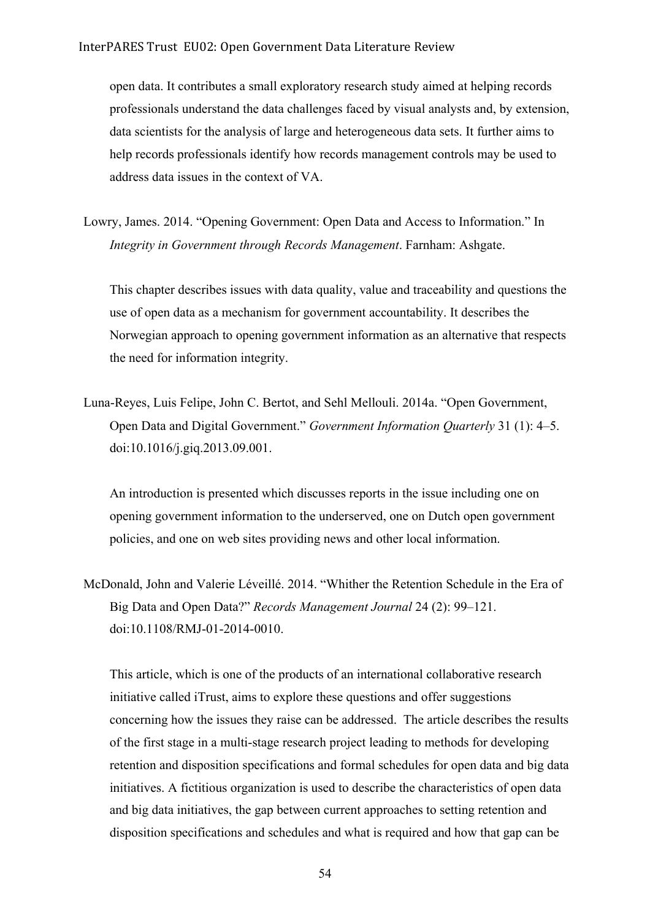open data. It contributes a small exploratory research study aimed at helping records professionals understand the data challenges faced by visual analysts and, by extension, data scientists for the analysis of large and heterogeneous data sets. It further aims to help records professionals identify how records management controls may be used to address data issues in the context of VA.

Lowry, James. 2014. "Opening Government: Open Data and Access to Information." In *Integrity in Government through Records Management*. Farnham: Ashgate.

This chapter describes issues with data quality, value and traceability and questions the use of open data as a mechanism for government accountability. It describes the Norwegian approach to opening government information as an alternative that respects the need for information integrity.

Luna-Reyes, Luis Felipe, John C. Bertot, and Sehl Mellouli. 2014a. "Open Government, Open Data and Digital Government." *Government Information Quarterly* 31 (1): 4–5. doi:10.1016/j.giq.2013.09.001.

An introduction is presented which discusses reports in the issue including one on opening government information to the underserved, one on Dutch open government policies, and one on web sites providing news and other local information.

McDonald, John and Valerie Léveillé. 2014. "Whither the Retention Schedule in the Era of Big Data and Open Data?" *Records Management Journal* 24 (2): 99–121. doi:10.1108/RMJ-01-2014-0010.

This article, which is one of the products of an international collaborative research initiative called iTrust, aims to explore these questions and offer suggestions concerning how the issues they raise can be addressed. The article describes the results of the first stage in a multi-stage research project leading to methods for developing retention and disposition specifications and formal schedules for open data and big data initiatives. A fictitious organization is used to describe the characteristics of open data and big data initiatives, the gap between current approaches to setting retention and disposition specifications and schedules and what is required and how that gap can be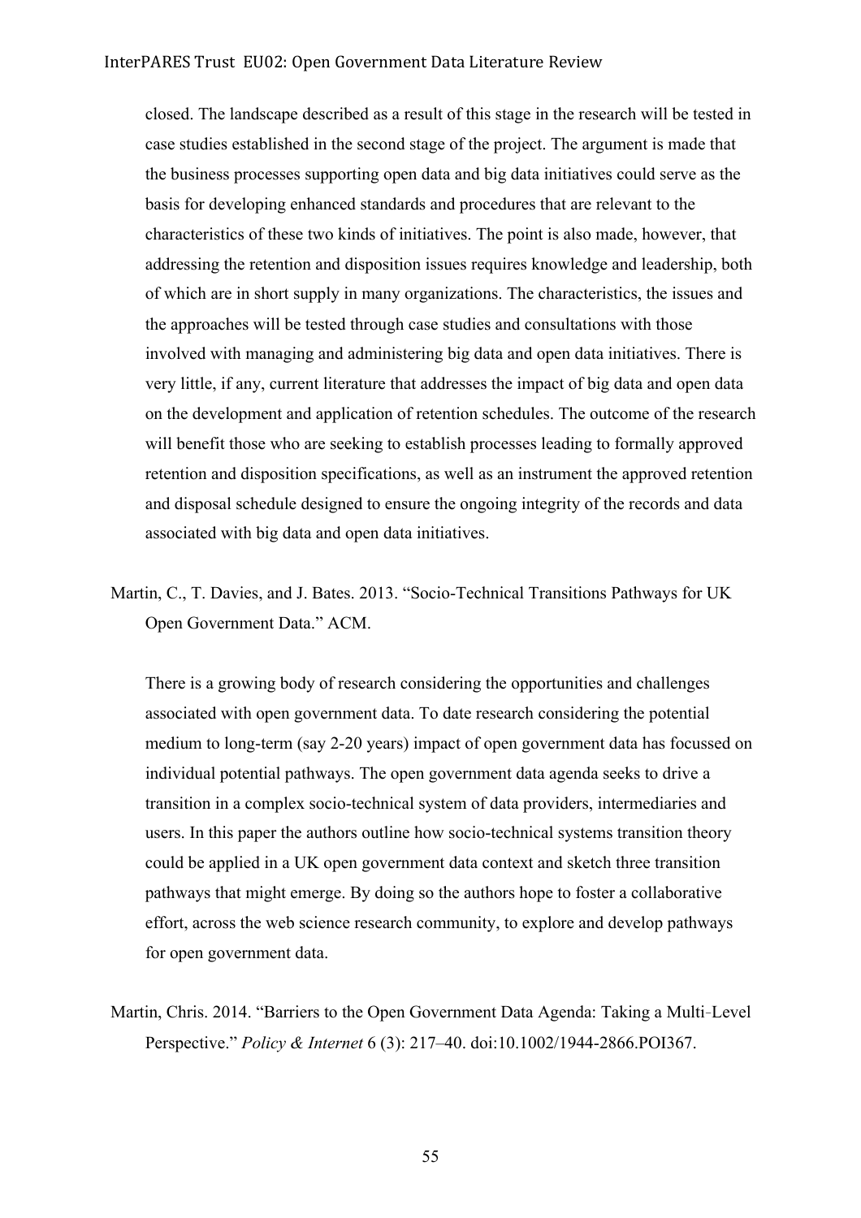closed. The landscape described as a result of this stage in the research will be tested in case studies established in the second stage of the project. The argument is made that the business processes supporting open data and big data initiatives could serve as the basis for developing enhanced standards and procedures that are relevant to the characteristics of these two kinds of initiatives. The point is also made, however, that addressing the retention and disposition issues requires knowledge and leadership, both of which are in short supply in many organizations. The characteristics, the issues and the approaches will be tested through case studies and consultations with those involved with managing and administering big data and open data initiatives. There is very little, if any, current literature that addresses the impact of big data and open data on the development and application of retention schedules. The outcome of the research will benefit those who are seeking to establish processes leading to formally approved retention and disposition specifications, as well as an instrument the approved retention and disposal schedule designed to ensure the ongoing integrity of the records and data associated with big data and open data initiatives.

Martin, C., T. Davies, and J. Bates. 2013. "Socio-Technical Transitions Pathways for UK Open Government Data." ACM.

There is a growing body of research considering the opportunities and challenges associated with open government data. To date research considering the potential medium to long-term (say 2-20 years) impact of open government data has focussed on individual potential pathways. The open government data agenda seeks to drive a transition in a complex socio-technical system of data providers, intermediaries and users. In this paper the authors outline how socio-technical systems transition theory could be applied in a UK open government data context and sketch three transition pathways that might emerge. By doing so the authors hope to foster a collaborative effort, across the web science research community, to explore and develop pathways for open government data.

Martin, Chris. 2014. "Barriers to the Open Government Data Agenda: Taking a Multi-Level Perspective." *Policy & Internet* 6 (3): 217–40. doi:10.1002/1944-2866.POI367.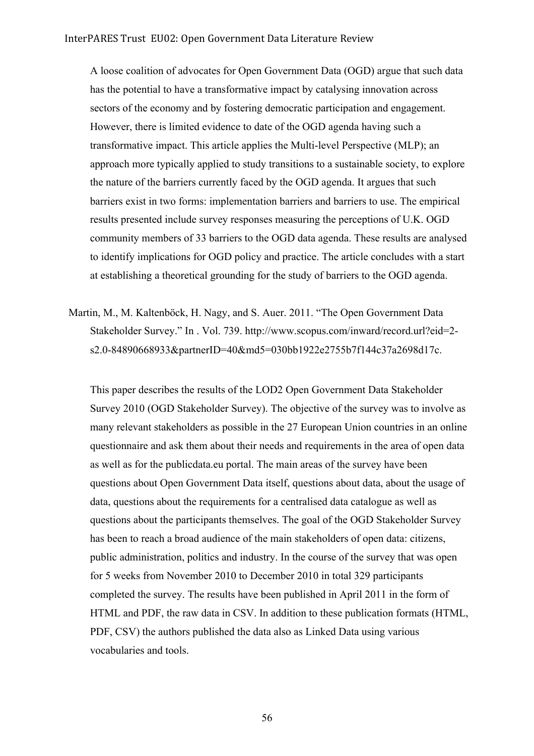A loose coalition of advocates for Open Government Data (OGD) argue that such data has the potential to have a transformative impact by catalysing innovation across sectors of the economy and by fostering democratic participation and engagement. However, there is limited evidence to date of the OGD agenda having such a transformative impact. This article applies the Multi-level Perspective (MLP); an approach more typically applied to study transitions to a sustainable society, to explore the nature of the barriers currently faced by the OGD agenda. It argues that such barriers exist in two forms: implementation barriers and barriers to use. The empirical results presented include survey responses measuring the perceptions of U.K. OGD community members of 33 barriers to the OGD data agenda. These results are analysed to identify implications for OGD policy and practice. The article concludes with a start at establishing a theoretical grounding for the study of barriers to the OGD agenda.

Martin, M., M. Kaltenböck, H. Nagy, and S. Auer. 2011. "The Open Government Data Stakeholder Survey." In . Vol. 739. http://www.scopus.com/inward/record.url?eid=2-s2.0-84890668933&partnerID=40&md5=030bb1922e2755b7f144c37a2698d17c.

This paper describes the results of the LOD2 Open Government Data Stakeholder Survey 2010 (OGD Stakeholder Survey). The objective of the survey was to involve as many relevant stakeholders as possible in the 27 European Union countries in an online questionnaire and ask them about their needs and requirements in the area of open data as well as for the publicdata.eu portal. The main areas of the survey have been questions about Open Government Data itself, questions about data, about the usage of data, questions about the requirements for a centralised data catalogue as well as questions about the participants themselves. The goal of the OGD Stakeholder Survey has been to reach a broad audience of the main stakeholders of open data: citizens, public administration, politics and industry. In the course of the survey that was open for 5 weeks from November 2010 to December 2010 in total 329 participants completed the survey. The results have been published in April 2011 in the form of HTML and PDF, the raw data in CSV. In addition to these publication formats (HTML, PDF, CSV) the authors published the data also as Linked Data using various vocabularies and tools.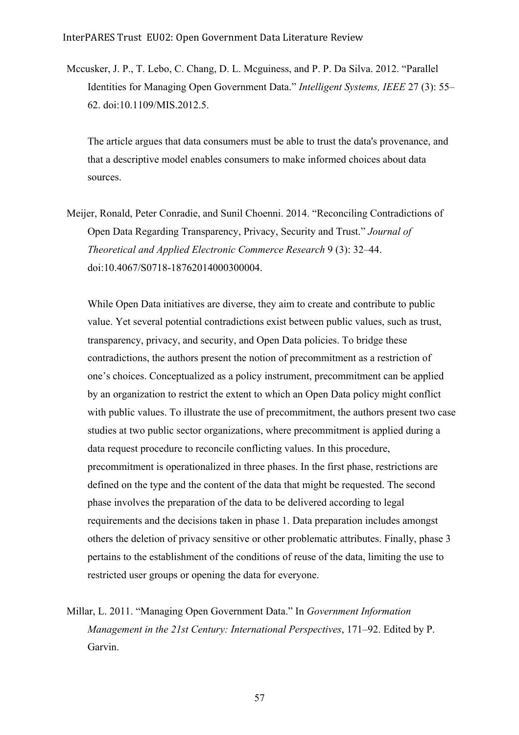Mccusker, J. P., T. Lebo, C. Chang, D. L. Mcguiness, and P. P. Da Silva. 2012. "Parallel Identities for Managing Open Government Data." *Intelligent Systems, IEEE* 27 (3): 55–62. doi:10.1109/MIS.2012.5.

The article argues that data consumers must be able to trust the data's provenance, and that a descriptive model enables consumers to make informed choices about data sources.

Meijer, Ronald, Peter Conradie, and Sunil Choenni. 2014. "Reconciling Contradictions of Open Data Regarding Transparency, Privacy, Security and Trust." *Journal of Theoretical and Applied Electronic Commerce Research* 9 (3): 32–44. doi:10.4067/S0718-18762014000300004.

While Open Data initiatives are diverse, they aim to create and contribute to public value. Yet several potential contradictions exist between public values, such as trust, transparency, privacy, and security, and Open Data policies. To bridge these contradictions, the authors present the notion of precommitment as a restriction of one's choices. Conceptualized as a policy instrument, precommitment can be applied by an organization to restrict the extent to which an Open Data policy might conflict with public values. To illustrate the use of precommitment, the authors present two case studies at two public sector organizations, where precommitment is applied during a data request procedure to reconcile conflicting values. In this procedure, precommitment is operationalized in three phases. In the first phase, restrictions are defined on the type and the content of the data that might be requested. The second phase involves the preparation of the data to be delivered according to legal requirements and the decisions taken in phase 1. Data preparation includes amongst others the deletion of privacy sensitive or other problematic attributes. Finally, phase 3 pertains to the establishment of the conditions of reuse of the data, limiting the use to restricted user groups or opening the data for everyone.

Millar, L. 2011. "Managing Open Government Data." In *Government Information Management in the 21st Century: International Perspectives*, 171–92. Edited by P. Garvin.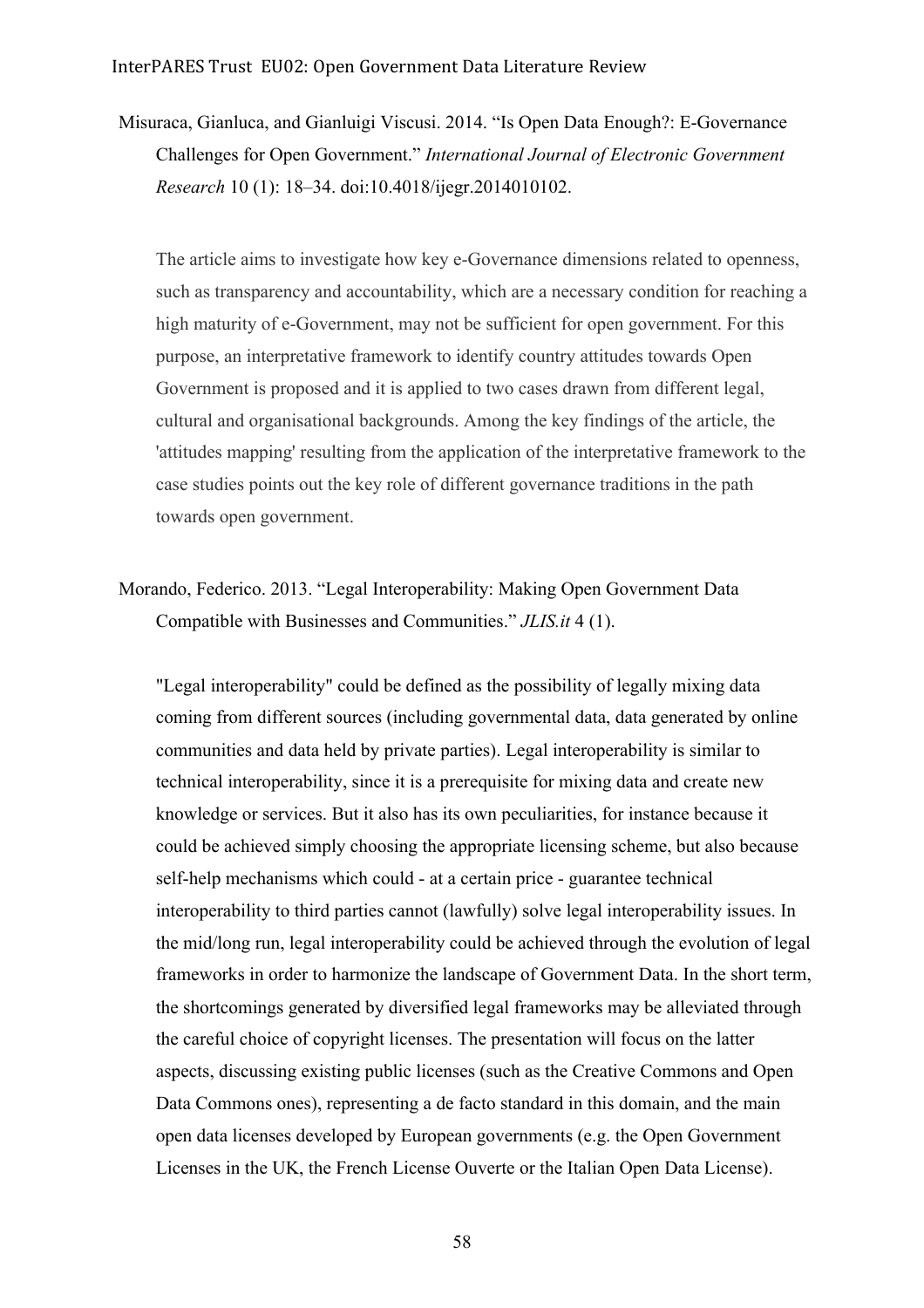Misuraca, Gianluca, and Gianluigi Viscusi. 2014. "Is Open Data Enough?: E-Governance Challenges for Open Government." *International Journal of Electronic Government Research* 10 (1): 18–34. doi:10.4018/ijegr.2014010102.

The article aims to investigate how key e-Governance dimensions related to openness, such as transparency and accountability, which are a necessary condition for reaching a high maturity of e-Government, may not be sufficient for open government. For this purpose, an interpretative framework to identify country attitudes towards Open Government is proposed and it is applied to two cases drawn from different legal, cultural and organisational backgrounds. Among the key findings of the article, the 'attitudes mapping' resulting from the application of the interpretative framework to the case studies points out the key role of different governance traditions in the path towards open government.

Morando, Federico. 2013. "Legal Interoperability: Making Open Government Data Compatible with Businesses and Communities." *JLIS.it* 4 (1).

"Legal interoperability" could be defined as the possibility of legally mixing data coming from different sources (including governmental data, data generated by online communities and data held by private parties). Legal interoperability is similar to technical interoperability, since it is a prerequisite for mixing data and create new knowledge or services. But it also has its own peculiarities, for instance because it could be achieved simply choosing the appropriate licensing scheme, but also because self-help mechanisms which could - at a certain price - guarantee technical interoperability to third parties cannot (lawfully) solve legal interoperability issues. In the mid/long run, legal interoperability could be achieved through the evolution of legal frameworks in order to harmonize the landscape of Government Data. In the short term, the shortcomings generated by diversified legal frameworks may be alleviated through the careful choice of copyright licenses. The presentation will focus on the latter aspects, discussing existing public licenses (such as the Creative Commons and Open Data Commons ones), representing a de facto standard in this domain, and the main open data licenses developed by European governments (e.g. the Open Government Licenses in the UK, the French License Ouverte or the Italian Open Data License).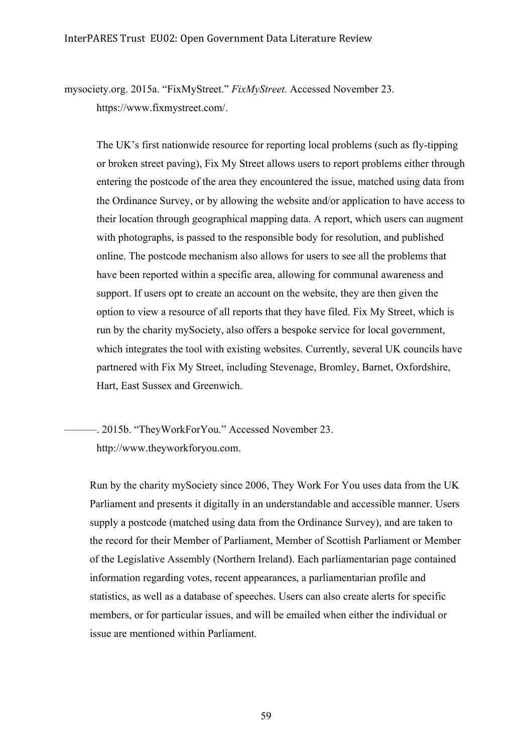mysociety.org. 2015a. "FixMyStreet." *FixMyStreet*. Accessed November 23. https://www.fixmystreet.com/.

> The UK's first nationwide resource for reporting local problems (such as fly-tipping or broken street paving), Fix My Street allows users to report problems either through entering the postcode of the area they encountered the issue, matched using data from the Ordinance Survey, or by allowing the website and/or application to have access to their location through geographical mapping data. A report, which users can augment with photographs, is passed to the responsible body for resolution, and published online. The postcode mechanism also allows for users to see all the problems that have been reported within a specific area, allowing for communal awareness and support. If users opt to create an account on the website, they are then given the option to view a resource of all reports that they have filed. Fix My Street, which is run by the charity mySociety, also offers a bespoke service for local government, which integrates the tool with existing websites. Currently, several UK councils have partnered with Fix My Street, including Stevenage, Bromley, Barnet, Oxfordshire, Hart, East Sussex and Greenwich.

———. 2015b. "TheyWorkForYou." Accessed November 23. http://www.theyworkforyou.com.

> Run by the charity mySociety since 2006, They Work For You uses data from the UK Parliament and presents it digitally in an understandable and accessible manner. Users supply a postcode (matched using data from the Ordinance Survey), and are taken to the record for their Member of Parliament, Member of Scottish Parliament or Member of the Legislative Assembly (Northern Ireland). Each parliamentarian page contained information regarding votes, recent appearances, a parliamentarian profile and statistics, as well as a database of speeches. Users can also create alerts for specific members, or for particular issues, and will be emailed when either the individual or issue are mentioned within Parliament.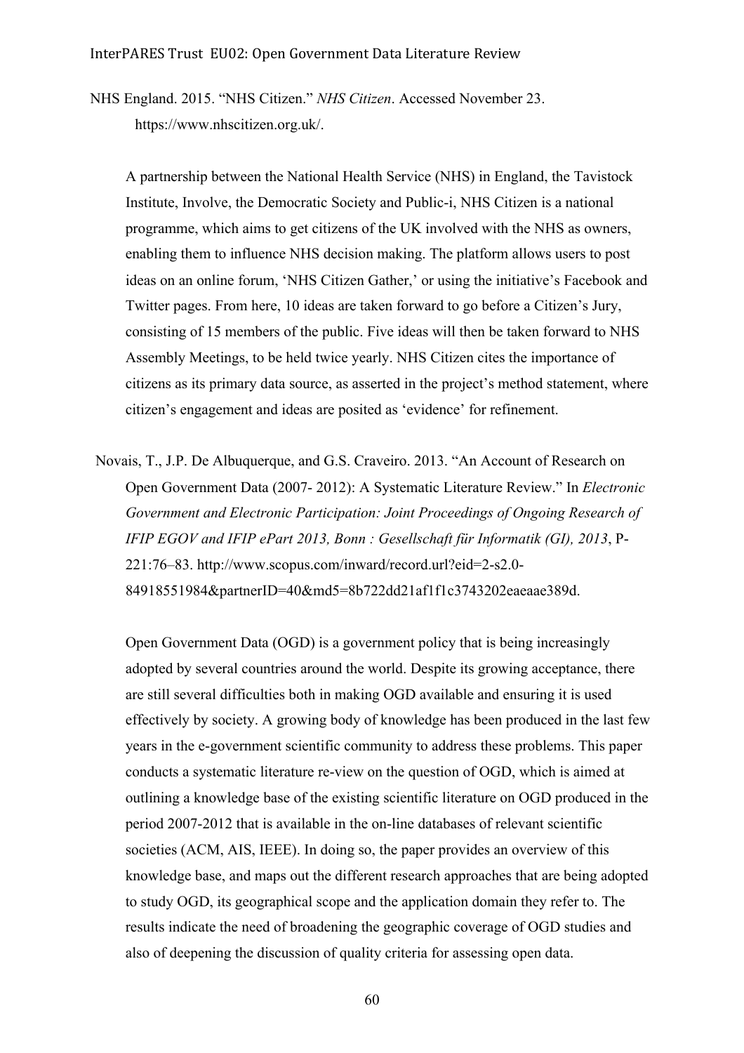NHS England. 2015. "NHS Citizen." *NHS Citizen*. Accessed November 23. https://www.nhscitizen.org.uk/.

A partnership between the National Health Service (NHS) in England, the Tavistock Institute, Involve, the Democratic Society and Public-i, NHS Citizen is a national programme, which aims to get citizens of the UK involved with the NHS as owners, enabling them to influence NHS decision making. The platform allows users to post ideas on an online forum, 'NHS Citizen Gather,' or using the initiative's Facebook and Twitter pages. From here, 10 ideas are taken forward to go before a Citizen's Jury, consisting of 15 members of the public. Five ideas will then be taken forward to NHS Assembly Meetings, to be held twice yearly. NHS Citizen cites the importance of citizens as its primary data source, as asserted in the project's method statement, where citizen's engagement and ideas are posited as 'evidence' for refinement.

Novais, T., J.P. De Albuquerque, and G.S. Craveiro. 2013. "An Account of Research on Open Government Data (2007- 2012): A Systematic Literature Review." In *Electronic Government and Electronic Participation: Joint Proceedings of Ongoing Research of IFIP EGOV and IFIP ePart 2013, Bonn : Gesellschaft für Informatik (GI), 2013*, P-221:76–83. http://www.scopus.com/inward/record.url?eid=2-s2.0-84918551984&partnerID=40&md5=8b722dd21af1f1c3743202eaeaae389d.

Open Government Data (OGD) is a government policy that is being increasingly adopted by several countries around the world. Despite its growing acceptance, there are still several difficulties both in making OGD available and ensuring it is used effectively by society. A growing body of knowledge has been produced in the last few years in the e-government scientific community to address these problems. This paper conducts a systematic literature re-view on the question of OGD, which is aimed at outlining a knowledge base of the existing scientific literature on OGD produced in the period 2007-2012 that is available in the on-line databases of relevant scientific societies (ACM, AIS, IEEE). In doing so, the paper provides an overview of this knowledge base, and maps out the different research approaches that are being adopted to study OGD, its geographical scope and the application domain they refer to. The results indicate the need of broadening the geographic coverage of OGD studies and also of deepening the discussion of quality criteria for assessing open data.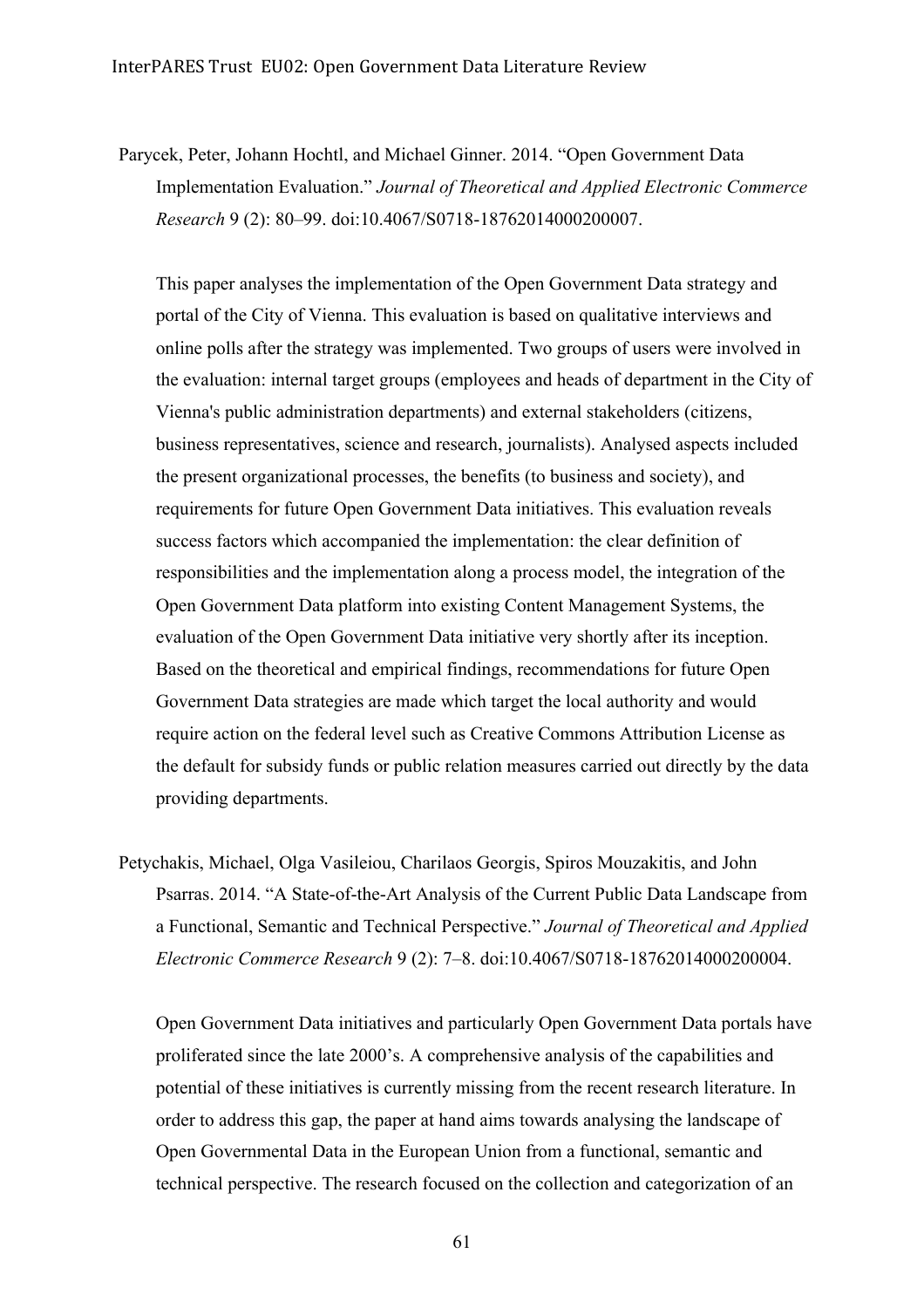Parycek, Peter, Johann Hochtl, and Michael Ginner. 2014. "Open Government Data Implementation Evaluation." *Journal of Theoretical and Applied Electronic Commerce Research* 9 (2): 80–99. doi:10.4067/S0718-18762014000200007.

This paper analyses the implementation of the Open Government Data strategy and portal of the City of Vienna. This evaluation is based on qualitative interviews and online polls after the strategy was implemented. Two groups of users were involved in the evaluation: internal target groups (employees and heads of department in the City of Vienna's public administration departments) and external stakeholders (citizens, business representatives, science and research, journalists). Analysed aspects included the present organizational processes, the benefits (to business and society), and requirements for future Open Government Data initiatives. This evaluation reveals success factors which accompanied the implementation: the clear definition of responsibilities and the implementation along a process model, the integration of the Open Government Data platform into existing Content Management Systems, the evaluation of the Open Government Data initiative very shortly after its inception. Based on the theoretical and empirical findings, recommendations for future Open Government Data strategies are made which target the local authority and would require action on the federal level such as Creative Commons Attribution License as the default for subsidy funds or public relation measures carried out directly by the data providing departments.

Petychakis, Michael, Olga Vasileiou, Charilaos Georgis, Spiros Mouzakitis, and John Psarras. 2014. "A State-of-the-Art Analysis of the Current Public Data Landscape from a Functional, Semantic and Technical Perspective." *Journal of Theoretical and Applied Electronic Commerce Research* 9 (2): 7–8. doi:10.4067/S0718-18762014000200004.

Open Government Data initiatives and particularly Open Government Data portals have proliferated since the late 2000's. A comprehensive analysis of the capabilities and potential of these initiatives is currently missing from the recent research literature. In order to address this gap, the paper at hand aims towards analysing the landscape of Open Governmental Data in the European Union from a functional, semantic and technical perspective. The research focused on the collection and categorization of an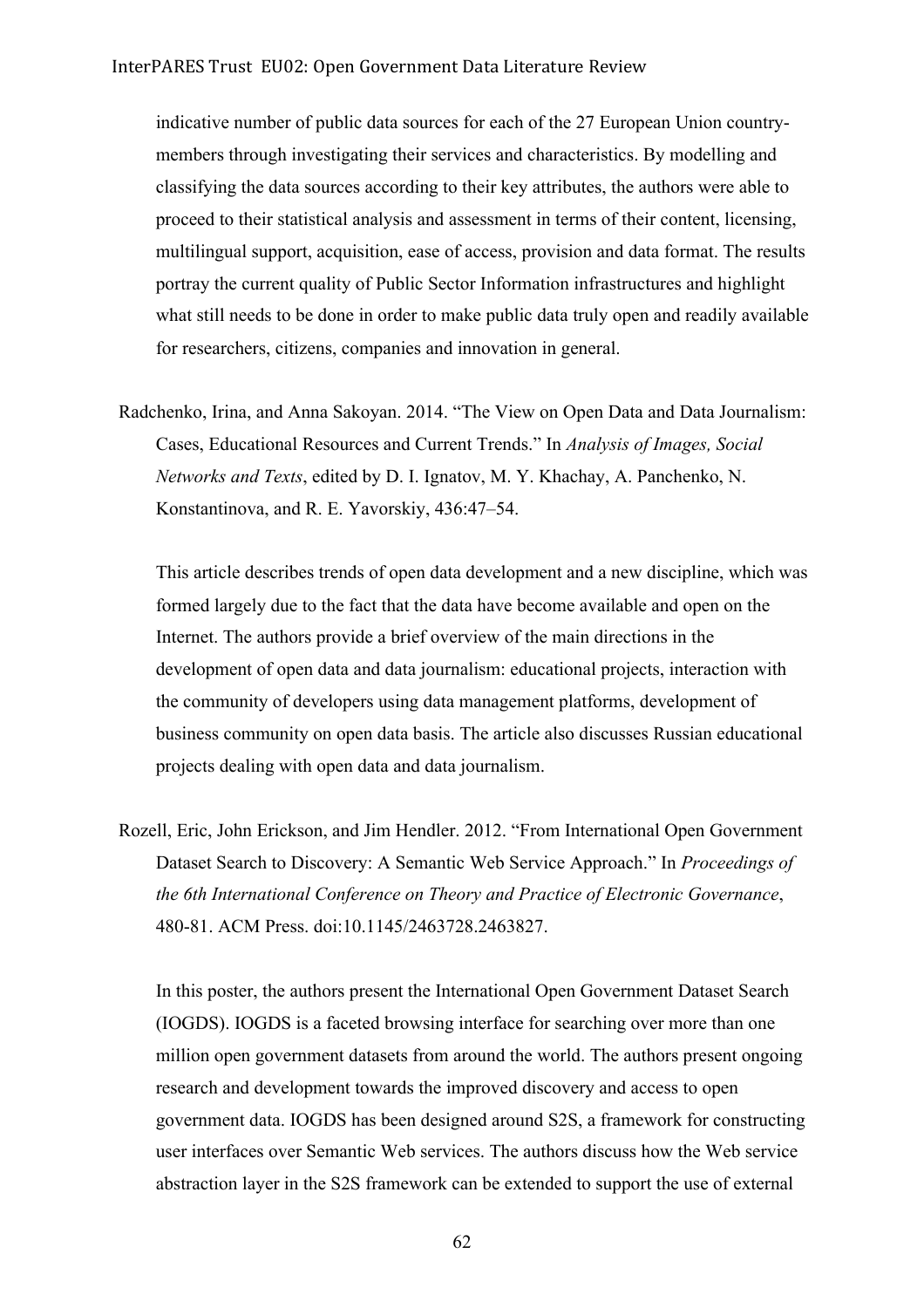indicative number of public data sources for each of the 27 European Union country-members through investigating their services and characteristics. By modelling and classifying the data sources according to their key attributes, the authors were able to proceed to their statistical analysis and assessment in terms of their content, licensing, multilingual support, acquisition, ease of access, provision and data format. The results portray the current quality of Public Sector Information infrastructures and highlight what still needs to be done in order to make public data truly open and readily available for researchers, citizens, companies and innovation in general.

Radchenko, Irina, and Anna Sakoyan. 2014. "The View on Open Data and Data Journalism: Cases, Educational Resources and Current Trends." In *Analysis of Images, Social Networks and Texts*, edited by D. I. Ignatov, M. Y. Khachay, A. Panchenko, N. Konstantinova, and R. E. Yavorskiy, 436:47–54.

This article describes trends of open data development and a new discipline, which was formed largely due to the fact that the data have become available and open on the Internet. The authors provide a brief overview of the main directions in the development of open data and data journalism: educational projects, interaction with the community of developers using data management platforms, development of business community on open data basis. The article also discusses Russian educational projects dealing with open data and data journalism.

Rozell, Eric, John Erickson, and Jim Hendler. 2012. "From International Open Government Dataset Search to Discovery: A Semantic Web Service Approach." In *Proceedings of the 6th International Conference on Theory and Practice of Electronic Governance*, 480-81. ACM Press. doi:10.1145/2463728.2463827.

In this poster, the authors present the International Open Government Dataset Search (IOGDS). IOGDS is a faceted browsing interface for searching over more than one million open government datasets from around the world. The authors present ongoing research and development towards the improved discovery and access to open government data. IOGDS has been designed around S2S, a framework for constructing user interfaces over Semantic Web services. The authors discuss how the Web service abstraction layer in the S2S framework can be extended to support the use of external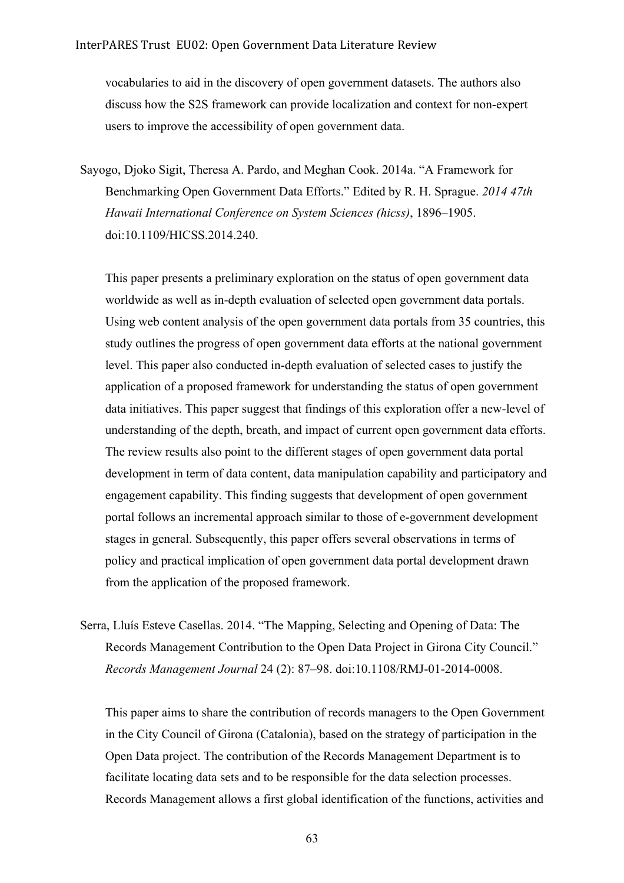vocabularies to aid in the discovery of open government datasets. The authors also discuss how the S2S framework can provide localization and context for non-expert users to improve the accessibility of open government data.

Sayogo, Djoko Sigit, Theresa A. Pardo, and Meghan Cook. 2014a. "A Framework for Benchmarking Open Government Data Efforts." Edited by R. H. Sprague. *2014 47th Hawaii International Conference on System Sciences (hicss)*, 1896–1905. doi:10.1109/HICSS.2014.240.

This paper presents a preliminary exploration on the status of open government data worldwide as well as in-depth evaluation of selected open government data portals. Using web content analysis of the open government data portals from 35 countries, this study outlines the progress of open government data efforts at the national government level. This paper also conducted in-depth evaluation of selected cases to justify the application of a proposed framework for understanding the status of open government data initiatives. This paper suggest that findings of this exploration offer a new-level of understanding of the depth, breath, and impact of current open government data efforts. The review results also point to the different stages of open government data portal development in term of data content, data manipulation capability and participatory and engagement capability. This finding suggests that development of open government portal follows an incremental approach similar to those of e-government development stages in general. Subsequently, this paper offers several observations in terms of policy and practical implication of open government data portal development drawn from the application of the proposed framework.

Serra, Lluís Esteve Casellas. 2014. "The Mapping, Selecting and Opening of Data: The Records Management Contribution to the Open Data Project in Girona City Council." *Records Management Journal* 24 (2): 87–98. doi:10.1108/RMJ-01-2014-0008.

This paper aims to share the contribution of records managers to the Open Government in the City Council of Girona (Catalonia), based on the strategy of participation in the Open Data project. The contribution of the Records Management Department is to facilitate locating data sets and to be responsible for the data selection processes. Records Management allows a first global identification of the functions, activities and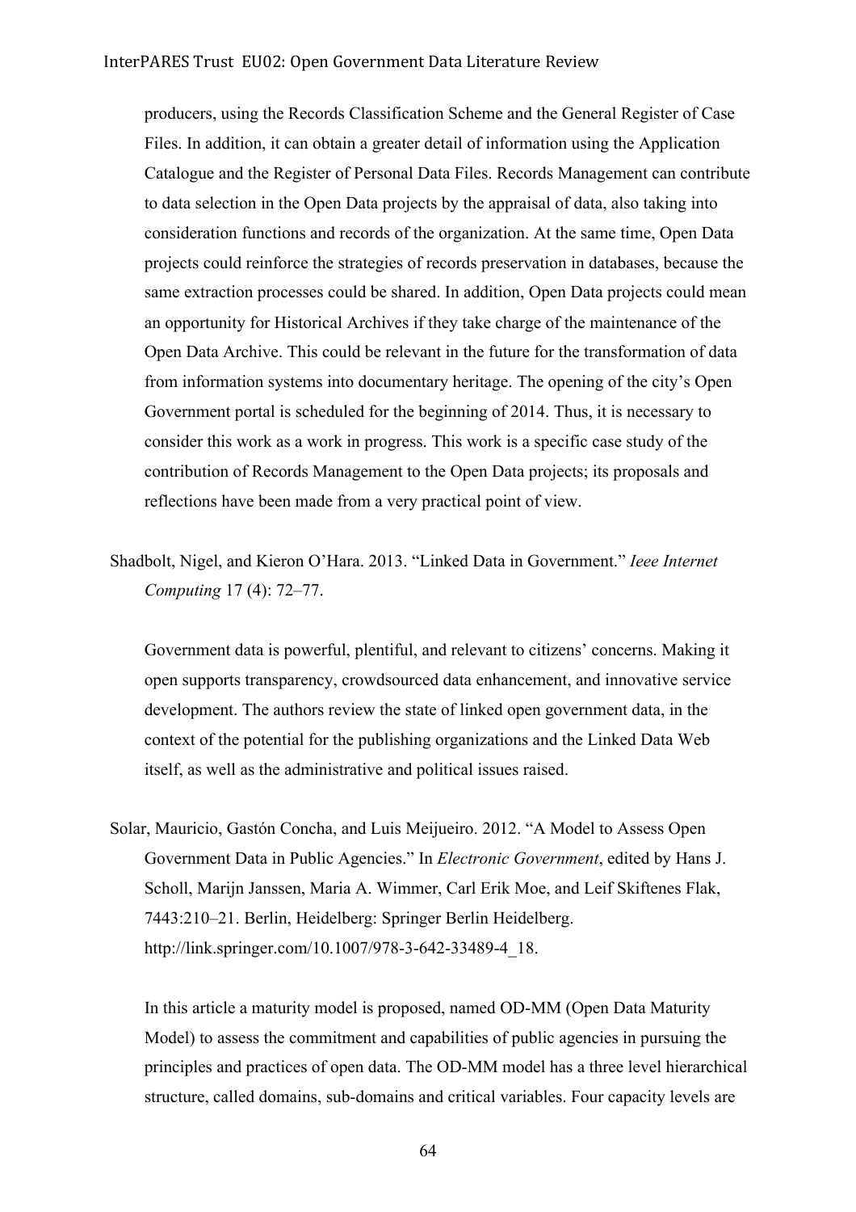producers, using the Records Classification Scheme and the General Register of Case Files. In addition, it can obtain a greater detail of information using the Application Catalogue and the Register of Personal Data Files. Records Management can contribute to data selection in the Open Data projects by the appraisal of data, also taking into consideration functions and records of the organization. At the same time, Open Data projects could reinforce the strategies of records preservation in databases, because the same extraction processes could be shared. In addition, Open Data projects could mean an opportunity for Historical Archives if they take charge of the maintenance of the Open Data Archive. This could be relevant in the future for the transformation of data from information systems into documentary heritage. The opening of the city's Open Government portal is scheduled for the beginning of 2014. Thus, it is necessary to consider this work as a work in progress. This work is a specific case study of the contribution of Records Management to the Open Data projects; its proposals and reflections have been made from a very practical point of view.

Shadbolt, Nigel, and Kieron O'Hara. 2013. "Linked Data in Government." *Ieee Internet Computing* 17 (4): 72–77.

Government data is powerful, plentiful, and relevant to citizens' concerns. Making it open supports transparency, crowdsourced data enhancement, and innovative service development. The authors review the state of linked open government data, in the context of the potential for the publishing organizations and the Linked Data Web itself, as well as the administrative and political issues raised.

Solar, Mauricio, Gastón Concha, and Luis Meijueiro. 2012. "A Model to Assess Open Government Data in Public Agencies." In *Electronic Government*, edited by Hans J. Scholl, Marijn Janssen, Maria A. Wimmer, Carl Erik Moe, and Leif Skiftenes Flak, 7443:210–21. Berlin, Heidelberg: Springer Berlin Heidelberg. http://link.springer.com/10.1007/978-3-642-33489-4_18.

In this article a maturity model is proposed, named OD-MM (Open Data Maturity Model) to assess the commitment and capabilities of public agencies in pursuing the principles and practices of open data. The OD-MM model has a three level hierarchical structure, called domains, sub-domains and critical variables. Four capacity levels are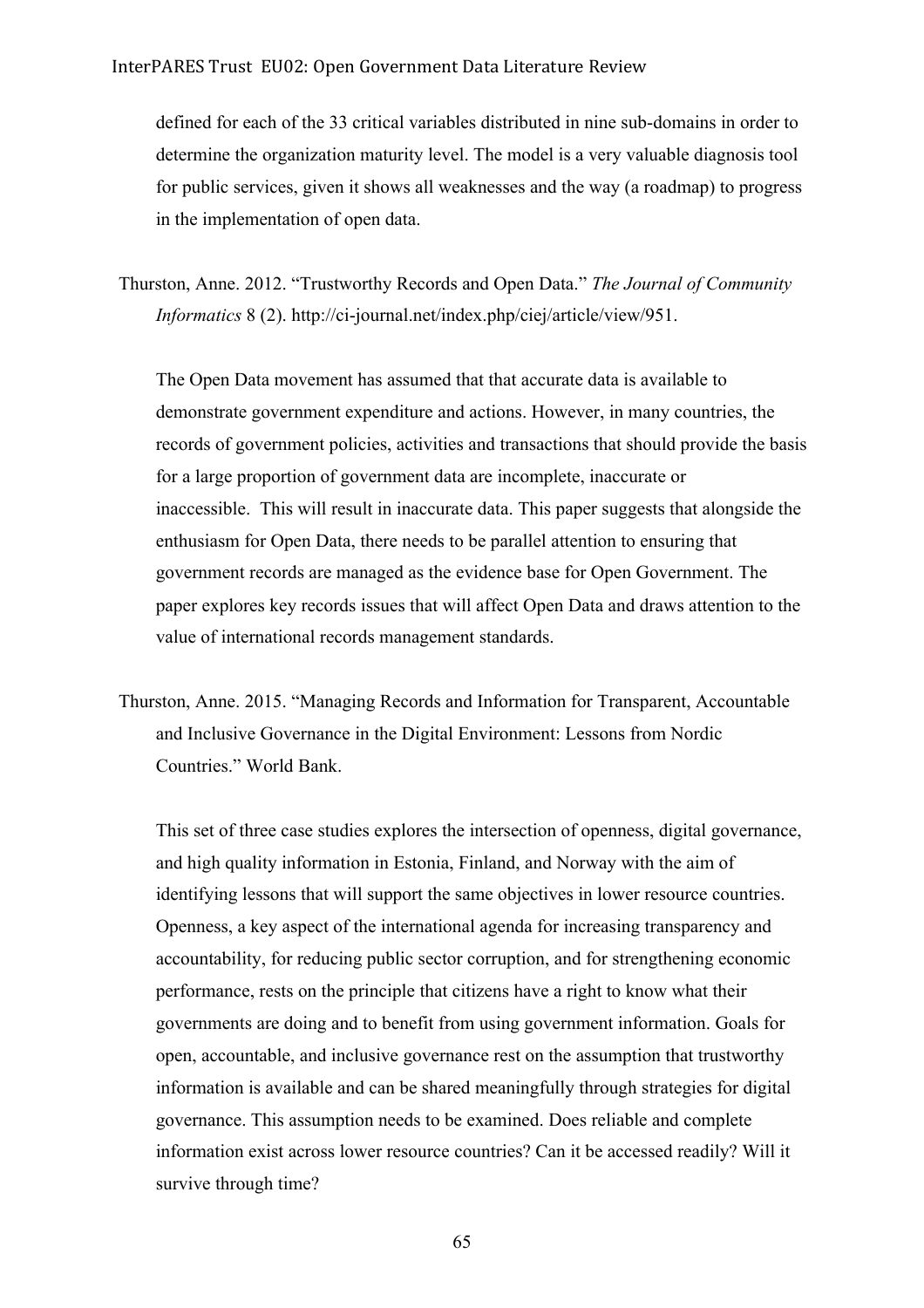defined for each of the 33 critical variables distributed in nine sub-domains in order to determine the organization maturity level. The model is a very valuable diagnosis tool for public services, given it shows all weaknesses and the way (a roadmap) to progress in the implementation of open data.

Thurston, Anne. 2012. "Trustworthy Records and Open Data." *The Journal of Community Informatics* 8 (2). http://ci-journal.net/index.php/ciej/article/view/951.

The Open Data movement has assumed that that accurate data is available to demonstrate government expenditure and actions. However, in many countries, the records of government policies, activities and transactions that should provide the basis for a large proportion of government data are incomplete, inaccurate or inaccessible. This will result in inaccurate data. This paper suggests that alongside the enthusiasm for Open Data, there needs to be parallel attention to ensuring that government records are managed as the evidence base for Open Government. The paper explores key records issues that will affect Open Data and draws attention to the value of international records management standards.

Thurston, Anne. 2015. "Managing Records and Information for Transparent, Accountable and Inclusive Governance in the Digital Environment: Lessons from Nordic Countries." World Bank.

This set of three case studies explores the intersection of openness, digital governance, and high quality information in Estonia, Finland, and Norway with the aim of identifying lessons that will support the same objectives in lower resource countries. Openness, a key aspect of the international agenda for increasing transparency and accountability, for reducing public sector corruption, and for strengthening economic performance, rests on the principle that citizens have a right to know what their governments are doing and to benefit from using government information. Goals for open, accountable, and inclusive governance rest on the assumption that trustworthy information is available and can be shared meaningfully through strategies for digital governance. This assumption needs to be examined. Does reliable and complete information exist across lower resource countries? Can it be accessed readily? Will it survive through time?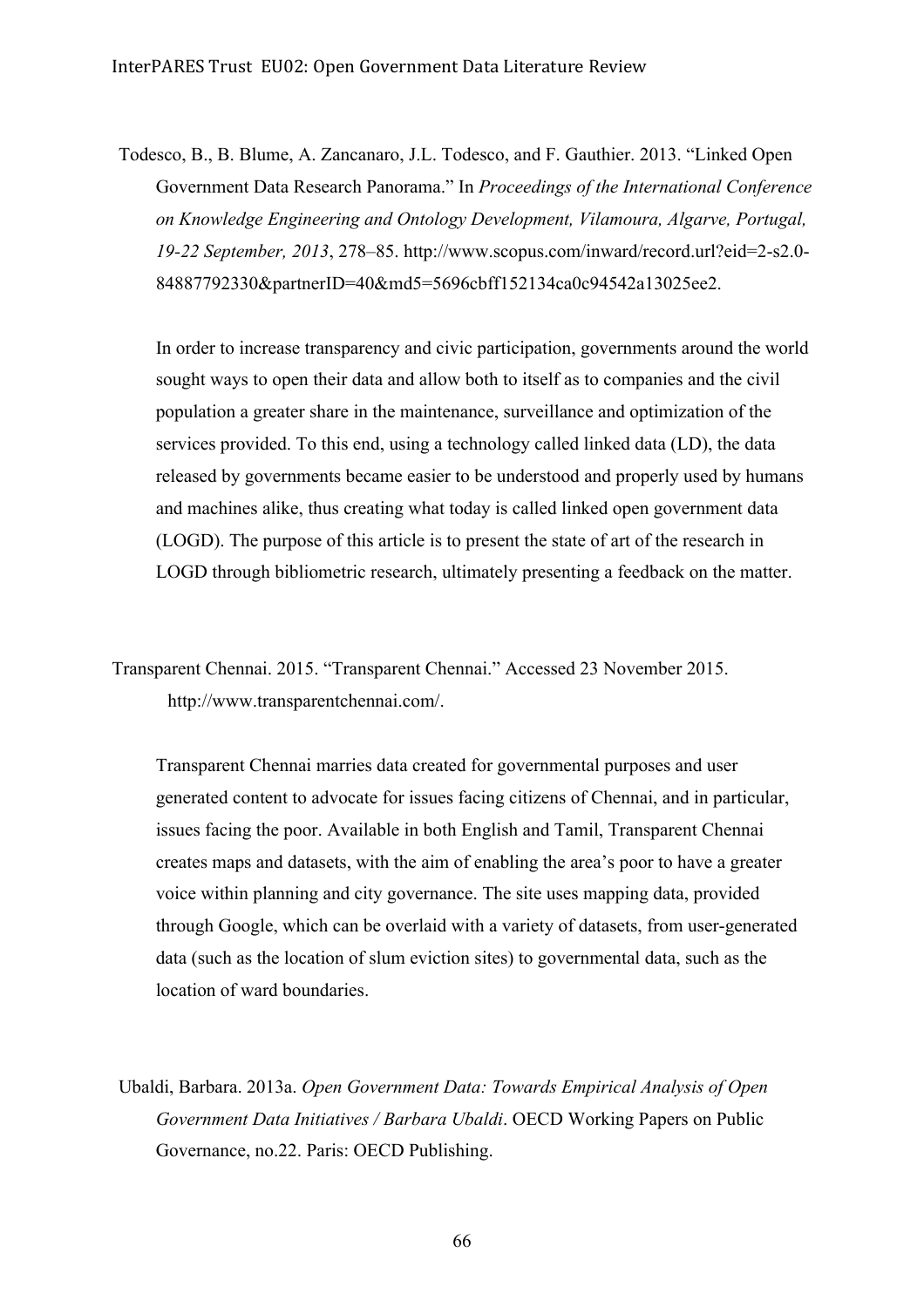Todesco, B., B. Blume, A. Zancanaro, J.L. Todesco, and F. Gauthier. 2013. "Linked Open Government Data Research Panorama." In *Proceedings of the International Conference on Knowledge Engineering and Ontology Development, Vilamoura, Algarve, Portugal, 19-22 September, 2013*, 278–85. http://www.scopus.com/inward/record.url?eid=2-s2.0-84887792330&partnerID=40&md5=5696cbff152134ca0c94542a13025ee2.

In order to increase transparency and civic participation, governments around the world sought ways to open their data and allow both to itself as to companies and the civil population a greater share in the maintenance, surveillance and optimization of the services provided. To this end, using a technology called linked data (LD), the data released by governments became easier to be understood and properly used by humans and machines alike, thus creating what today is called linked open government data (LOGD). The purpose of this article is to present the state of art of the research in LOGD through bibliometric research, ultimately presenting a feedback on the matter.

Transparent Chennai. 2015. "Transparent Chennai." Accessed 23 November 2015. http://www.transparentchennai.com/.

Transparent Chennai marries data created for governmental purposes and user generated content to advocate for issues facing citizens of Chennai, and in particular, issues facing the poor. Available in both English and Tamil, Transparent Chennai creates maps and datasets, with the aim of enabling the area's poor to have a greater voice within planning and city governance. The site uses mapping data, provided through Google, which can be overlaid with a variety of datasets, from user-generated data (such as the location of slum eviction sites) to governmental data, such as the location of ward boundaries.

Ubaldi, Barbara. 2013a. *Open Government Data: Towards Empirical Analysis of Open Government Data Initiatives / Barbara Ubaldi*. OECD Working Papers on Public Governance, no.22. Paris: OECD Publishing.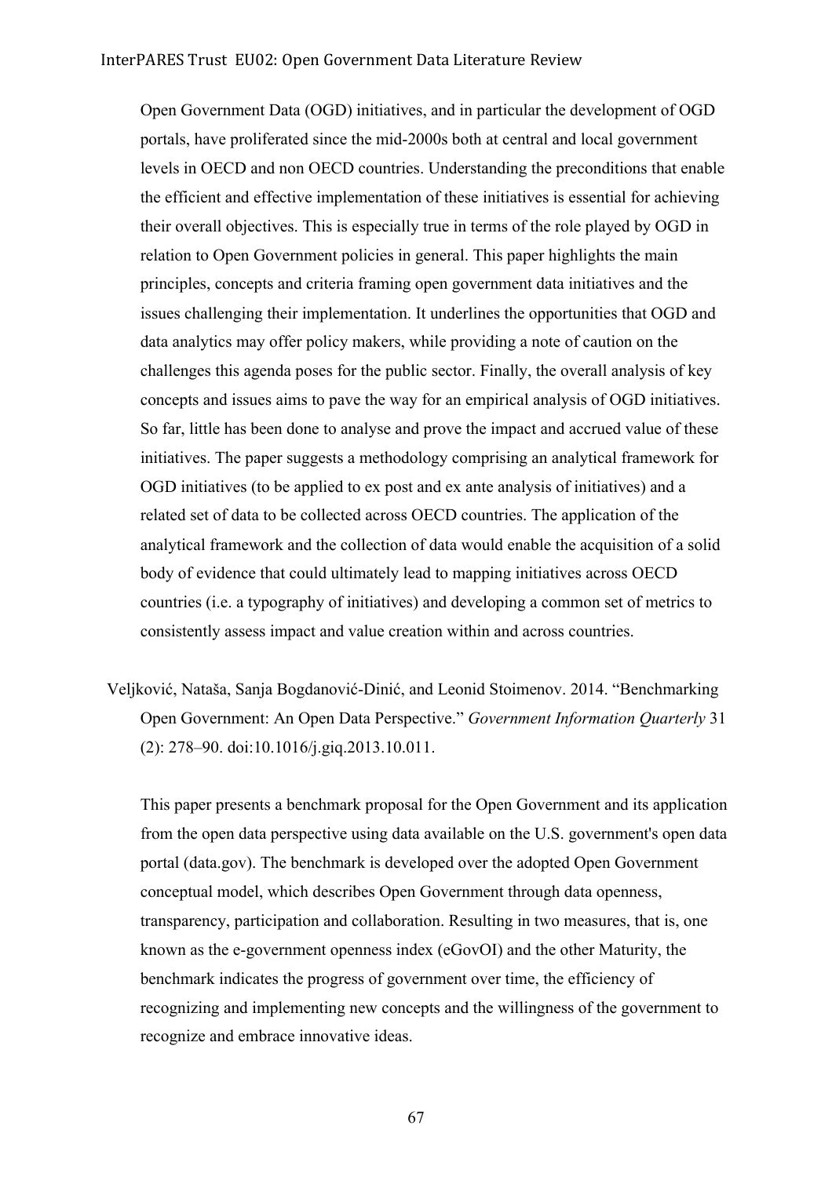Open Government Data (OGD) initiatives, and in particular the development of OGD portals, have proliferated since the mid-2000s both at central and local government levels in OECD and non OECD countries. Understanding the preconditions that enable the efficient and effective implementation of these initiatives is essential for achieving their overall objectives. This is especially true in terms of the role played by OGD in relation to Open Government policies in general. This paper highlights the main principles, concepts and criteria framing open government data initiatives and the issues challenging their implementation. It underlines the opportunities that OGD and data analytics may offer policy makers, while providing a note of caution on the challenges this agenda poses for the public sector. Finally, the overall analysis of key concepts and issues aims to pave the way for an empirical analysis of OGD initiatives. So far, little has been done to analyse and prove the impact and accrued value of these initiatives. The paper suggests a methodology comprising an analytical framework for OGD initiatives (to be applied to ex post and ex ante analysis of initiatives) and a related set of data to be collected across OECD countries. The application of the analytical framework and the collection of data would enable the acquisition of a solid body of evidence that could ultimately lead to mapping initiatives across OECD countries (i.e. a typography of initiatives) and developing a common set of metrics to consistently assess impact and value creation within and across countries.

Veljković, Nataša, Sanja Bogdanović-Dinić, and Leonid Stoimenov. 2014. "Benchmarking Open Government: An Open Data Perspective." *Government Information Quarterly* 31 (2): 278–90. doi:10.1016/j.giq.2013.10.011.

This paper presents a benchmark proposal for the Open Government and its application from the open data perspective using data available on the U.S. government's open data portal (data.gov). The benchmark is developed over the adopted Open Government conceptual model, which describes Open Government through data openness, transparency, participation and collaboration. Resulting in two measures, that is, one known as the e-government openness index (eGovOI) and the other Maturity, the benchmark indicates the progress of government over time, the efficiency of recognizing and implementing new concepts and the willingness of the government to recognize and embrace innovative ideas.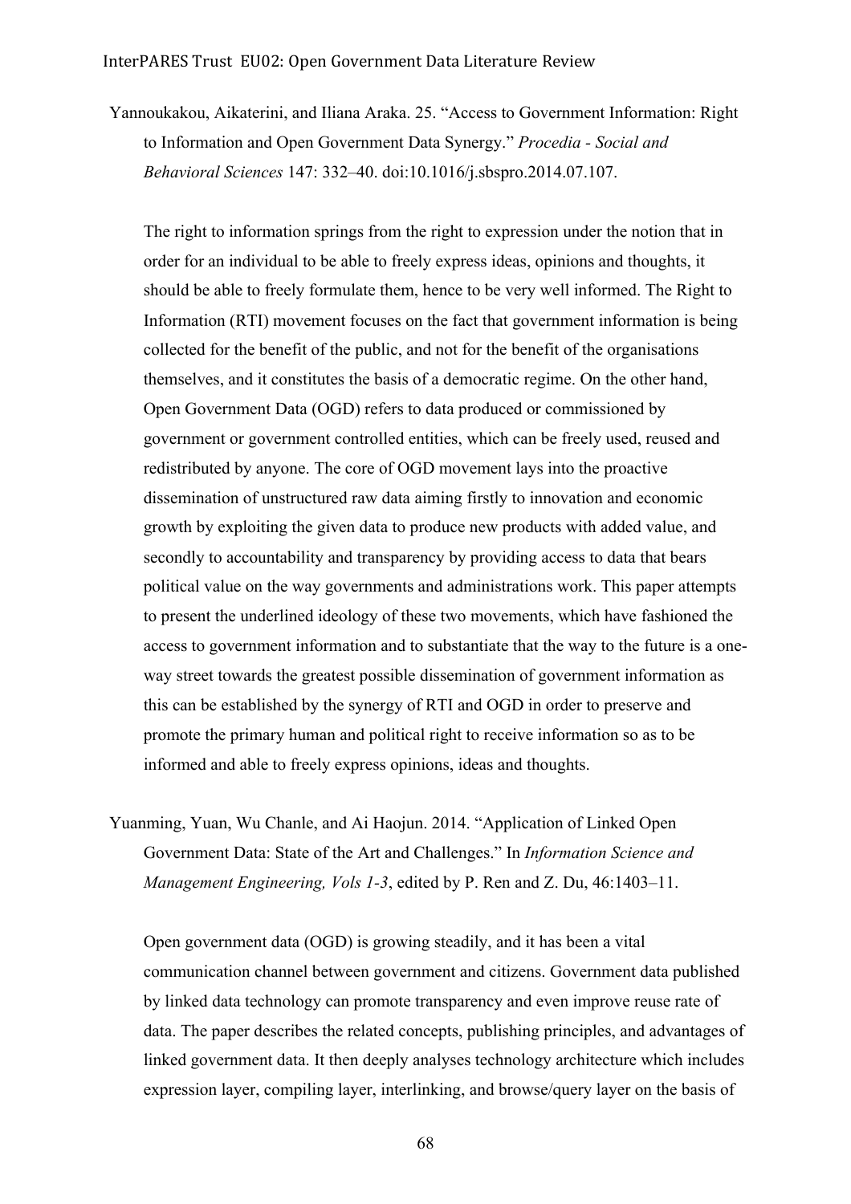Yannoukakou, Aikaterini, and Iliana Araka. 25. "Access to Government Information: Right to Information and Open Government Data Synergy." *Procedia - Social and Behavioral Sciences* 147: 332–40. doi:10.1016/j.sbspro.2014.07.107.

The right to information springs from the right to expression under the notion that in order for an individual to be able to freely express ideas, opinions and thoughts, it should be able to freely formulate them, hence to be very well informed. The Right to Information (RTI) movement focuses on the fact that government information is being collected for the benefit of the public, and not for the benefit of the organisations themselves, and it constitutes the basis of a democratic regime. On the other hand, Open Government Data (OGD) refers to data produced or commissioned by government or government controlled entities, which can be freely used, reused and redistributed by anyone. The core of OGD movement lays into the proactive dissemination of unstructured raw data aiming firstly to innovation and economic growth by exploiting the given data to produce new products with added value, and secondly to accountability and transparency by providing access to data that bears political value on the way governments and administrations work. This paper attempts to present the underlined ideology of these two movements, which have fashioned the access to government information and to substantiate that the way to the future is a one-way street towards the greatest possible dissemination of government information as this can be established by the synergy of RTI and OGD in order to preserve and promote the primary human and political right to receive information so as to be informed and able to freely express opinions, ideas and thoughts.

Yuanming, Yuan, Wu Chanle, and Ai Haojun. 2014. "Application of Linked Open Government Data: State of the Art and Challenges." In *Information Science and Management Engineering, Vols 1-3*, edited by P. Ren and Z. Du, 46:1403–11.

Open government data (OGD) is growing steadily, and it has been a vital communication channel between government and citizens. Government data published by linked data technology can promote transparency and even improve reuse rate of data. The paper describes the related concepts, publishing principles, and advantages of linked government data. It then deeply analyses technology architecture which includes expression layer, compiling layer, interlinking, and browse/query layer on the basis of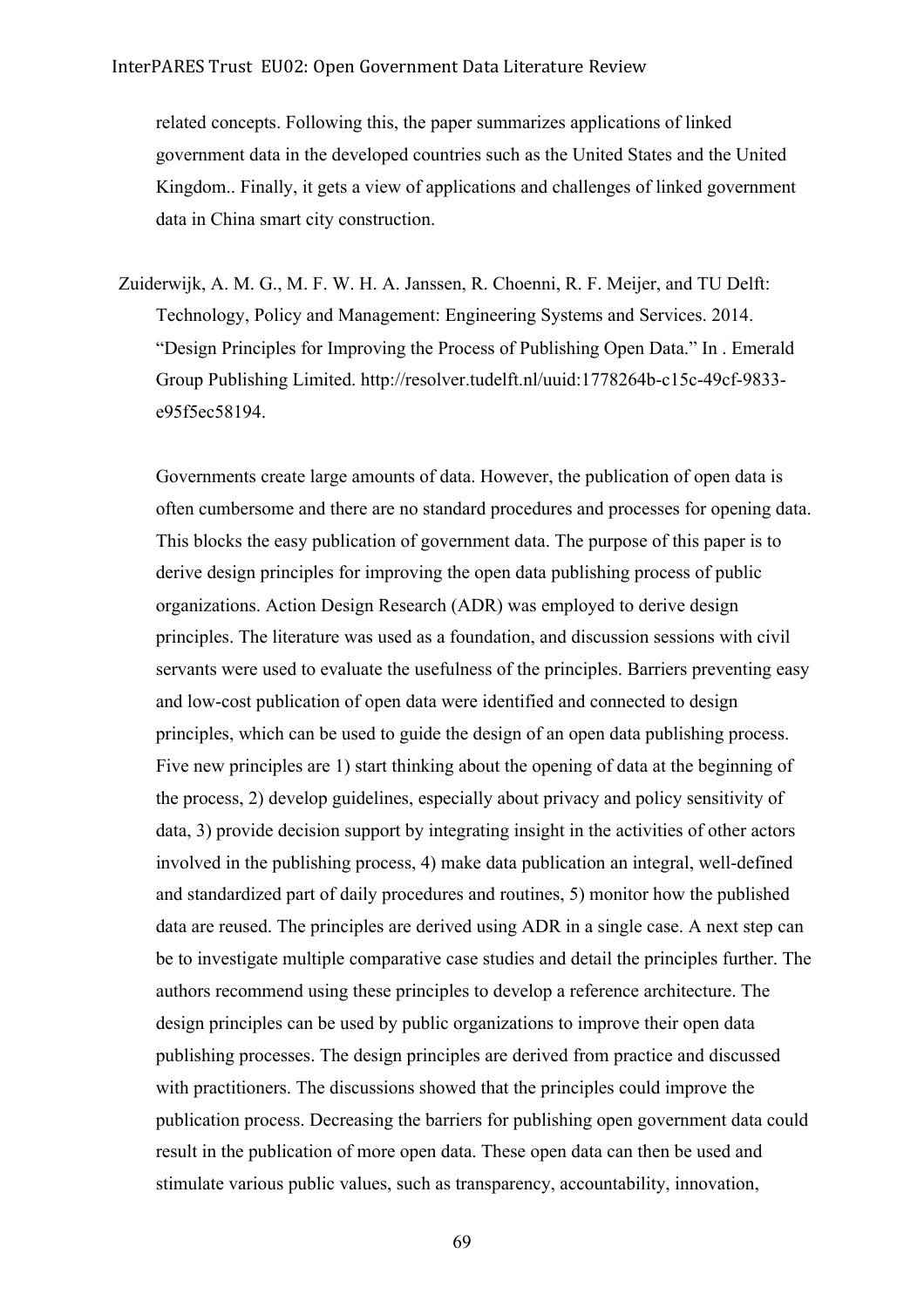related concepts. Following this, the paper summarizes applications of linked government data in the developed countries such as the United States and the United Kingdom.. Finally, it gets a view of applications and challenges of linked government data in China smart city construction.

Zuiderwijk, A. M. G., M. F. W. H. A. Janssen, R. Choenni, R. F. Meijer, and TU Delft: Technology, Policy and Management: Engineering Systems and Services. 2014. "Design Principles for Improving the Process of Publishing Open Data." In . Emerald Group Publishing Limited. http://resolver.tudelft.nl/uuid:1778264b-c15c-49cf-9833-e95f5ec58194.

Governments create large amounts of data. However, the publication of open data is often cumbersome and there are no standard procedures and processes for opening data. This blocks the easy publication of government data. The purpose of this paper is to derive design principles for improving the open data publishing process of public organizations. Action Design Research (ADR) was employed to derive design principles. The literature was used as a foundation, and discussion sessions with civil servants were used to evaluate the usefulness of the principles. Barriers preventing easy and low-cost publication of open data were identified and connected to design principles, which can be used to guide the design of an open data publishing process. Five new principles are 1) start thinking about the opening of data at the beginning of the process, 2) develop guidelines, especially about privacy and policy sensitivity of data, 3) provide decision support by integrating insight in the activities of other actors involved in the publishing process, 4) make data publication an integral, well-defined and standardized part of daily procedures and routines, 5) monitor how the published data are reused. The principles are derived using ADR in a single case. A next step can be to investigate multiple comparative case studies and detail the principles further. The authors recommend using these principles to develop a reference architecture. The design principles can be used by public organizations to improve their open data publishing processes. The design principles are derived from practice and discussed with practitioners. The discussions showed that the principles could improve the publication process. Decreasing the barriers for publishing open government data could result in the publication of more open data. These open data can then be used and stimulate various public values, such as transparency, accountability, innovation,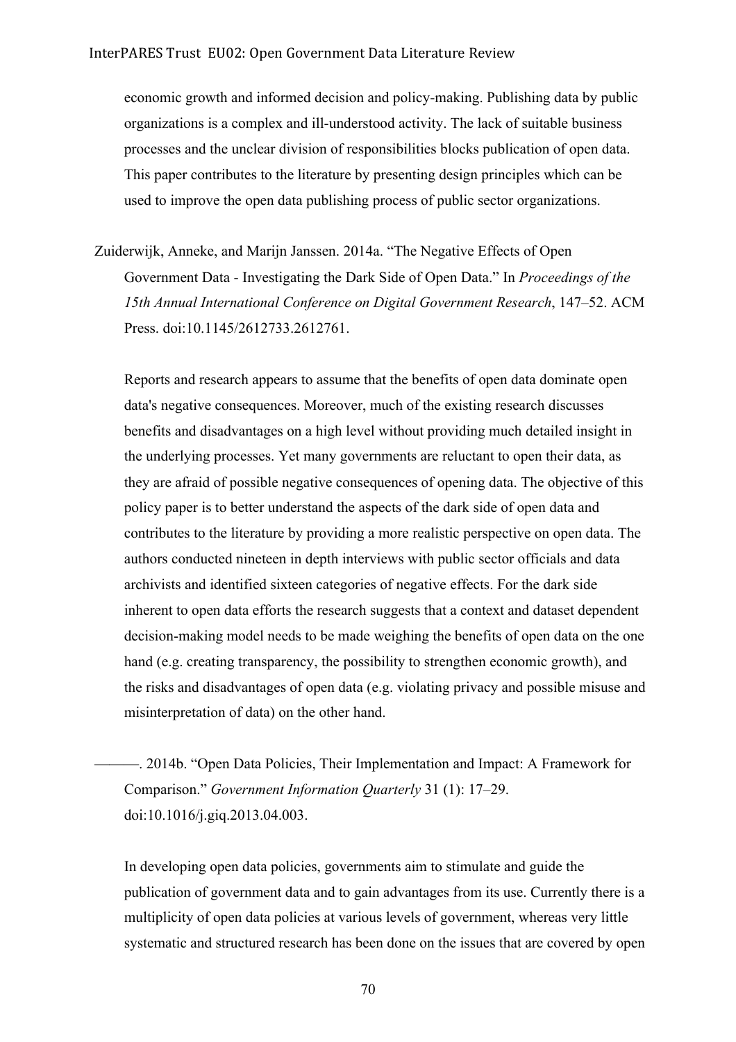economic growth and informed decision and policy-making. Publishing data by public organizations is a complex and ill-understood activity. The lack of suitable business processes and the unclear division of responsibilities blocks publication of open data. This paper contributes to the literature by presenting design principles which can be used to improve the open data publishing process of public sector organizations.

Zuiderwijk, Anneke, and Marijn Janssen. 2014a. "The Negative Effects of Open Government Data - Investigating the Dark Side of Open Data." In *Proceedings of the 15th Annual International Conference on Digital Government Research*, 147–52. ACM Press. doi:10.1145/2612733.2612761.

Reports and research appears to assume that the benefits of open data dominate open data's negative consequences. Moreover, much of the existing research discusses benefits and disadvantages on a high level without providing much detailed insight in the underlying processes. Yet many governments are reluctant to open their data, as they are afraid of possible negative consequences of opening data. The objective of this policy paper is to better understand the aspects of the dark side of open data and contributes to the literature by providing a more realistic perspective on open data. The authors conducted nineteen in depth interviews with public sector officials and data archivists and identified sixteen categories of negative effects. For the dark side inherent to open data efforts the research suggests that a context and dataset dependent decision-making model needs to be made weighing the benefits of open data on the one hand (e.g. creating transparency, the possibility to strengthen economic growth), and the risks and disadvantages of open data (e.g. violating privacy and possible misuse and misinterpretation of data) on the other hand.

———. 2014b. "Open Data Policies, Their Implementation and Impact: A Framework for Comparison." *Government Information Quarterly* 31 (1): 17–29. doi:10.1016/j.giq.2013.04.003.

In developing open data policies, governments aim to stimulate and guide the publication of government data and to gain advantages from its use. Currently there is a multiplicity of open data policies at various levels of government, whereas very little systematic and structured research has been done on the issues that are covered by open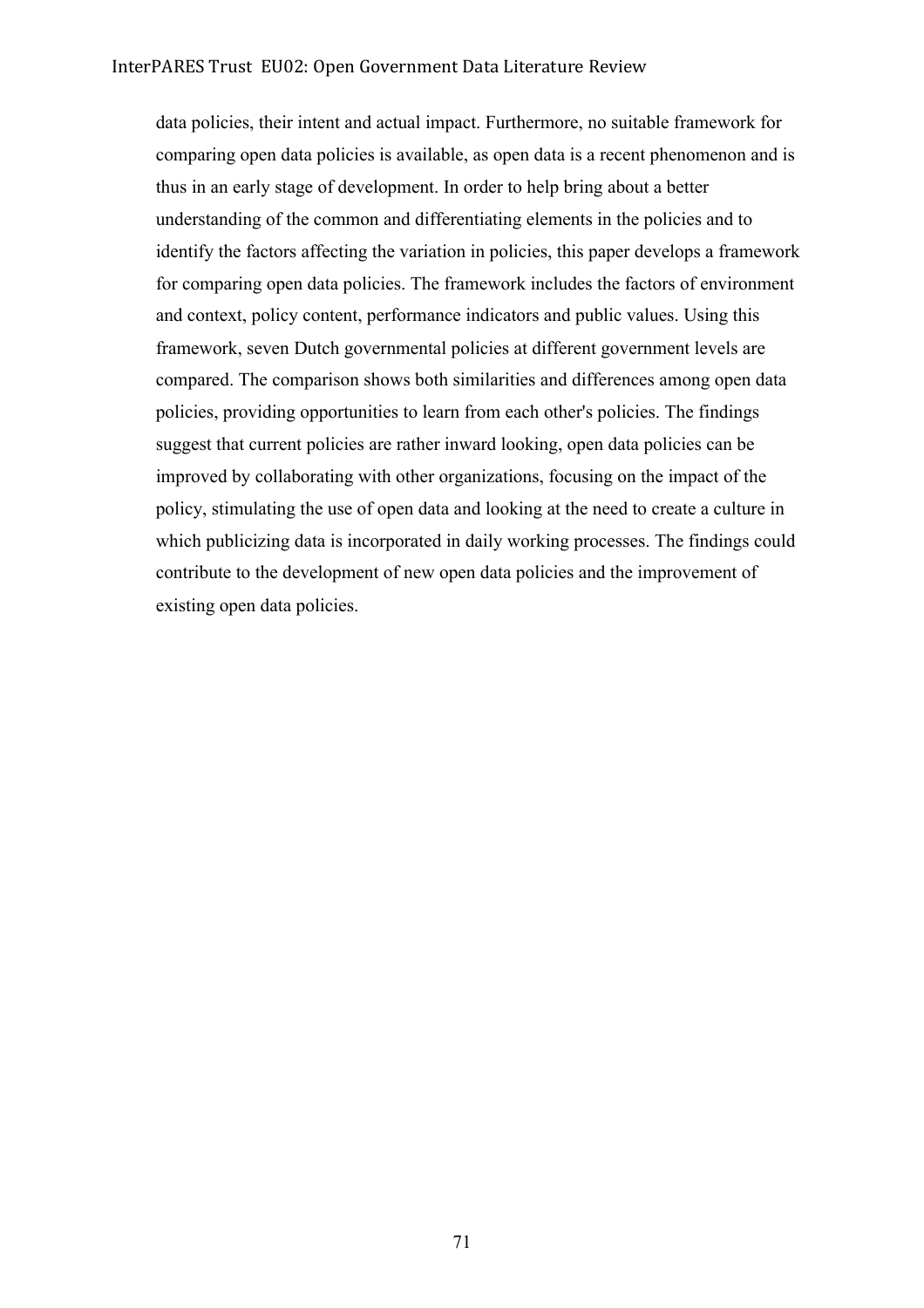data policies, their intent and actual impact. Furthermore, no suitable framework for comparing open data policies is available, as open data is a recent phenomenon and is thus in an early stage of development. In order to help bring about a better understanding of the common and differentiating elements in the policies and to identify the factors affecting the variation in policies, this paper develops a framework for comparing open data policies. The framework includes the factors of environment and context, policy content, performance indicators and public values. Using this framework, seven Dutch governmental policies at different government levels are compared. The comparison shows both similarities and differences among open data policies, providing opportunities to learn from each other's policies. The findings suggest that current policies are rather inward looking, open data policies can be improved by collaborating with other organizations, focusing on the impact of the policy, stimulating the use of open data and looking at the need to create a culture in which publicizing data is incorporated in daily working processes. The findings could contribute to the development of new open data policies and the improvement of existing open data policies.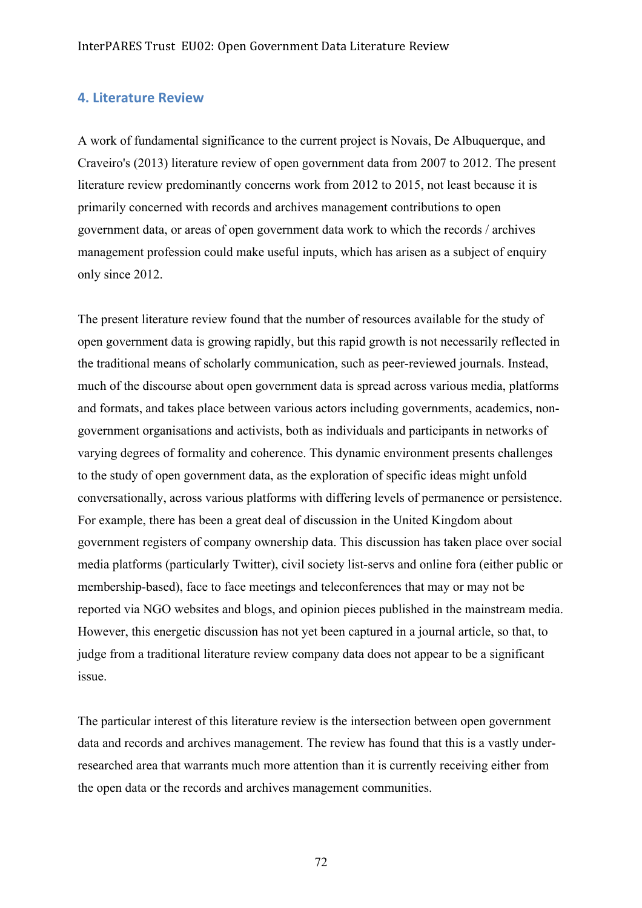## 4. Literature Review

A work of fundamental significance to the current project is Novais, De Albuquerque, and Craveiro's (2013) literature review of open government data from 2007 to 2012. The present literature review predominantly concerns work from 2012 to 2015, not least because it is primarily concerned with records and archives management contributions to open government data, or areas of open government data work to which the records / archives management profession could make useful inputs, which has arisen as a subject of enquiry only since 2012.

The present literature review found that the number of resources available for the study of open government data is growing rapidly, but this rapid growth is not necessarily reflected in the traditional means of scholarly communication, such as peer-reviewed journals. Instead, much of the discourse about open government data is spread across various media, platforms and formats, and takes place between various actors including governments, academics, non-government organisations and activists, both as individuals and participants in networks of varying degrees of formality and coherence. This dynamic environment presents challenges to the study of open government data, as the exploration of specific ideas might unfold conversationally, across various platforms with differing levels of permanence or persistence. For example, there has been a great deal of discussion in the United Kingdom about government registers of company ownership data. This discussion has taken place over social media platforms (particularly Twitter), civil society list-servs and online fora (either public or membership-based), face to face meetings and teleconferences that may or may not be reported via NGO websites and blogs, and opinion pieces published in the mainstream media. However, this energetic discussion has not yet been captured in a journal article, so that, to judge from a traditional literature review company data does not appear to be a significant issue.

The particular interest of this literature review is the intersection between open government data and records and archives management. The review has found that this is a vastly under-researched area that warrants much more attention than it is currently receiving either from the open data or the records and archives management communities.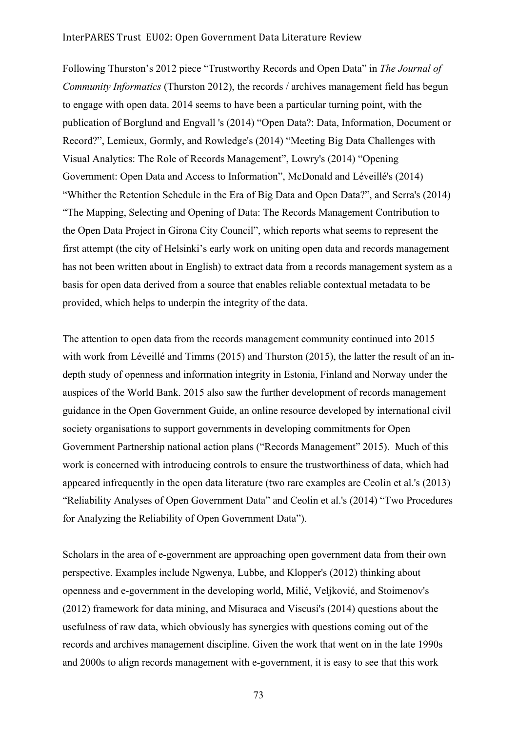Following Thurston's 2012 piece "Trustworthy Records and Open Data" in *The Journal of Community Informatics* (Thurston 2012), the records / archives management field has begun to engage with open data. 2014 seems to have been a particular turning point, with the publication of Borglund and Engvall 's (2014) "Open Data?: Data, Information, Document or Record?", Lemieux, Gormly, and Rowledge's (2014) "Meeting Big Data Challenges with Visual Analytics: The Role of Records Management", Lowry's (2014) "Opening Government: Open Data and Access to Information", McDonald and Léveillé's (2014) "Whither the Retention Schedule in the Era of Big Data and Open Data?", and Serra's (2014) "The Mapping, Selecting and Opening of Data: The Records Management Contribution to the Open Data Project in Girona City Council", which reports what seems to represent the first attempt (the city of Helsinki's early work on uniting open data and records management has not been written about in English) to extract data from a records management system as a basis for open data derived from a source that enables reliable contextual metadata to be provided, which helps to underpin the integrity of the data.

The attention to open data from the records management community continued into 2015 with work from Léveillé and Timms (2015) and Thurston (2015), the latter the result of an in-depth study of openness and information integrity in Estonia, Finland and Norway under the auspices of the World Bank. 2015 also saw the further development of records management guidance in the Open Government Guide, an online resource developed by international civil society organisations to support governments in developing commitments for Open Government Partnership national action plans ("Records Management" 2015). Much of this work is concerned with introducing controls to ensure the trustworthiness of data, which had appeared infrequently in the open data literature (two rare examples are Ceolin et al.'s (2013) "Reliability Analyses of Open Government Data" and Ceolin et al.'s (2014) "Two Procedures for Analyzing the Reliability of Open Government Data").

Scholars in the area of e-government are approaching open government data from their own perspective. Examples include Ngwenya, Lubbe, and Klopper's (2012) thinking about openness and e-government in the developing world, Milić, Veljković, and Stoimenov's (2012) framework for data mining, and Misuraca and Viscusi's (2014) questions about the usefulness of raw data, which obviously has synergies with questions coming out of the records and archives management discipline. Given the work that went on in the late 1990s and 2000s to align records management with e-government, it is easy to see that this work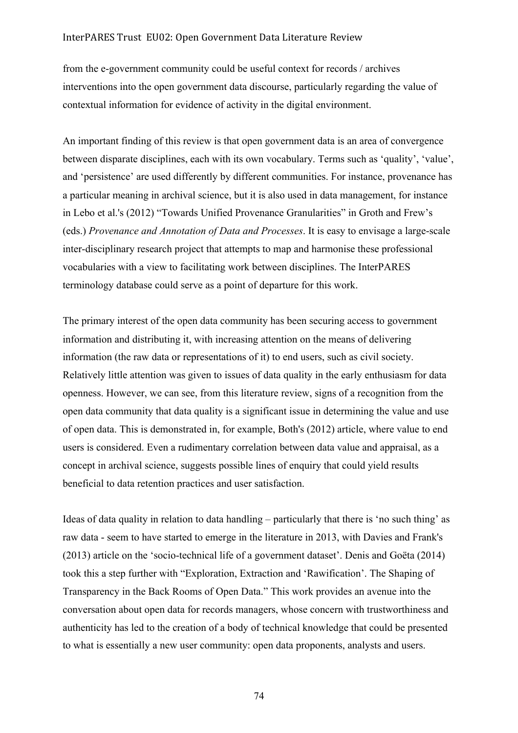from the e-government community could be useful context for records / archives interventions into the open government data discourse, particularly regarding the value of contextual information for evidence of activity in the digital environment.

An important finding of this review is that open government data is an area of convergence between disparate disciplines, each with its own vocabulary. Terms such as 'quality', 'value', and 'persistence' are used differently by different communities. For instance, provenance has a particular meaning in archival science, but it is also used in data management, for instance in Lebo et al.'s (2012) "Towards Unified Provenance Granularities" in Groth and Frew's (eds.) *Provenance and Annotation of Data and Processes*. It is easy to envisage a large-scale inter-disciplinary research project that attempts to map and harmonise these professional vocabularies with a view to facilitating work between disciplines. The InterPARES terminology database could serve as a point of departure for this work.

The primary interest of the open data community has been securing access to government information and distributing it, with increasing attention on the means of delivering information (the raw data or representations of it) to end users, such as civil society. Relatively little attention was given to issues of data quality in the early enthusiasm for data openness. However, we can see, from this literature review, signs of a recognition from the open data community that data quality is a significant issue in determining the value and use of open data. This is demonstrated in, for example, Both's (2012) article, where value to end users is considered. Even a rudimentary correlation between data value and appraisal, as a concept in archival science, suggests possible lines of enquiry that could yield results beneficial to data retention practices and user satisfaction.

Ideas of data quality in relation to data handling – particularly that there is 'no such thing' as raw data - seem to have started to emerge in the literature in 2013, with Davies and Frank's (2013) article on the 'socio-technical life of a government dataset'. Denis and Goëta (2014) took this a step further with "Exploration, Extraction and 'Rawification'. The Shaping of Transparency in the Back Rooms of Open Data." This work provides an avenue into the conversation about open data for records managers, whose concern with trustworthiness and authenticity has led to the creation of a body of technical knowledge that could be presented to what is essentially a new user community: open data proponents, analysts and users.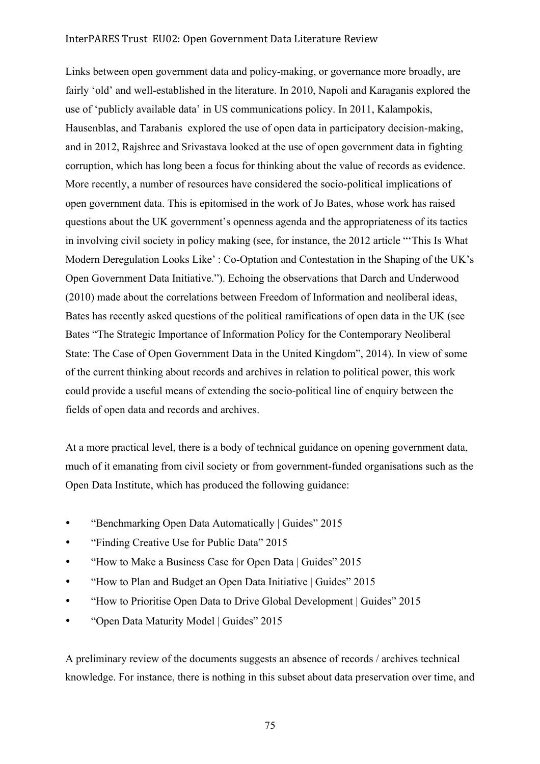Links between open government data and policy-making, or governance more broadly, are fairly 'old' and well-established in the literature. In 2010, Napoli and Karaganis explored the use of 'publicly available data' in US communications policy. In 2011, Kalampokis, Hausenblas, and Tarabanis explored the use of open data in participatory decision-making, and in 2012, Rajshree and Srivastava looked at the use of open government data in fighting corruption, which has long been a focus for thinking about the value of records as evidence. More recently, a number of resources have considered the socio-political implications of open government data. This is epitomised in the work of Jo Bates, whose work has raised questions about the UK government's openness agenda and the appropriateness of its tactics in involving civil society in policy making (see, for instance, the 2012 article "'This Is What Modern Deregulation Looks Like' : Co-Optation and Contestation in the Shaping of the UK's Open Government Data Initiative."). Echoing the observations that Darch and Underwood (2010) made about the correlations between Freedom of Information and neoliberal ideas, Bates has recently asked questions of the political ramifications of open data in the UK (see Bates "The Strategic Importance of Information Policy for the Contemporary Neoliberal State: The Case of Open Government Data in the United Kingdom", 2014). In view of some of the current thinking about records and archives in relation to political power, this work could provide a useful means of extending the socio-political line of enquiry between the fields of open data and records and archives.

At a more practical level, there is a body of technical guidance on opening government data, much of it emanating from civil society or from government-funded organisations such as the Open Data Institute, which has produced the following guidance:

- "Benchmarking Open Data Automatically | Guides" 2015
- "Finding Creative Use for Public Data" 2015
- "How to Make a Business Case for Open Data | Guides" 2015
- "How to Plan and Budget an Open Data Initiative | Guides" 2015
- "How to Prioritise Open Data to Drive Global Development | Guides" 2015
- "Open Data Maturity Model | Guides" 2015

A preliminary review of the documents suggests an absence of records / archives technical knowledge. For instance, there is nothing in this subset about data preservation over time, and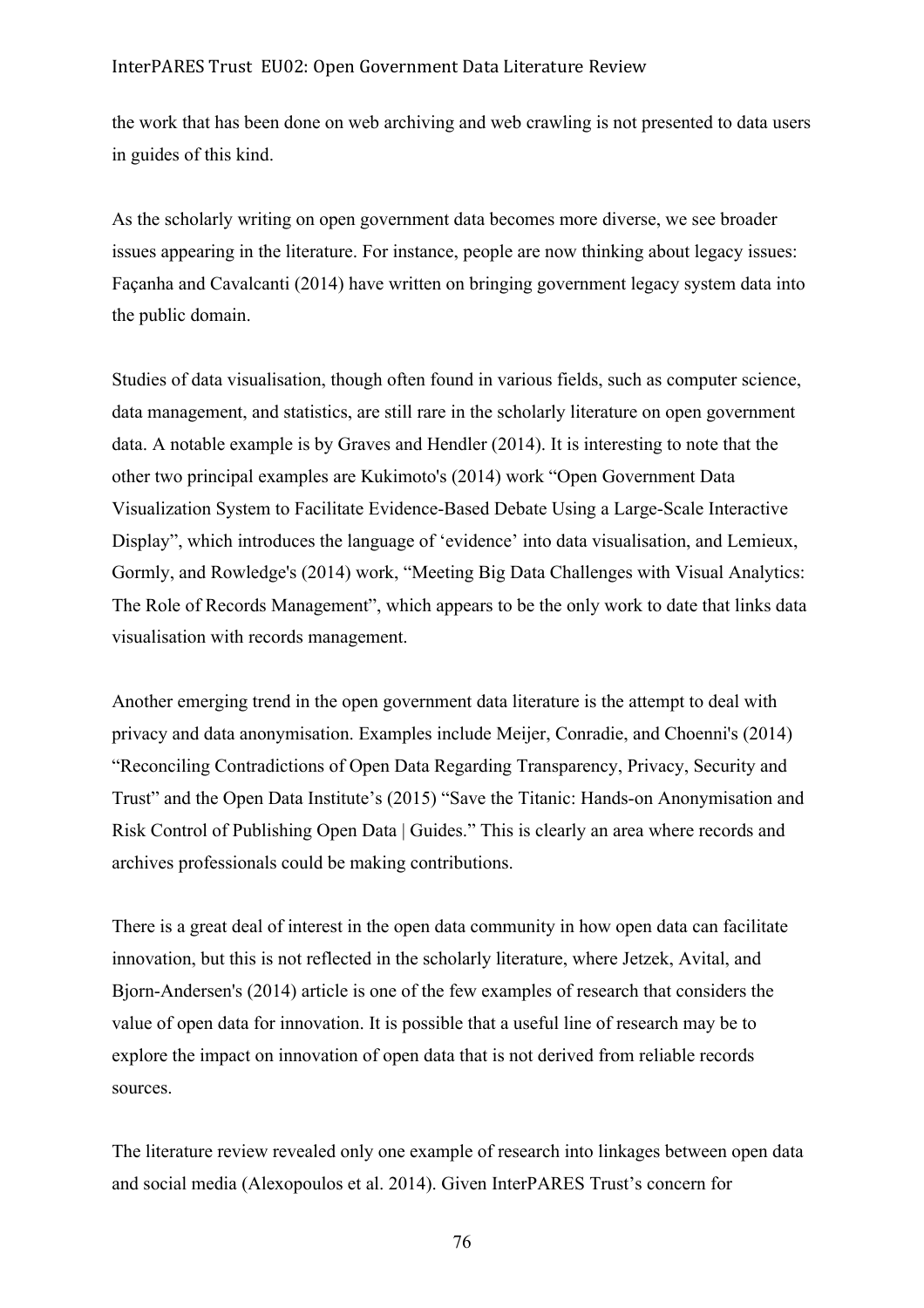the work that has been done on web archiving and web crawling is not presented to data users in guides of this kind.

As the scholarly writing on open government data becomes more diverse, we see broader issues appearing in the literature. For instance, people are now thinking about legacy issues: Façanha and Cavalcanti (2014) have written on bringing government legacy system data into the public domain.

Studies of data visualisation, though often found in various fields, such as computer science, data management, and statistics, are still rare in the scholarly literature on open government data. A notable example is by Graves and Hendler (2014). It is interesting to note that the other two principal examples are Kukimoto's (2014) work "Open Government Data Visualization System to Facilitate Evidence-Based Debate Using a Large-Scale Interactive Display", which introduces the language of 'evidence' into data visualisation, and Lemieux, Gormly, and Rowledge's (2014) work, "Meeting Big Data Challenges with Visual Analytics: The Role of Records Management", which appears to be the only work to date that links data visualisation with records management.

Another emerging trend in the open government data literature is the attempt to deal with privacy and data anonymisation. Examples include Meijer, Conradie, and Choenni's (2014) "Reconciling Contradictions of Open Data Regarding Transparency, Privacy, Security and Trust" and the Open Data Institute's (2015) "Save the Titanic: Hands-on Anonymisation and Risk Control of Publishing Open Data | Guides." This is clearly an area where records and archives professionals could be making contributions.

There is a great deal of interest in the open data community in how open data can facilitate innovation, but this is not reflected in the scholarly literature, where Jetzek, Avital, and Bjorn-Andersen's (2014) article is one of the few examples of research that considers the value of open data for innovation. It is possible that a useful line of research may be to explore the impact on innovation of open data that is not derived from reliable records sources.

The literature review revealed only one example of research into linkages between open data and social media (Alexopoulos et al. 2014). Given InterPARES Trust's concern for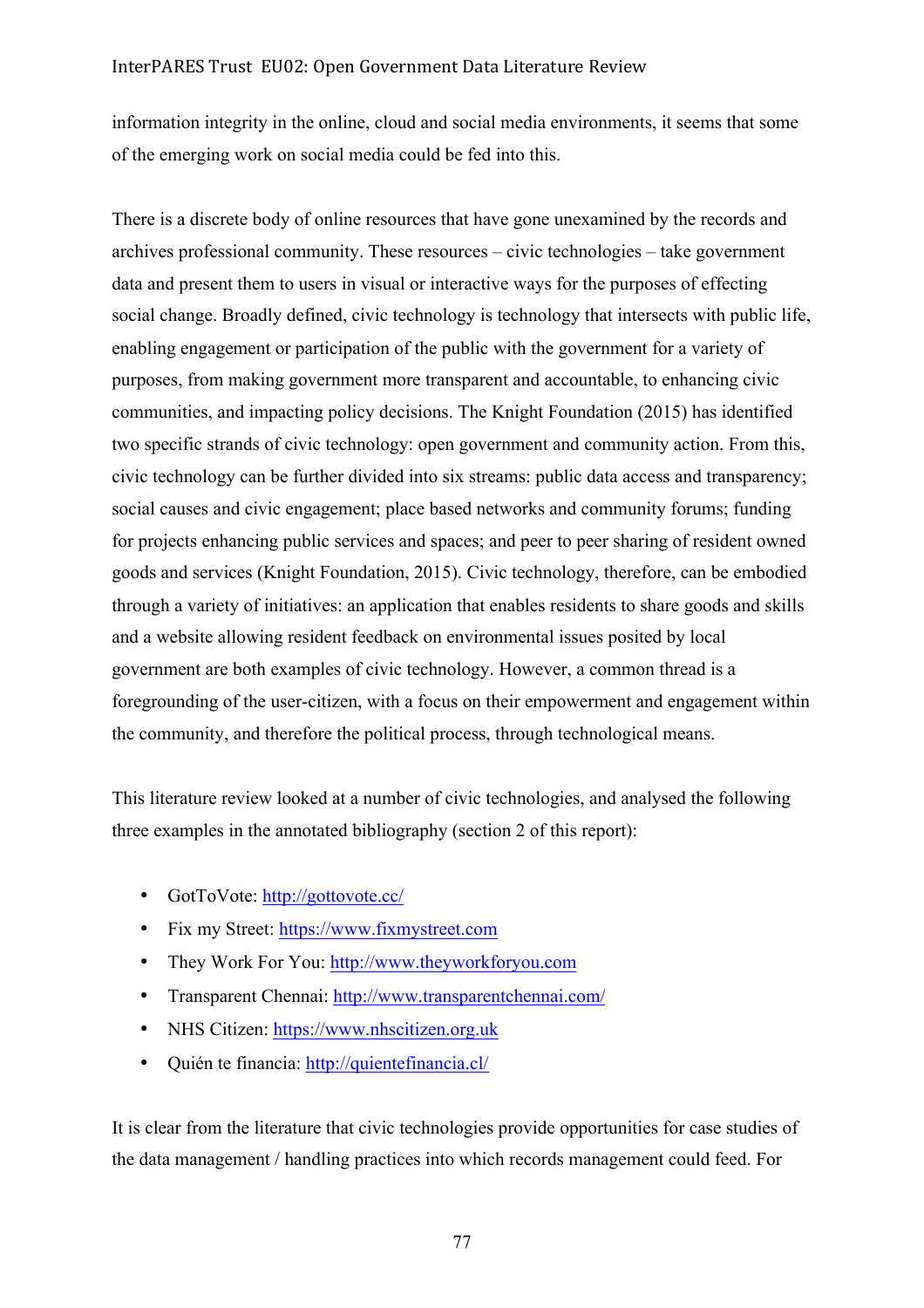information integrity in the online, cloud and social media environments, it seems that some of the emerging work on social media could be fed into this.

There is a discrete body of online resources that have gone unexamined by the records and archives professional community. These resources – civic technologies – take government data and present them to users in visual or interactive ways for the purposes of effecting social change. Broadly defined, civic technology is technology that intersects with public life, enabling engagement or participation of the public with the government for a variety of purposes, from making government more transparent and accountable, to enhancing civic communities, and impacting policy decisions. The Knight Foundation (2015) has identified two specific strands of civic technology: open government and community action. From this, civic technology can be further divided into six streams: public data access and transparency; social causes and civic engagement; place based networks and community forums; funding for projects enhancing public services and spaces; and peer to peer sharing of resident owned goods and services (Knight Foundation, 2015). Civic technology, therefore, can be embodied through a variety of initiatives: an application that enables residents to share goods and skills and a website allowing resident feedback on environmental issues posited by local government are both examples of civic technology. However, a common thread is a foregrounding of the user-citizen, with a focus on their empowerment and engagement within the community, and therefore the political process, through technological means.

This literature review looked at a number of civic technologies, and analysed the following three examples in the annotated bibliography (section 2 of this report):

- GotToVote: http://gottovote.cc/
- Fix my Street: https://www.fixmystreet.com
- They Work For You: http://www.theyworkforyou.com
- Transparent Chennai: http://www.transparentchennai.com/
- NHS Citizen: https://www.nhscitizen.org.uk
- Quién te financia: http://quientefinancia.cl/

It is clear from the literature that civic technologies provide opportunities for case studies of the data management / handling practices into which records management could feed. For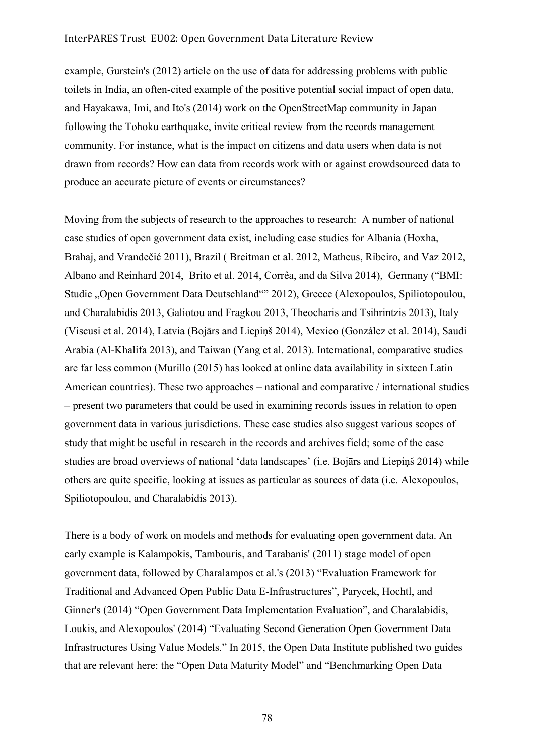example, Gurstein's (2012) article on the use of data for addressing problems with public toilets in India, an often-cited example of the positive potential social impact of open data, and Hayakawa, Imi, and Ito's (2014) work on the OpenStreetMap community in Japan following the Tohoku earthquake, invite critical review from the records management community. For instance, what is the impact on citizens and data users when data is not drawn from records? How can data from records work with or against crowdsourced data to produce an accurate picture of events or circumstances?

Moving from the subjects of research to the approaches to research: A number of national case studies of open government data exist, including case studies for Albania (Hoxha, Brahaj, and Vrandečić 2011), Brazil ( Breitman et al. 2012, Matheus, Ribeiro, and Vaz 2012, Albano and Reinhard 2014, Brito et al. 2014, Corrêa, and da Silva 2014), Germany ("BMI: Studie „Open Government Data Deutschland"" 2012), Greece (Alexopoulos, Spiliotopoulou, and Charalabidis 2013, Galiotou and Fragkou 2013, Theocharis and Tsihrintzis 2013), Italy (Viscusi et al. 2014), Latvia (Bojārs and Liepiņš 2014), Mexico (González et al. 2014), Saudi Arabia (Al-Khalifa 2013), and Taiwan (Yang et al. 2013). International, comparative studies are far less common (Murillo (2015) has looked at online data availability in sixteen Latin American countries). These two approaches – national and comparative / international studies – present two parameters that could be used in examining records issues in relation to open government data in various jurisdictions. These case studies also suggest various scopes of study that might be useful in research in the records and archives field; some of the case studies are broad overviews of national 'data landscapes' (i.e. Bojārs and Liepiņš 2014) while others are quite specific, looking at issues as particular as sources of data (i.e. Alexopoulos, Spiliotopoulou, and Charalabidis 2013).

There is a body of work on models and methods for evaluating open government data. An early example is Kalampokis, Tambouris, and Tarabanis' (2011) stage model of open government data, followed by Charalampos et al.'s (2013) "Evaluation Framework for Traditional and Advanced Open Public Data E-Infrastructures", Parycek, Hochtl, and Ginner's (2014) "Open Government Data Implementation Evaluation", and Charalabidis, Loukis, and Alexopoulos' (2014) "Evaluating Second Generation Open Government Data Infrastructures Using Value Models." In 2015, the Open Data Institute published two guides that are relevant here: the "Open Data Maturity Model" and "Benchmarking Open Data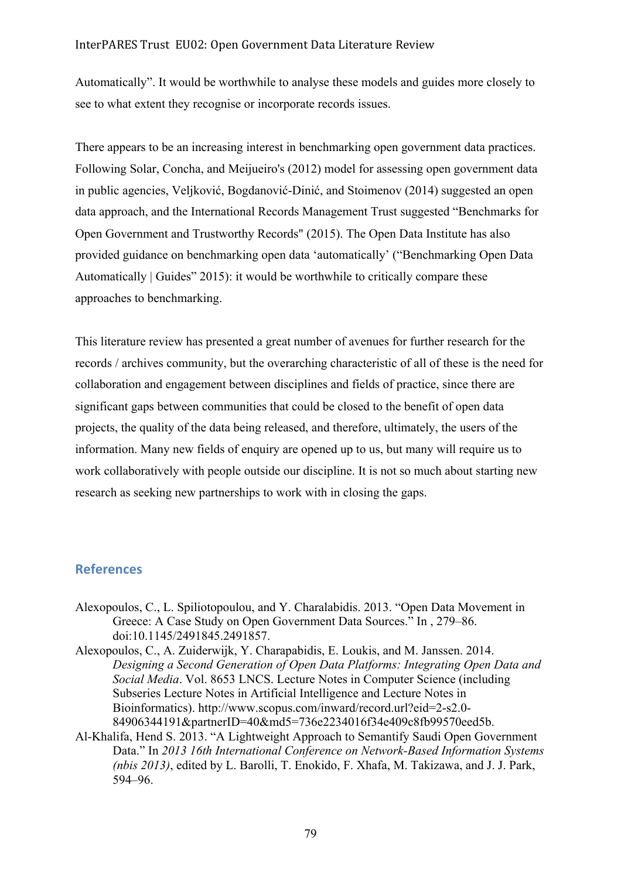Automatically". It would be worthwhile to analyse these models and guides more closely to see to what extent they recognise or incorporate records issues.

There appears to be an increasing interest in benchmarking open government data practices. Following Solar, Concha, and Meijueiro's (2012) model for assessing open government data in public agencies, Veljković, Bogdanović-Dinić, and Stoimenov (2014) suggested an open data approach, and the International Records Management Trust suggested "Benchmarks for Open Government and Trustworthy Records" (2015). The Open Data Institute has also provided guidance on benchmarking open data 'automatically' ("Benchmarking Open Data Automatically | Guides" 2015): it would be worthwhile to critically compare these approaches to benchmarking.

This literature review has presented a great number of avenues for further research for the records / archives community, but the overarching characteristic of all of these is the need for collaboration and engagement between disciplines and fields of practice, since there are significant gaps between communities that could be closed to the benefit of open data projects, the quality of the data being released, and therefore, ultimately, the users of the information. Many new fields of enquiry are opened up to us, but many will require us to work collaboratively with people outside our discipline. It is not so much about starting new research as seeking new partnerships to work with in closing the gaps.

## References

Alexopoulos, C., L. Spiliotopoulou, and Y. Charalabidis. 2013. "Open Data Movement in Greece: A Case Study on Open Government Data Sources." In , 279–86. doi:10.1145/2491845.2491857.

Alexopoulos, C., A. Zuiderwijk, Y. Charapabidis, E. Loukis, and M. Janssen. 2014. *Designing a Second Generation of Open Data Platforms: Integrating Open Data and Social Media*. Vol. 8653 LNCS. Lecture Notes in Computer Science (including Subseries Lecture Notes in Artificial Intelligence and Lecture Notes in Bioinformatics). http://www.scopus.com/inward/record.url?eid=2-s2.0-84906344191&partnerID=40&md5=736e2234016f34e409c8fb99570eed5b.

Al-Khalifa, Hend S. 2013. "A Lightweight Approach to Semantify Saudi Open Government Data." In *2013 16th International Conference on Network-Based Information Systems (nbis 2013)*, edited by L. Barolli, T. Enokido, F. Xhafa, M. Takizawa, and J. J. Park, 594–96.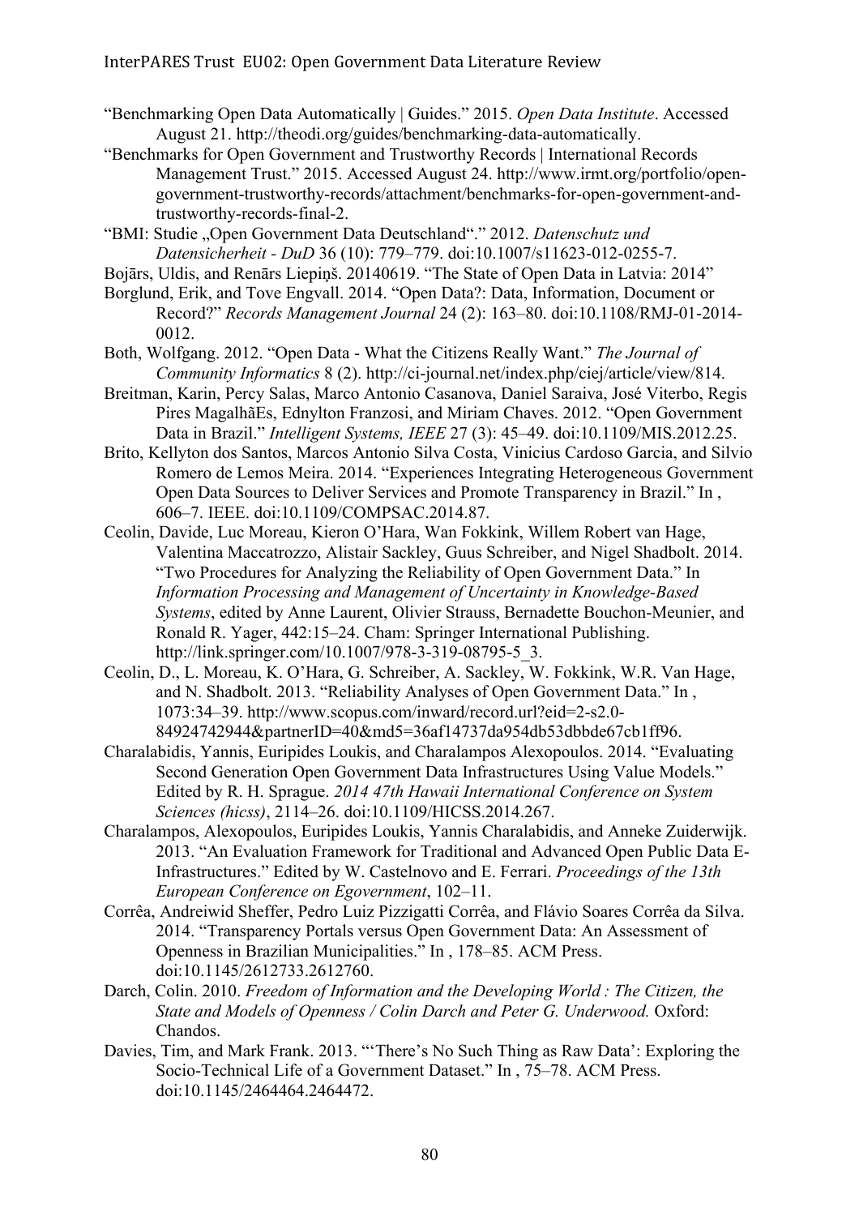"Benchmarking Open Data Automatically | Guides." 2015. *Open Data Institute*. Accessed August 21. http://theodi.org/guides/benchmarking-data-automatically.

"Benchmarks for Open Government and Trustworthy Records | International Records Management Trust." 2015. Accessed August 24. http://www.irmt.org/portfolio/open-government-trustworthy-records/attachment/benchmarks-for-open-government-and-trustworthy-records-final-2.

"BMI: Studie „Open Government Data Deutschland"." 2012. *Datenschutz und Datensicherheit - DuD* 36 (10): 779–779. doi:10.1007/s11623-012-0255-7.

Bojārs, Uldis, and Renārs Liepiņš. 20140619. "The State of Open Data in Latvia: 2014"

Borglund, Erik, and Tove Engvall. 2014. "Open Data?: Data, Information, Document or Record?" *Records Management Journal* 24 (2): 163–80. doi:10.1108/RMJ-01-2014-0012.

Both, Wolfgang. 2012. "Open Data - What the Citizens Really Want." *The Journal of Community Informatics* 8 (2). http://ci-journal.net/index.php/ciej/article/view/814.

Breitman, Karin, Percy Salas, Marco Antonio Casanova, Daniel Saraiva, José Viterbo, Regis Pires MagalhãEs, Ednylton Franzosi, and Miriam Chaves. 2012. "Open Government Data in Brazil." *Intelligent Systems, IEEE* 27 (3): 45–49. doi:10.1109/MIS.2012.25.

Brito, Kellyton dos Santos, Marcos Antonio Silva Costa, Vinicius Cardoso Garcia, and Silvio Romero de Lemos Meira. 2014. "Experiences Integrating Heterogeneous Government Open Data Sources to Deliver Services and Promote Transparency in Brazil." In , 606–7. IEEE. doi:10.1109/COMPSAC.2014.87.

Ceolin, Davide, Luc Moreau, Kieron O'Hara, Wan Fokkink, Willem Robert van Hage, Valentina Maccatrozzo, Alistair Sackley, Guus Schreiber, and Nigel Shadbolt. 2014. "Two Procedures for Analyzing the Reliability of Open Government Data." In *Information Processing and Management of Uncertainty in Knowledge-Based Systems*, edited by Anne Laurent, Olivier Strauss, Bernadette Bouchon-Meunier, and Ronald R. Yager, 442:15–24. Cham: Springer International Publishing. http://link.springer.com/10.1007/978-3-319-08795-5_3.

Ceolin, D., L. Moreau, K. O'Hara, G. Schreiber, A. Sackley, W. Fokkink, W.R. Van Hage, and N. Shadbolt. 2013. "Reliability Analyses of Open Government Data." In , 1073:34–39. http://www.scopus.com/inward/record.url?eid=2-s2.0-84924742944&partnerID=40&md5=36af14737da954db53dbbde67cb1ff96.

Charalabidis, Yannis, Euripides Loukis, and Charalampos Alexopoulos. 2014. "Evaluating Second Generation Open Government Data Infrastructures Using Value Models." Edited by R. H. Sprague. *2014 47th Hawaii International Conference on System Sciences (hicss)*, 2114–26. doi:10.1109/HICSS.2014.267.

Charalampos, Alexopoulos, Euripides Loukis, Yannis Charalabidis, and Anneke Zuiderwijk. 2013. "An Evaluation Framework for Traditional and Advanced Open Public Data E-Infrastructures." Edited by W. Castelnovo and E. Ferrari. *Proceedings of the 13th European Conference on Egovernment*, 102–11.

Corrêa, Andreiwid Sheffer, Pedro Luiz Pizzigatti Corrêa, and Flávio Soares Corrêa da Silva. 2014. "Transparency Portals versus Open Government Data: An Assessment of Openness in Brazilian Municipalities." In , 178–85. ACM Press. doi:10.1145/2612733.2612760.

Darch, Colin. 2010. *Freedom of Information and the Developing World : The Citizen, the State and Models of Openness / Colin Darch and Peter G. Underwood.* Oxford: Chandos.

Davies, Tim, and Mark Frank. 2013. "'There's No Such Thing as Raw Data': Exploring the Socio-Technical Life of a Government Dataset." In , 75–78. ACM Press. doi:10.1145/2464464.2464472.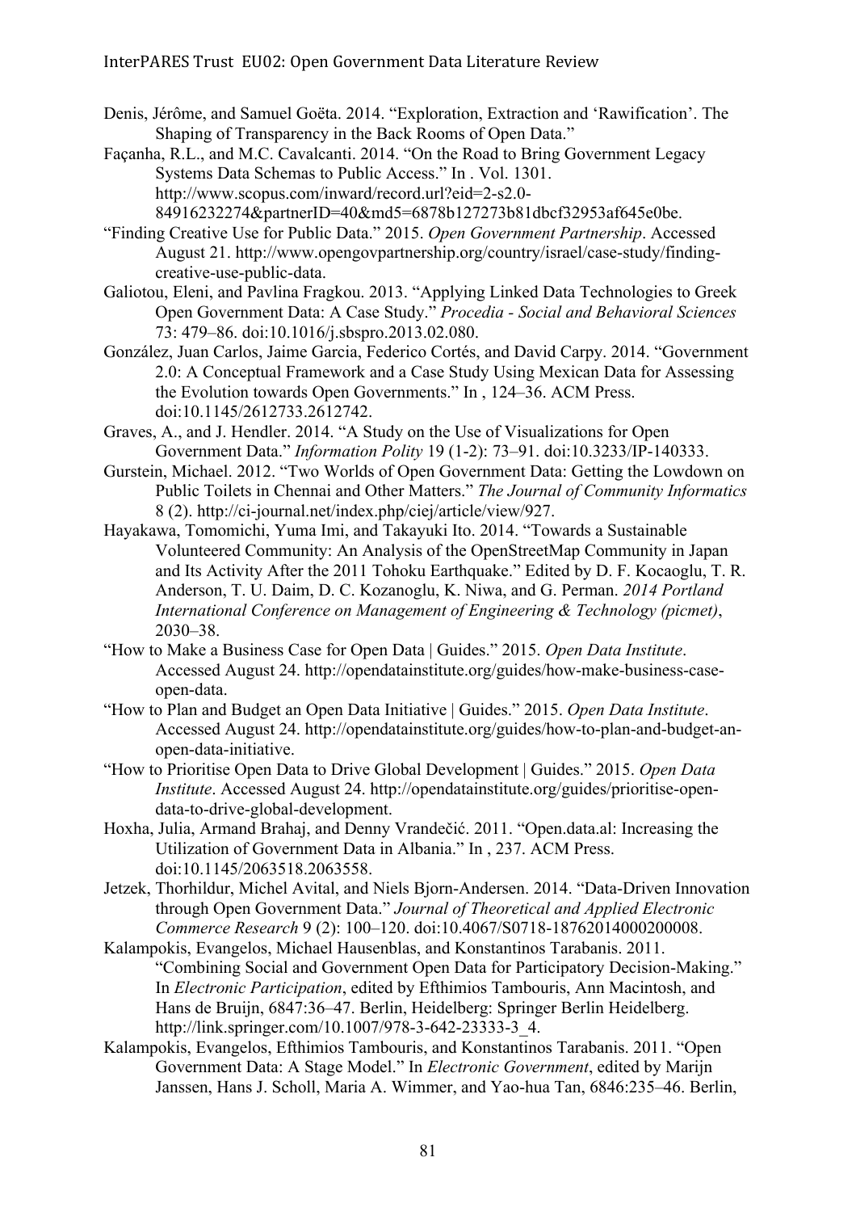Denis, Jérôme, and Samuel Goëta. 2014. "Exploration, Extraction and 'Rawification'. The Shaping of Transparency in the Back Rooms of Open Data."

Façanha, R.L., and M.C. Cavalcanti. 2014. "On the Road to Bring Government Legacy Systems Data Schemas to Public Access." In . Vol. 1301. http://www.scopus.com/inward/record.url?eid=2-s2.0-84916232274&partnerID=40&md5=6878b127273b81dbcf32953af645e0be.

"Finding Creative Use for Public Data." 2015. *Open Government Partnership*. Accessed August 21. http://www.opengovpartnership.org/country/israel/case-study/finding-creative-use-public-data.

Galiotou, Eleni, and Pavlina Fragkou. 2013. "Applying Linked Data Technologies to Greek Open Government Data: A Case Study." *Procedia - Social and Behavioral Sciences* 73: 479–86. doi:10.1016/j.sbspro.2013.02.080.

González, Juan Carlos, Jaime Garcia, Federico Cortés, and David Carpy. 2014. "Government 2.0: A Conceptual Framework and a Case Study Using Mexican Data for Assessing the Evolution towards Open Governments." In , 124–36. ACM Press. doi:10.1145/2612733.2612742.

Graves, A., and J. Hendler. 2014. "A Study on the Use of Visualizations for Open Government Data." *Information Polity* 19 (1-2): 73–91. doi:10.3233/IP-140333.

Gurstein, Michael. 2012. "Two Worlds of Open Government Data: Getting the Lowdown on Public Toilets in Chennai and Other Matters." *The Journal of Community Informatics* 8 (2). http://ci-journal.net/index.php/ciej/article/view/927.

Hayakawa, Tomomichi, Yuma Imi, and Takayuki Ito. 2014. "Towards a Sustainable Volunteered Community: An Analysis of the OpenStreetMap Community in Japan and Its Activity After the 2011 Tohoku Earthquake." Edited by D. F. Kocaoglu, T. R. Anderson, T. U. Daim, D. C. Kozanoglu, K. Niwa, and G. Perman. *2014 Portland International Conference on Management of Engineering & Technology (picmet)*, 2030–38.

"How to Make a Business Case for Open Data | Guides." 2015. *Open Data Institute*. Accessed August 24. http://opendatainstitute.org/guides/how-make-business-case-open-data.

"How to Plan and Budget an Open Data Initiative | Guides." 2015. *Open Data Institute*. Accessed August 24. http://opendatainstitute.org/guides/how-to-plan-and-budget-an-open-data-initiative.

"How to Prioritise Open Data to Drive Global Development | Guides." 2015. *Open Data Institute*. Accessed August 24. http://opendatainstitute.org/guides/prioritise-open-data-to-drive-global-development.

Hoxha, Julia, Armand Brahaj, and Denny Vrandečić. 2011. "Open.data.al: Increasing the Utilization of Government Data in Albania." In , 237. ACM Press. doi:10.1145/2063518.2063558.

Jetzek, Thorhildur, Michel Avital, and Niels Bjorn-Andersen. 2014. "Data-Driven Innovation through Open Government Data." *Journal of Theoretical and Applied Electronic Commerce Research* 9 (2): 100–120. doi:10.4067/S0718-18762014000200008.

Kalampokis, Evangelos, Michael Hausenblas, and Konstantinos Tarabanis. 2011. "Combining Social and Government Open Data for Participatory Decision-Making." In *Electronic Participation*, edited by Efthimios Tambouris, Ann Macintosh, and Hans de Bruijn, 6847:36–47. Berlin, Heidelberg: Springer Berlin Heidelberg. http://link.springer.com/10.1007/978-3-642-23333-3_4.

Kalampokis, Evangelos, Efthimios Tambouris, and Konstantinos Tarabanis. 2011. "Open Government Data: A Stage Model." In *Electronic Government*, edited by Marijn Janssen, Hans J. Scholl, Maria A. Wimmer, and Yao-hua Tan, 6846:235–46. Berlin,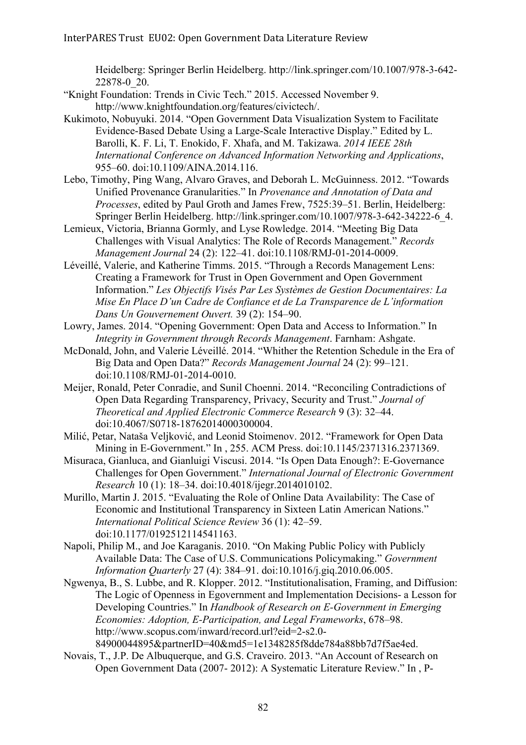Heidelberg: Springer Berlin Heidelberg. http://link.springer.com/10.1007/978-3-642-22878-0_20.

"Knight Foundation: Trends in Civic Tech." 2015. Accessed November 9. http://www.knightfoundation.org/features/civictech/.

Kukimoto, Nobuyuki. 2014. "Open Government Data Visualization System to Facilitate Evidence-Based Debate Using a Large-Scale Interactive Display." Edited by L. Barolli, K. F. Li, T. Enokido, F. Xhafa, and M. Takizawa. *2014 IEEE 28th International Conference on Advanced Information Networking and Applications*, 955–60. doi:10.1109/AINA.2014.116.

Lebo, Timothy, Ping Wang, Alvaro Graves, and Deborah L. McGuinness. 2012. "Towards Unified Provenance Granularities." In *Provenance and Annotation of Data and Processes*, edited by Paul Groth and James Frew, 7525:39–51. Berlin, Heidelberg: Springer Berlin Heidelberg. http://link.springer.com/10.1007/978-3-642-34222-6_4.

Lemieux, Victoria, Brianna Gormly, and Lyse Rowledge. 2014. "Meeting Big Data Challenges with Visual Analytics: The Role of Records Management." *Records Management Journal* 24 (2): 122–41. doi:10.1108/RMJ-01-2014-0009.

Léveillé, Valerie, and Katherine Timms. 2015. "Through a Records Management Lens: Creating a Framework for Trust in Open Government and Open Government Information." *Les Objectifs Visés Par Les Systèmes de Gestion Documentaires: La Mise En Place D'un Cadre de Confiance et de La Transparence de L'information Dans Un Gouvernement Ouvert.* 39 (2): 154–90.

Lowry, James. 2014. "Opening Government: Open Data and Access to Information." In *Integrity in Government through Records Management*. Farnham: Ashgate.

McDonald, John, and Valerie Léveillé. 2014. "Whither the Retention Schedule in the Era of Big Data and Open Data?" *Records Management Journal* 24 (2): 99–121. doi:10.1108/RMJ-01-2014-0010.

Meijer, Ronald, Peter Conradie, and Sunil Choenni. 2014. "Reconciling Contradictions of Open Data Regarding Transparency, Privacy, Security and Trust." *Journal of Theoretical and Applied Electronic Commerce Research* 9 (3): 32–44. doi:10.4067/S0718-18762014000300004.

Milić, Petar, Nataša Veljković, and Leonid Stoimenov. 2012. "Framework for Open Data Mining in E-Government." In , 255. ACM Press. doi:10.1145/2371316.2371369.

Misuraca, Gianluca, and Gianluigi Viscusi. 2014. "Is Open Data Enough?: E-Governance Challenges for Open Government." *International Journal of Electronic Government Research* 10 (1): 18–34. doi:10.4018/ijegr.2014010102.

Murillo, Martin J. 2015. "Evaluating the Role of Online Data Availability: The Case of Economic and Institutional Transparency in Sixteen Latin American Nations." *International Political Science Review* 36 (1): 42–59. doi:10.1177/0192512114541163.

Napoli, Philip M., and Joe Karaganis. 2010. "On Making Public Policy with Publicly Available Data: The Case of U.S. Communications Policymaking." *Government Information Quarterly* 27 (4): 384–91. doi:10.1016/j.giq.2010.06.005.

Ngwenya, B., S. Lubbe, and R. Klopper. 2012. "Institutionalisation, Framing, and Diffusion: The Logic of Openness in Egovernment and Implementation Decisions- a Lesson for Developing Countries." In *Handbook of Research on E-Government in Emerging Economies: Adoption, E-Participation, and Legal Frameworks*, 678–98. http://www.scopus.com/inward/record.url?eid=2-s2.0-84900044895&partnerID=40&md5=1e1348285f8dde784a88bb7d7f5ae4ed.

Novais, T., J.P. De Albuquerque, and G.S. Craveiro. 2013. "An Account of Research on Open Government Data (2007- 2012): A Systematic Literature Review." In , P-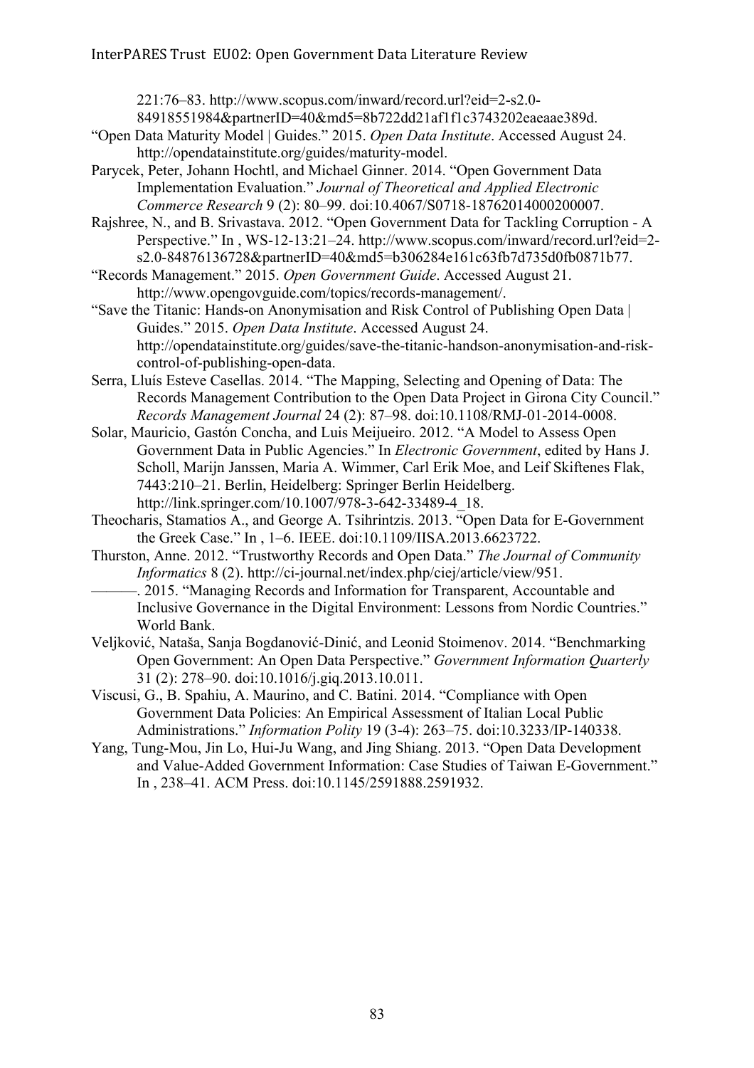221:76–83. http://www.scopus.com/inward/record.url?eid=2-s2.0-84918551984&partnerID=40&md5=8b722dd21af1f1c3743202eaeaae389d.

"Open Data Maturity Model | Guides." 2015. *Open Data Institute*. Accessed August 24. http://opendatainstitute.org/guides/maturity-model.

Parycek, Peter, Johann Hochtl, and Michael Ginner. 2014. "Open Government Data Implementation Evaluation." *Journal of Theoretical and Applied Electronic Commerce Research* 9 (2): 80–99. doi:10.4067/S0718-18762014000200007.

Rajshree, N., and B. Srivastava. 2012. "Open Government Data for Tackling Corruption - A Perspective." In , WS-12-13:21–24. http://www.scopus.com/inward/record.url?eid=2-s2.0-84876136728&partnerID=40&md5=b306284e161c63fb7d735d0fb0871b77.

"Records Management." 2015. *Open Government Guide*. Accessed August 21. http://www.opengovguide.com/topics/records-management/.

"Save the Titanic: Hands-on Anonymisation and Risk Control of Publishing Open Data | Guides." 2015. *Open Data Institute*. Accessed August 24. http://opendatainstitute.org/guides/save-the-titanic-handson-anonymisation-and-risk-control-of-publishing-open-data.

Serra, Lluís Esteve Casellas. 2014. "The Mapping, Selecting and Opening of Data: The Records Management Contribution to the Open Data Project in Girona City Council." *Records Management Journal* 24 (2): 87–98. doi:10.1108/RMJ-01-2014-0008.

Solar, Mauricio, Gastón Concha, and Luis Meijueiro. 2012. "A Model to Assess Open Government Data in Public Agencies." In *Electronic Government*, edited by Hans J. Scholl, Marijn Janssen, Maria A. Wimmer, Carl Erik Moe, and Leif Skiftenes Flak, 7443:210–21. Berlin, Heidelberg: Springer Berlin Heidelberg. http://link.springer.com/10.1007/978-3-642-33489-4_18.

Theocharis, Stamatios A., and George A. Tsihrintzis. 2013. "Open Data for E-Government the Greek Case." In , 1–6. IEEE. doi:10.1109/IISA.2013.6623722.

Thurston, Anne. 2012. "Trustworthy Records and Open Data." *The Journal of Community Informatics* 8 (2). http://ci-journal.net/index.php/ciej/article/view/951.

———. 2015. "Managing Records and Information for Transparent, Accountable and Inclusive Governance in the Digital Environment: Lessons from Nordic Countries." World Bank.

Veljković, Nataša, Sanja Bogdanović-Dinić, and Leonid Stoimenov. 2014. "Benchmarking Open Government: An Open Data Perspective." *Government Information Quarterly* 31 (2): 278–90. doi:10.1016/j.giq.2013.10.011.

Viscusi, G., B. Spahiu, A. Maurino, and C. Batini. 2014. "Compliance with Open Government Data Policies: An Empirical Assessment of Italian Local Public Administrations." *Information Polity* 19 (3-4): 263–75. doi:10.3233/IP-140338.

Yang, Tung-Mou, Jin Lo, Hui-Ju Wang, and Jing Shiang. 2013. "Open Data Development and Value-Added Government Information: Case Studies of Taiwan E-Government." In , 238–41. ACM Press. doi:10.1145/2591888.2591932.